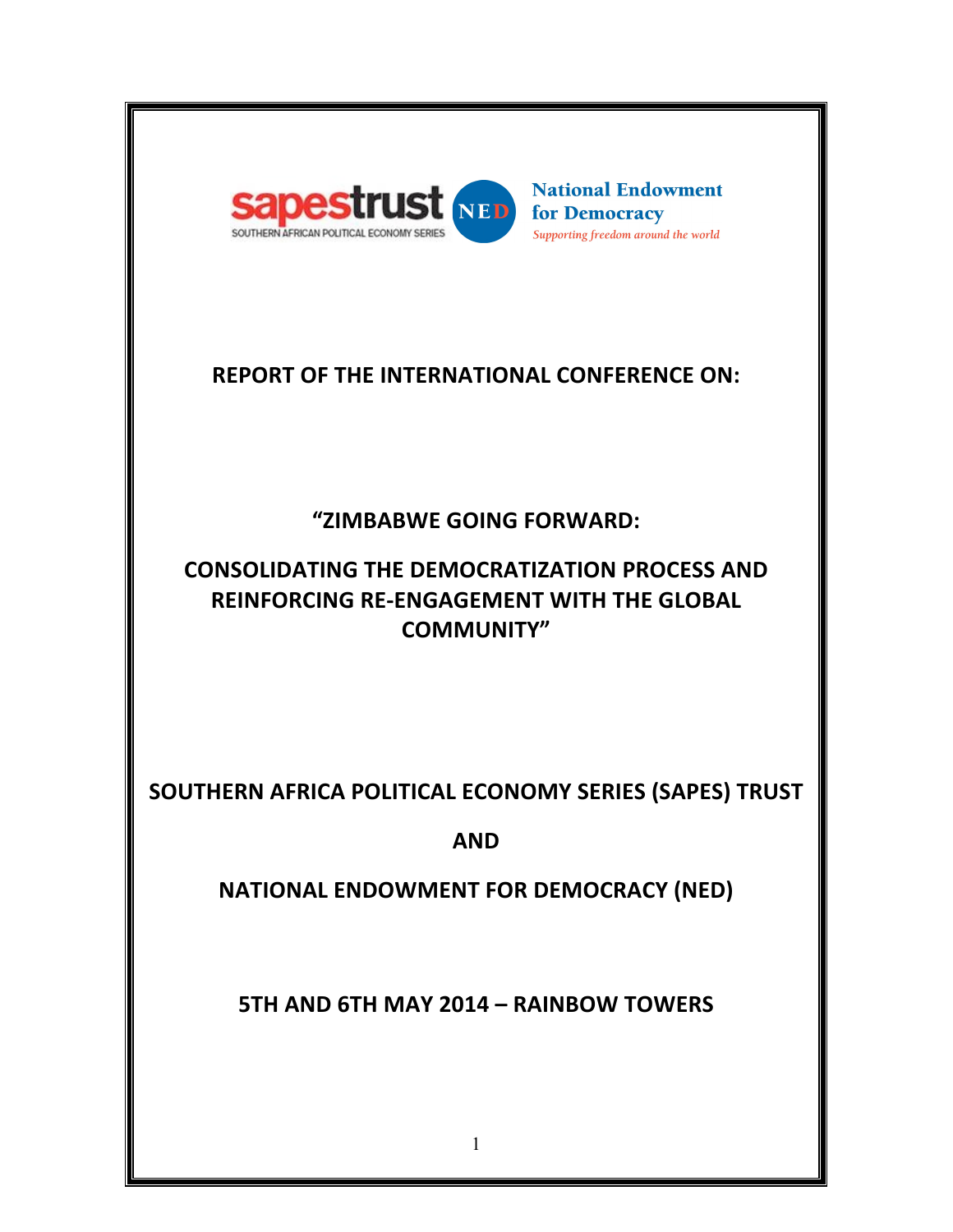sapestrust
SOUTHERN AFRICAN POLITICAL ECONOMY SERIES

NED National Endowment for Democracy
*Supporting freedom around the world*

# REPORT OF THE INTERNATIONAL CONFERENCE ON:

# "ZIMBABWE GOING FORWARD:

# CONSOLIDATING THE DEMOCRATIZATION PROCESS AND REINFORCING RE-ENGAGEMENT WITH THE GLOBAL COMMUNITY"

**SOUTHERN AFRICA POLITICAL ECONOMY SERIES (SAPES) TRUST**

**AND**

**NATIONAL ENDOWMENT FOR DEMOCRACY (NED)**

**5TH AND 6TH MAY 2014 – RAINBOW TOWERS**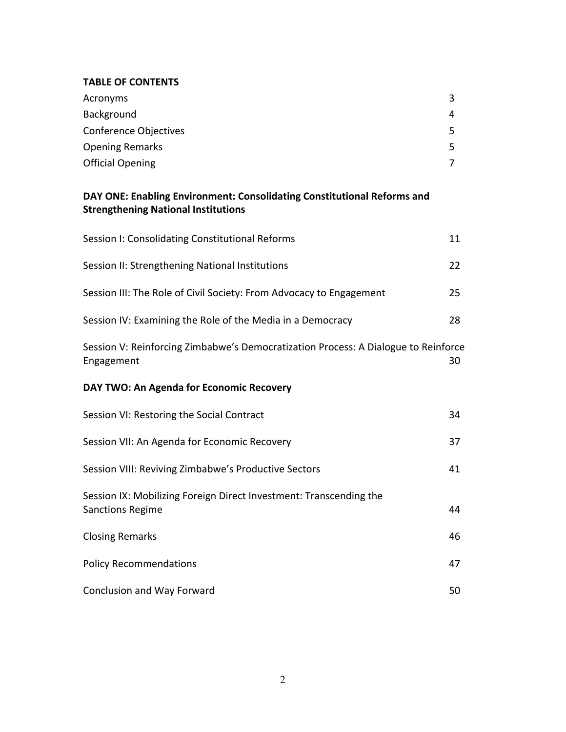## TABLE OF CONTENTS

| | |
|---|---|
| Acronyms | 3 |
| Background | 4 |
| Conference Objectives | 5 |
| Opening Remarks | 5 |
| Official Opening | 7 |

**DAY ONE: Enabling Environment: Consolidating Constitutional Reforms and Strengthening National Institutions**

| | |
|---|---|
| Session I: Consolidating Constitutional Reforms | 11 |
| Session II: Strengthening National Institutions | 22 |
| Session III: The Role of Civil Society: From Advocacy to Engagement | 25 |
| Session IV: Examining the Role of the Media in a Democracy | 28 |
| Session V: Reinforcing Zimbabwe's Democratization Process: A Dialogue to Reinforce Engagement | 30 |

**DAY TWO: An Agenda for Economic Recovery**

| | |
|---|---|
| Session VI: Restoring the Social Contract | 34 |
| Session VII: An Agenda for Economic Recovery | 37 |
| Session VIII: Reviving Zimbabwe's Productive Sectors | 41 |
| Session IX: Mobilizing Foreign Direct Investment: Transcending the Sanctions Regime | 44 |
| Closing Remarks | 46 |
| Policy Recommendations | 47 |
| Conclusion and Way Forward | 50 |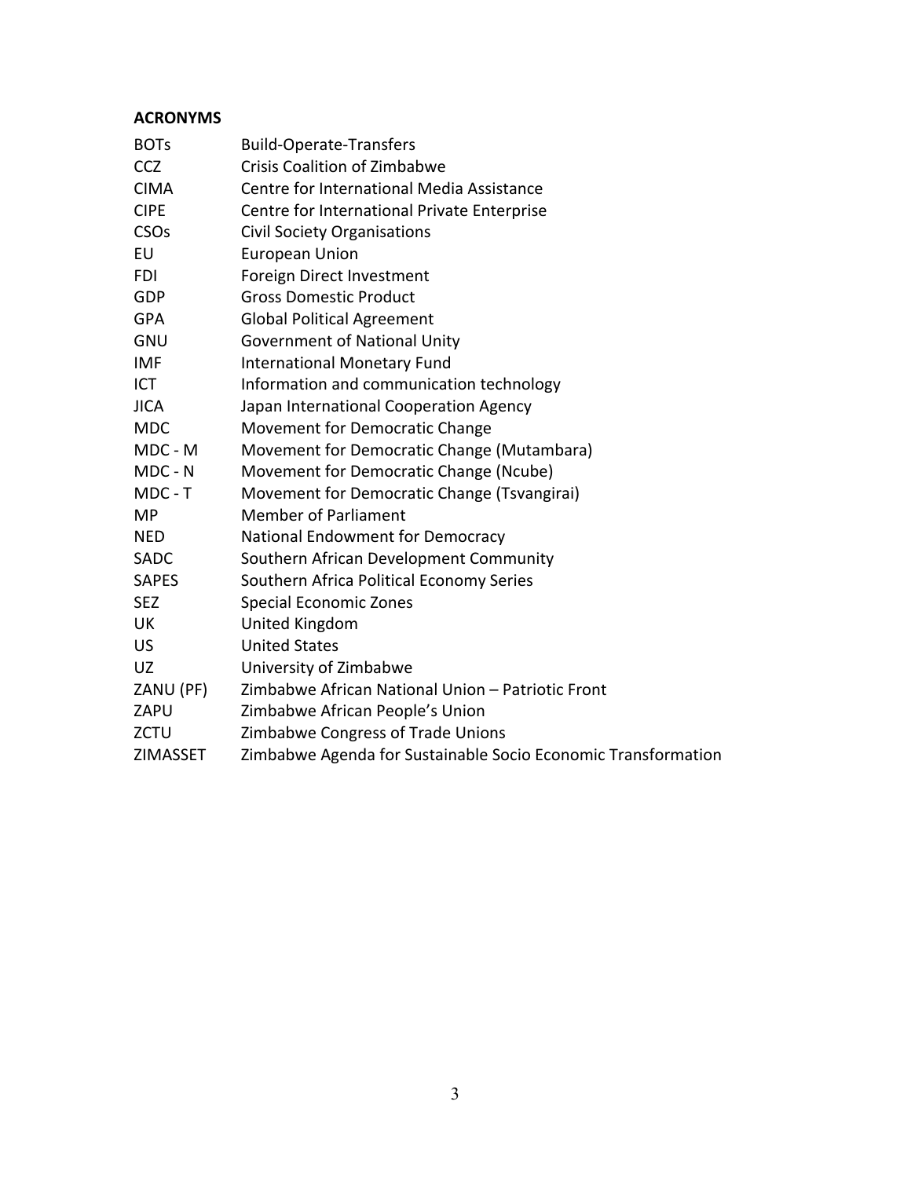**ACRONYMS**

| | |
|---|---|
| BOTs | Build-Operate-Transfers |
| CCZ | Crisis Coalition of Zimbabwe |
| CIMA | Centre for International Media Assistance |
| CIPE | Centre for International Private Enterprise |
| CSOs | Civil Society Organisations |
| EU | European Union |
| FDI | Foreign Direct Investment |
| GDP | Gross Domestic Product |
| GPA | Global Political Agreement |
| GNU | Government of National Unity |
| IMF | International Monetary Fund |
| ICT | Information and communication technology |
| JICA | Japan International Cooperation Agency |
| MDC | Movement for Democratic Change |
| MDC - M | Movement for Democratic Change (Mutambara) |
| MDC - N | Movement for Democratic Change (Ncube) |
| MDC - T | Movement for Democratic Change (Tsvangirai) |
| MP | Member of Parliament |
| NED | National Endowment for Democracy |
| SADC | Southern African Development Community |
| SAPES | Southern Africa Political Economy Series |
| SEZ | Special Economic Zones |
| UK | United Kingdom |
| US | United States |
| UZ | University of Zimbabwe |
| ZANU (PF) | Zimbabwe African National Union – Patriotic Front |
| ZAPU | Zimbabwe African People's Union |
| ZCTU | Zimbabwe Congress of Trade Unions |
| ZIMASSET | Zimbabwe Agenda for Sustainable Socio Economic Transformation |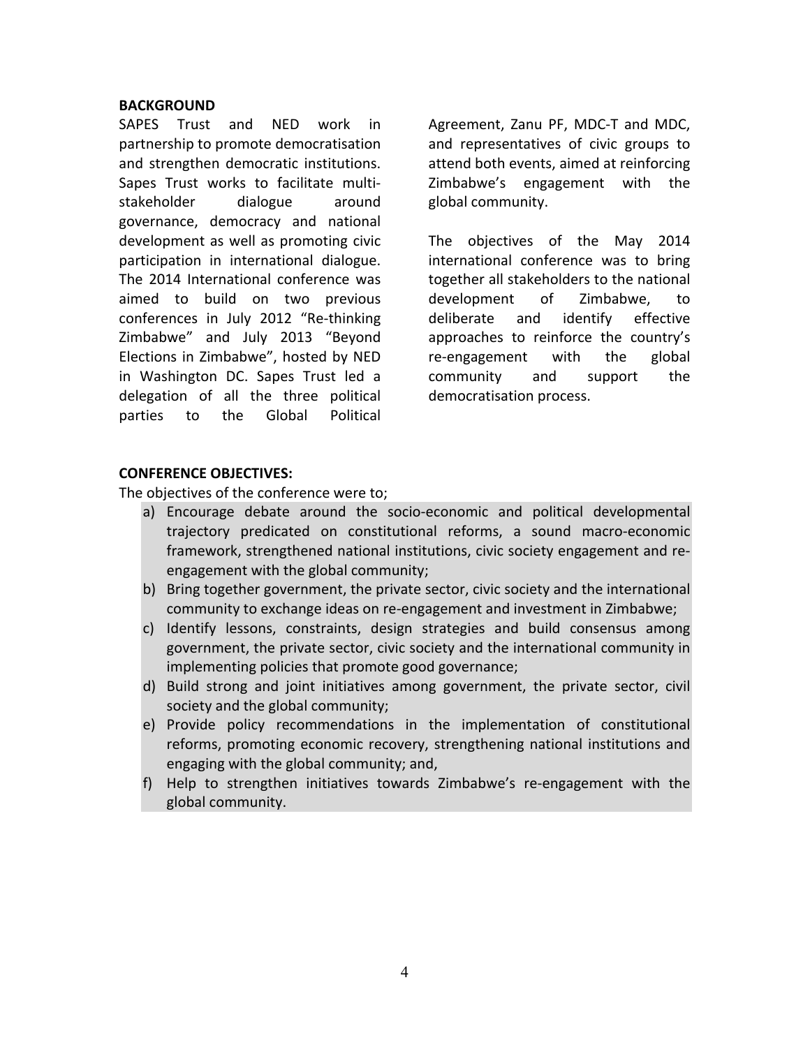**BACKGROUND**

SAPES Trust and NED work in partnership to promote democratisation and strengthen democratic institutions. Sapes Trust works to facilitate multi-stakeholder dialogue around governance, democracy and national development as well as promoting civic participation in international dialogue. The 2014 International conference was aimed to build on two previous conferences in July 2012 "Re-thinking Zimbabwe" and July 2013 "Beyond Elections in Zimbabwe", hosted by NED in Washington DC. Sapes Trust led a delegation of all the three political parties to the Global Political Agreement, Zanu PF, MDC-T and MDC, and representatives of civic groups to attend both events, aimed at reinforcing Zimbabwe's engagement with the global community.

The objectives of the May 2014 international conference was to bring together all stakeholders to the national development of Zimbabwe, to deliberate and identify effective approaches to reinforce the country's re-engagement with the global community and support the democratisation process.

**CONFERENCE OBJECTIVES:**

The objectives of the conference were to;

a) Encourage debate around the socio-economic and political developmental trajectory predicated on constitutional reforms, a sound macro-economic framework, strengthened national institutions, civic society engagement and re-engagement with the global community;
b) Bring together government, the private sector, civic society and the international community to exchange ideas on re-engagement and investment in Zimbabwe;
c) Identify lessons, constraints, design strategies and build consensus among government, the private sector, civic society and the international community in implementing policies that promote good governance;
d) Build strong and joint initiatives among government, the private sector, civil society and the global community;
e) Provide policy recommendations in the implementation of constitutional reforms, promoting economic recovery, strengthening national institutions and engaging with the global community; and,
f) Help to strengthen initiatives towards Zimbabwe's re-engagement with the global community.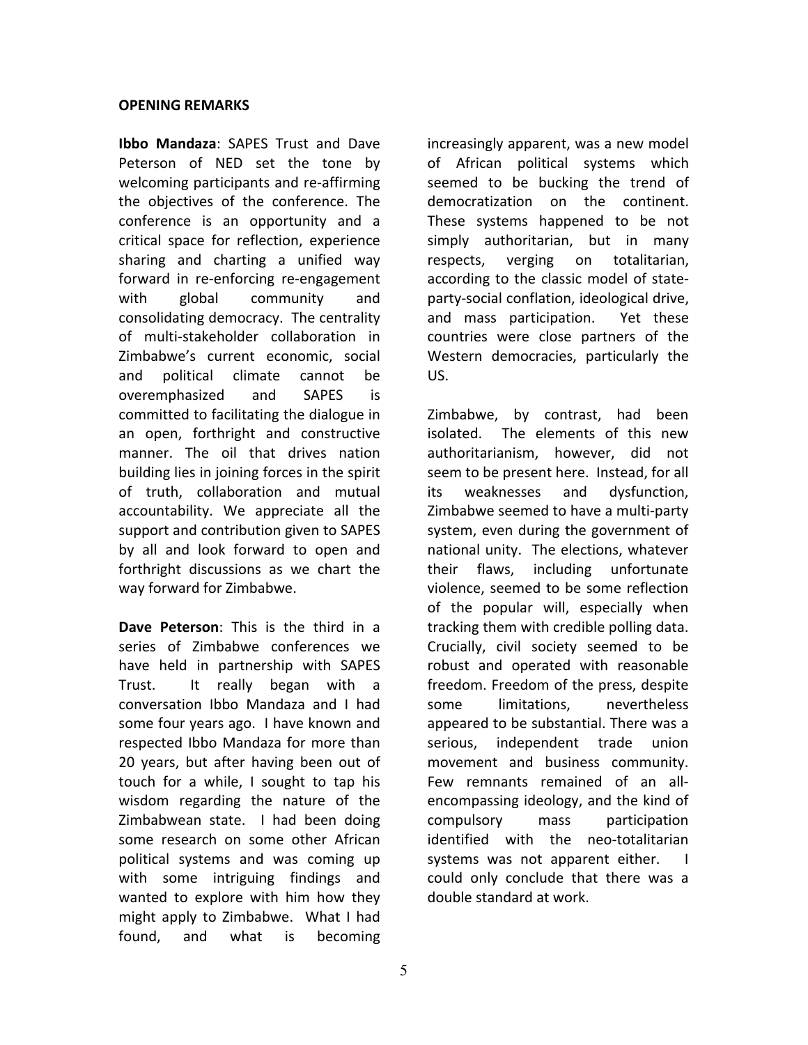**OPENING REMARKS**

**Ibbo Mandaza**: SAPES Trust and Dave Peterson of NED set the tone by welcoming participants and re-affirming the objectives of the conference. The conference is an opportunity and a critical space for reflection, experience sharing and charting a unified way forward in re-enforcing re-engagement with global community and consolidating democracy. The centrality of multi-stakeholder collaboration in Zimbabwe's current economic, social and political climate cannot be overemphasized and SAPES is committed to facilitating the dialogue in an open, forthright and constructive manner. The oil that drives nation building lies in joining forces in the spirit of truth, collaboration and mutual accountability. We appreciate all the support and contribution given to SAPES by all and look forward to open and forthright discussions as we chart the way forward for Zimbabwe.

**Dave Peterson**: This is the third in a series of Zimbabwe conferences we have held in partnership with SAPES Trust. It really began with a conversation Ibbo Mandaza and I had some four years ago. I have known and respected Ibbo Mandaza for more than 20 years, but after having been out of touch for a while, I sought to tap his wisdom regarding the nature of the Zimbabwean state. I had been doing some research on some other African political systems and was coming up with some intriguing findings and wanted to explore with him how they might apply to Zimbabwe. What I had found, and what is becoming increasingly apparent, was a new model of African political systems which seemed to be bucking the trend of democratization on the continent. These systems happened to be not simply authoritarian, but in many respects, verging on totalitarian, according to the classic model of state-party-social conflation, ideological drive, and mass participation. Yet these countries were close partners of the Western democracies, particularly the US.

Zimbabwe, by contrast, had been isolated. The elements of this new authoritarianism, however, did not seem to be present here. Instead, for all its weaknesses and dysfunction, Zimbabwe seemed to have a multi-party system, even during the government of national unity. The elections, whatever their flaws, including unfortunate violence, seemed to be some reflection of the popular will, especially when tracking them with credible polling data. Crucially, civil society seemed to be robust and operated with reasonable freedom. Freedom of the press, despite some limitations, nevertheless appeared to be substantial. There was a serious, independent trade union movement and business community. Few remnants remained of an all-encompassing ideology, and the kind of compulsory mass participation identified with the neo-totalitarian systems was not apparent either. I could only conclude that there was a double standard at work.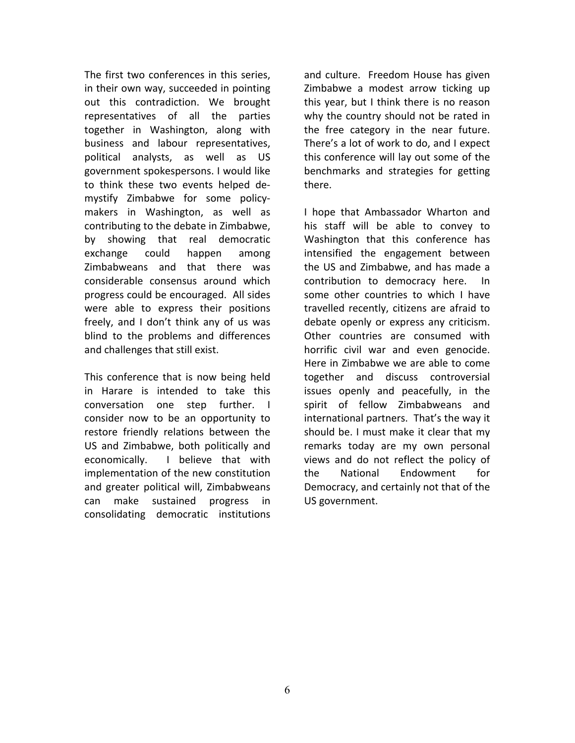The first two conferences in this series, in their own way, succeeded in pointing out this contradiction. We brought representatives of all the parties together in Washington, along with business and labour representatives, political analysts, as well as US government spokespersons. I would like to think these two events helped de-mystify Zimbabwe for some policy-makers in Washington, as well as contributing to the debate in Zimbabwe, by showing that real democratic exchange could happen among Zimbabweans and that there was considerable consensus around which progress could be encouraged. All sides were able to express their positions freely, and I don't think any of us was blind to the problems and differences and challenges that still exist.

This conference that is now being held in Harare is intended to take this conversation one step further. I consider now to be an opportunity to restore friendly relations between the US and Zimbabwe, both politically and economically. I believe that with implementation of the new constitution and greater political will, Zimbabweans can make sustained progress in consolidating democratic institutions and culture. Freedom House has given Zimbabwe a modest arrow ticking up this year, but I think there is no reason why the country should not be rated in the free category in the near future. There's a lot of work to do, and I expect this conference will lay out some of the benchmarks and strategies for getting there.

I hope that Ambassador Wharton and his staff will be able to convey to Washington that this conference has intensified the engagement between the US and Zimbabwe, and has made a contribution to democracy here. In some other countries to which I have travelled recently, citizens are afraid to debate openly or express any criticism. Other countries are consumed with horrific civil war and even genocide. Here in Zimbabwe we are able to come together and discuss controversial issues openly and peacefully, in the spirit of fellow Zimbabweans and international partners. That's the way it should be. I must make it clear that my remarks today are my own personal views and do not reflect the policy of the National Endowment for Democracy, and certainly not that of the US government.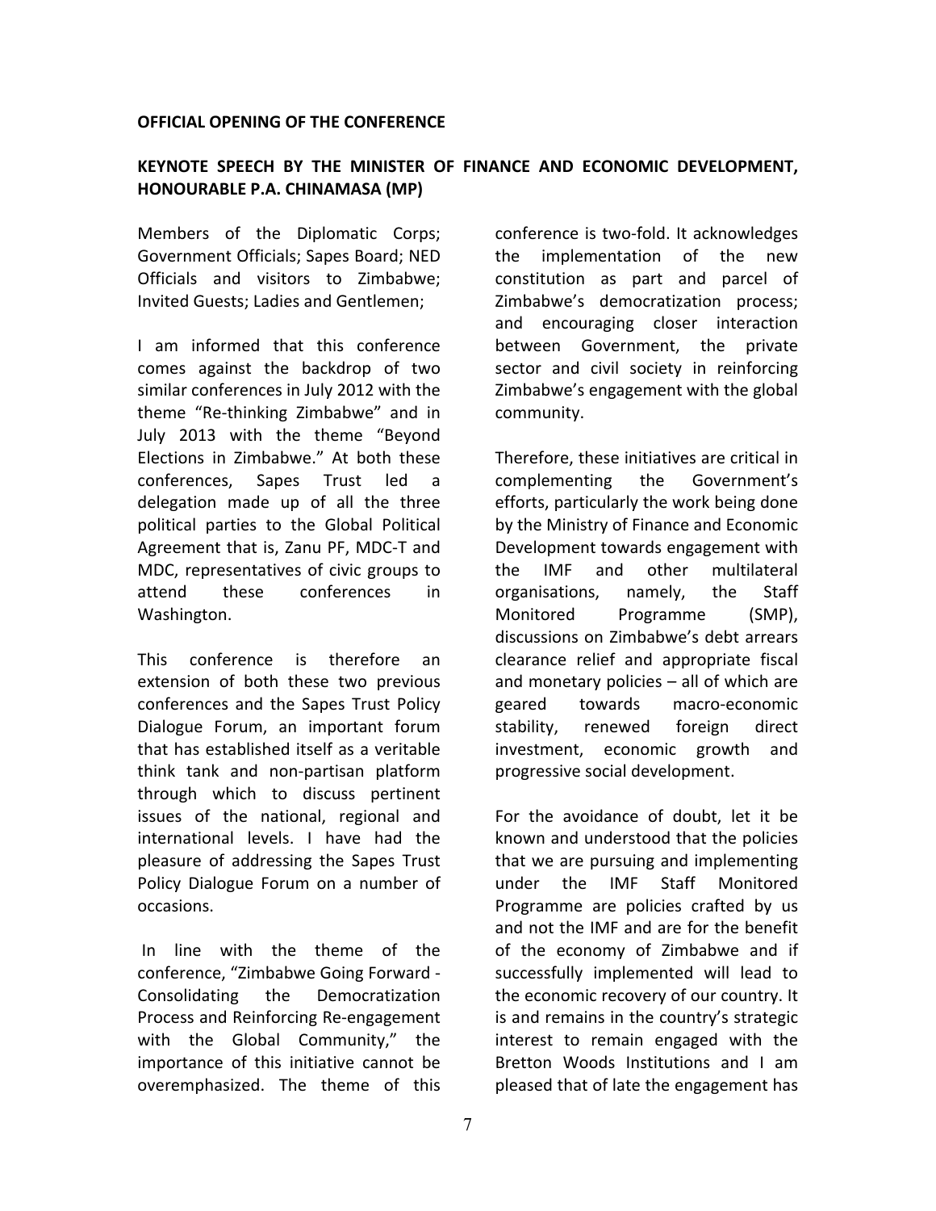**OFFICIAL OPENING OF THE CONFERENCE**

**KEYNOTE SPEECH BY THE MINISTER OF FINANCE AND ECONOMIC DEVELOPMENT, HONOURABLE P.A. CHINAMASA (MP)**

Members of the Diplomatic Corps; Government Officials; Sapes Board; NED Officials and visitors to Zimbabwe; Invited Guests; Ladies and Gentlemen;

I am informed that this conference comes against the backdrop of two similar conferences in July 2012 with the theme "Re-thinking Zimbabwe" and in July 2013 with the theme "Beyond Elections in Zimbabwe." At both these conferences, Sapes Trust led a delegation made up of all the three political parties to the Global Political Agreement that is, Zanu PF, MDC-T and MDC, representatives of civic groups to attend these conferences in Washington.

This conference is therefore an extension of both these two previous conferences and the Sapes Trust Policy Dialogue Forum, an important forum that has established itself as a veritable think tank and non-partisan platform through which to discuss pertinent issues of the national, regional and international levels. I have had the pleasure of addressing the Sapes Trust Policy Dialogue Forum on a number of occasions.

In line with the theme of the conference, "Zimbabwe Going Forward - Consolidating the Democratization Process and Reinforcing Re-engagement with the Global Community," the importance of this initiative cannot be overemphasized. The theme of this conference is two-fold. It acknowledges the implementation of the new constitution as part and parcel of Zimbabwe's democratization process; and encouraging closer interaction between Government, the private sector and civil society in reinforcing Zimbabwe's engagement with the global community.

Therefore, these initiatives are critical in complementing the Government's efforts, particularly the work being done by the Ministry of Finance and Economic Development towards engagement with the IMF and other multilateral organisations, namely, the Staff Monitored Programme (SMP), discussions on Zimbabwe's debt arrears clearance relief and appropriate fiscal and monetary policies – all of which are geared towards macro-economic stability, renewed foreign direct investment, economic growth and progressive social development.

For the avoidance of doubt, let it be known and understood that the policies that we are pursuing and implementing under the IMF Staff Monitored Programme are policies crafted by us and not the IMF and are for the benefit of the economy of Zimbabwe and if successfully implemented will lead to the economic recovery of our country. It is and remains in the country's strategic interest to remain engaged with the Bretton Woods Institutions and I am pleased that of late the engagement has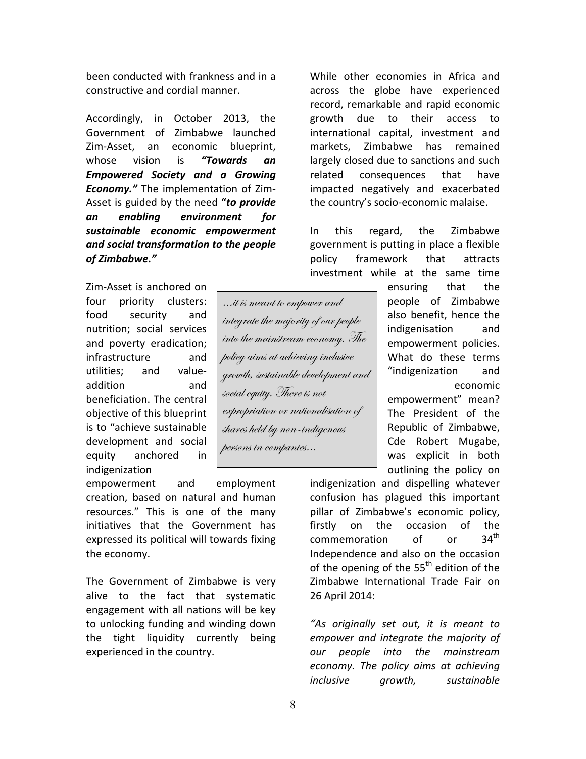been conducted with frankness and in a constructive and cordial manner.

Accordingly, in October 2013, the Government of Zimbabwe launched Zim-Asset, an economic blueprint, whose vision is ***"Towards an Empowered Society and a Growing Economy."*** The implementation of Zim-Asset is guided by the need **"*to provide an enabling environment for sustainable economic empowerment and social transformation to the people of Zimbabwe."***

Zim-Asset is anchored on four priority clusters: food security and nutrition; social services and poverty eradication; infrastructure and utilities; and value-addition and beneficiation. The central objective of this blueprint is to "achieve sustainable development and social equity anchored in indigenization empowerment and employment creation, based on natural and human resources." This is one of the many initiatives that the Government has expressed its political will towards fixing the economy.

> *…it is meant to empower and integrate the majority of our people into the mainstream economy. The policy aims at achieving inclusive growth, sustainable development and social equity. There is not expropriation or nationalisation of shares held by non-indigenous persons in companies…*

The Government of Zimbabwe is very alive to the fact that systematic engagement with all nations will be key to unlocking funding and winding down the tight liquidity currently being experienced in the country.

While other economies in Africa and across the globe have experienced record, remarkable and rapid economic growth due to their access to international capital, investment and markets, Zimbabwe has remained largely closed due to sanctions and such related consequences that have impacted negatively and exacerbated the country's socio-economic malaise.

In this regard, the Zimbabwe government is putting in place a flexible policy framework that attracts investment while at the same time ensuring that the people of Zimbabwe also benefit, hence the indigenisation and empowerment policies. What do these terms "indigenization and economic empowerment" mean? The President of the Republic of Zimbabwe, Cde Robert Mugabe, was explicit in both outlining the policy on indigenization and dispelling whatever confusion has plagued this important pillar of Zimbabwe's economic policy, firstly on the occasion of the commemoration of or 34th Independence and also on the occasion of the opening of the 55th edition of the Zimbabwe International Trade Fair on 26 April 2014:

*"As originally set out, it is meant to empower and integrate the majority of our people into the mainstream economy. The policy aims at achieving inclusive growth, sustainable*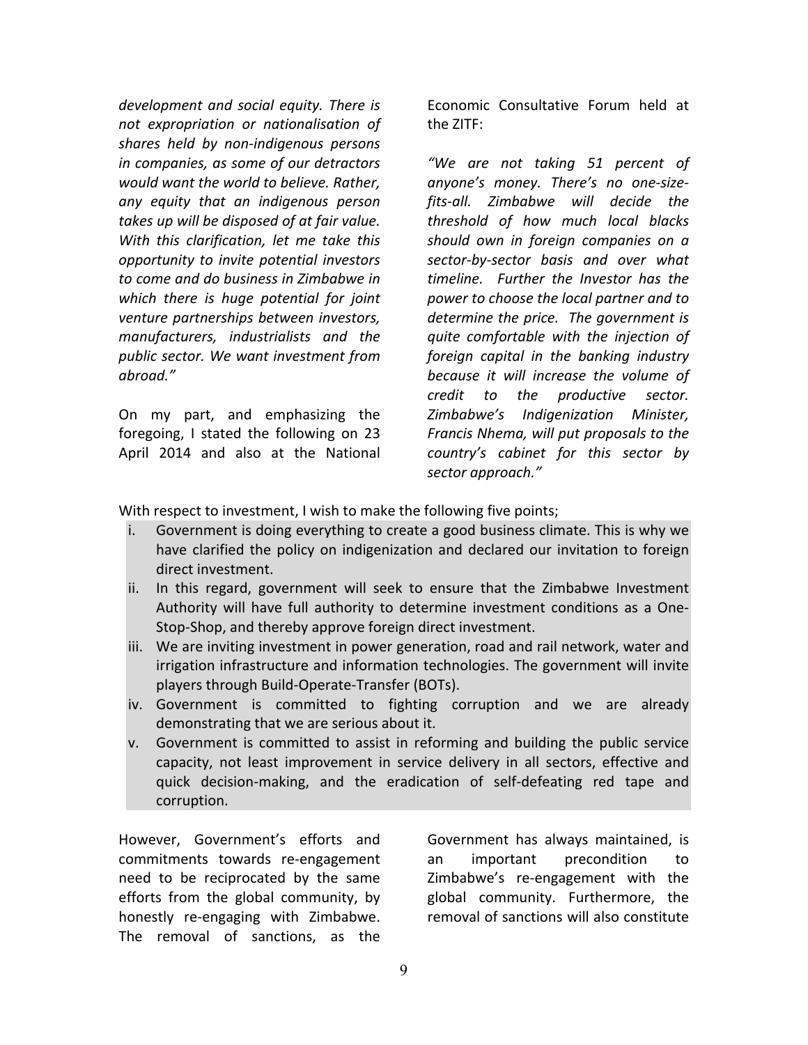*development and social equity. There is not expropriation or nationalisation of shares held by non-indigenous persons in companies, as some of our detractors would want the world to believe. Rather, any equity that an indigenous person takes up will be disposed of at fair value. With this clarification, let me take this opportunity to invite potential investors to come and do business in Zimbabwe in which there is huge potential for joint venture partnerships between investors, manufacturers, industrialists and the public sector. We want investment from abroad."*

On my part, and emphasizing the foregoing, I stated the following on 23 April 2014 and also at the National Economic Consultative Forum held at the ZITF:

*"We are not taking 51 percent of anyone's money. There's no one-size-fits-all. Zimbabwe will decide the threshold of how much local blacks should own in foreign companies on a sector-by-sector basis and over what timeline. Further the Investor has the power to choose the local partner and to determine the price. The government is quite comfortable with the injection of foreign capital in the banking industry because it will increase the volume of credit to the productive sector. Zimbabwe's Indigenization Minister, Francis Nhema, will put proposals to the country's cabinet for this sector by sector approach."*

With respect to investment, I wish to make the following five points;

i. Government is doing everything to create a good business climate. This is why we have clarified the policy on indigenization and declared our invitation to foreign direct investment.
ii. In this regard, government will seek to ensure that the Zimbabwe Investment Authority will have full authority to determine investment conditions as a One-Stop-Shop, and thereby approve foreign direct investment.
iii. We are inviting investment in power generation, road and rail network, water and irrigation infrastructure and information technologies. The government will invite players through Build-Operate-Transfer (BOTs).
iv. Government is committed to fighting corruption and we are already demonstrating that we are serious about it.
v. Government is committed to assist in reforming and building the public service capacity, not least improvement in service delivery in all sectors, effective and quick decision-making, and the eradication of self-defeating red tape and corruption.

However, Government's efforts and commitments towards re-engagement need to be reciprocated by the same efforts from the global community, by honestly re-engaging with Zimbabwe. The removal of sanctions, as the Government has always maintained, is an important precondition to Zimbabwe's re-engagement with the global community. Furthermore, the removal of sanctions will also constitute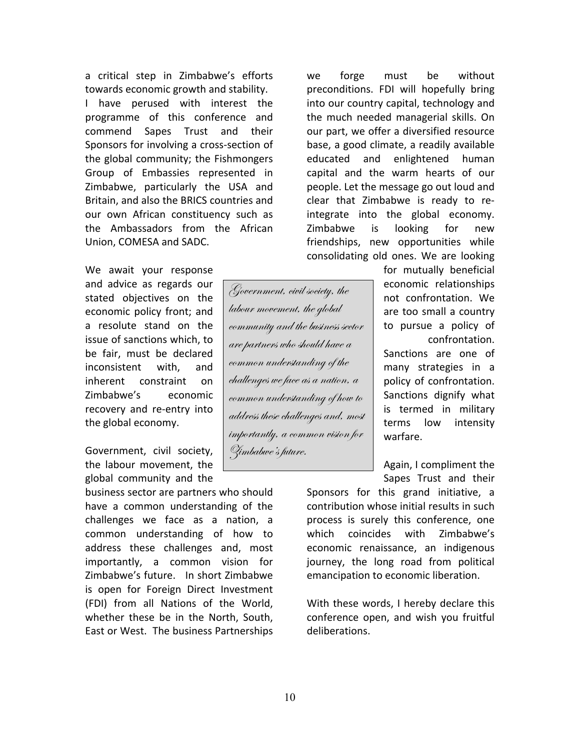a critical step in Zimbabwe's efforts towards economic growth and stability.

I have perused with interest the programme of this conference and commend Sapes Trust and their Sponsors for involving a cross-section of the global community; the Fishmongers Group of Embassies represented in Zimbabwe, particularly the USA and Britain, and also the BRICS countries and our own African constituency such as the Ambassadors from the African Union, COMESA and SADC.

We await your response and advice as regards our stated objectives on the economic policy front; and a resolute stand on the issue of sanctions which, to be fair, must be declared inconsistent with, and inherent constraint on Zimbabwe's economic recovery and re-entry into the global economy.

> *Government, civil society, the labour movement, the global community and the business sector are partners who should have a common understanding of the challenges we face as a nation, a common understanding of how to address these challenges and, most importantly, a common vision for Zimbabwe's future.*

Government, civil society, the labour movement, the global community and the business sector are partners who should have a common understanding of the challenges we face as a nation, a common understanding of how to address these challenges and, most importantly, a common vision for Zimbabwe's future. In short Zimbabwe is open for Foreign Direct Investment (FDI) from all Nations of the World, whether these be in the North, South, East or West. The business Partnerships we forge must be without preconditions. FDI will hopefully bring into our country capital, technology and the much needed managerial skills. On our part, we offer a diversified resource base, a good climate, a readily available educated and enlightened human capital and the warm hearts of our people. Let the message go out loud and clear that Zimbabwe is ready to re-integrate into the global economy. Zimbabwe is looking for new friendships, new opportunities while consolidating old ones. We are looking for mutually beneficial economic relationships not confrontation. We are too small a country to pursue a policy of confrontation. Sanctions are one of many strategies in a policy of confrontation. Sanctions dignify what is termed in military terms low intensity warfare.

Again, I compliment the Sapes Trust and their Sponsors for this grand initiative, a contribution whose initial results in such process is surely this conference, one which coincides with Zimbabwe's economic renaissance, an indigenous journey, the long road from political emancipation to economic liberation.

With these words, I hereby declare this conference open, and wish you fruitful deliberations.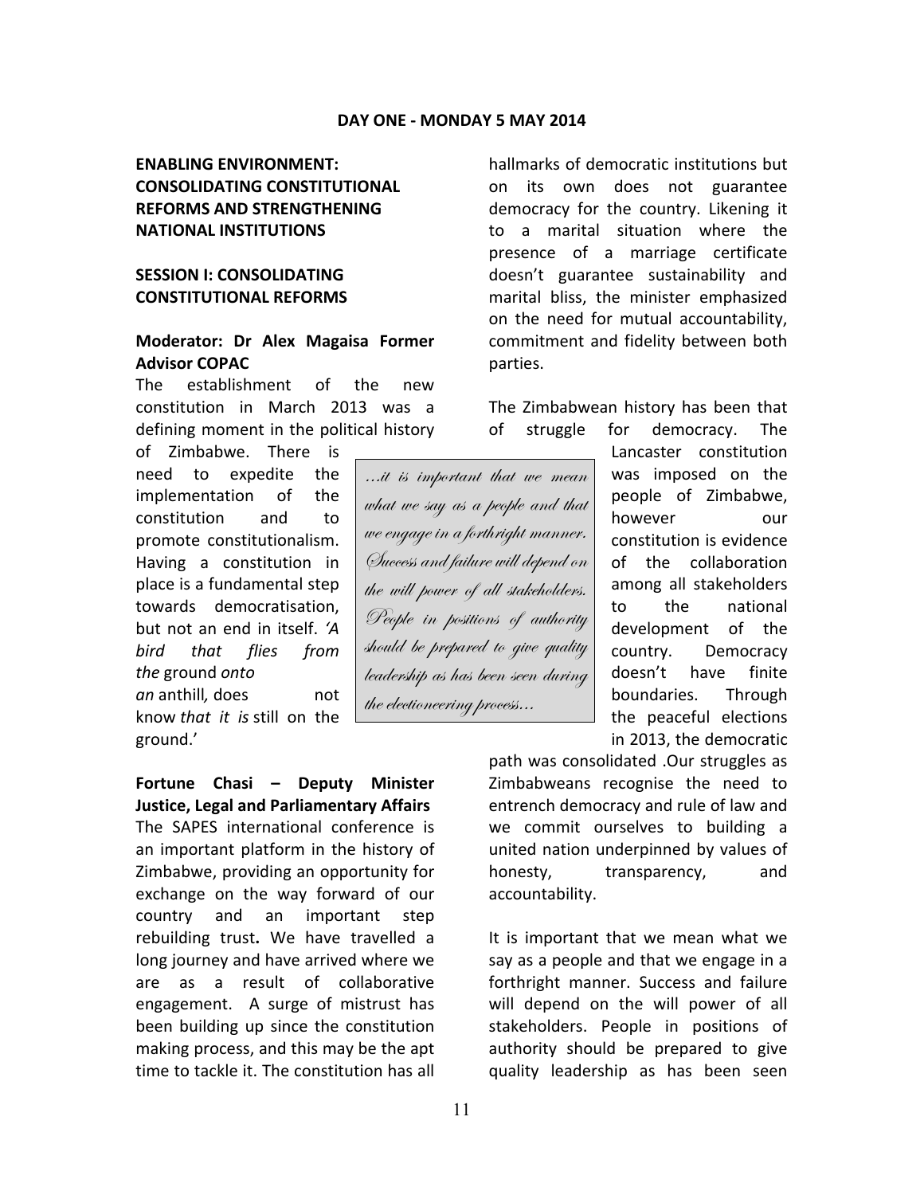## DAY ONE - MONDAY 5 MAY 2014

### ENABLING ENVIRONMENT: CONSOLIDATING CONSTITUTIONAL REFORMS AND STRENGTHENING NATIONAL INSTITUTIONS

### SESSION I: CONSOLIDATING CONSTITUTIONAL REFORMS

**Moderator: Dr Alex Magaisa Former Advisor COPAC**

The establishment of the new constitution in March 2013 was a defining moment in the political history of Zimbabwe. There is need to expedite the implementation of the constitution and to promote constitutionalism. Having a constitution in place is a fundamental step towards democratisation, but not an end in itself. *'A bird that flies from the* ground *onto an* anthill*,* does not know *that it is* still on the ground.'

**Fortune Chasi – Deputy Minister Justice, Legal and Parliamentary Affairs**

The SAPES international conference is an important platform in the history of Zimbabwe, providing an opportunity for exchange on the way forward of our country and an important step rebuilding trust**.** We have travelled a long journey and have arrived where we are as a result of collaborative engagement. A surge of mistrust has been building up since the constitution making process, and this may be the apt time to tackle it. The constitution has all hallmarks of democratic institutions but on its own does not guarantee democracy for the country. Likening it to a marital situation where the presence of a marriage certificate doesn't guarantee sustainability and marital bliss, the minister emphasized on the need for mutual accountability, commitment and fidelity between both parties.

The Zimbabwean history has been that of struggle for democracy. The Lancaster constitution was imposed on the people of Zimbabwe, however our constitution is evidence of the collaboration among all stakeholders to the national development of the country. Democracy doesn't have finite boundaries. Through the peaceful elections in 2013, the democratic path was consolidated .Our struggles as Zimbabweans recognise the need to entrench democracy and rule of law and we commit ourselves to building a united nation underpinned by values of honesty, transparency, and accountability.

> *...it is important that we mean what we say as a people and that we engage in a forthright manner. Success and failure will depend on the will power of all stakeholders. People in positions of authority should be prepared to give quality leadership as has been seen during the electioneering process...*

It is important that we mean what we say as a people and that we engage in a forthright manner. Success and failure will depend on the will power of all stakeholders. People in positions of authority should be prepared to give quality leadership as has been seen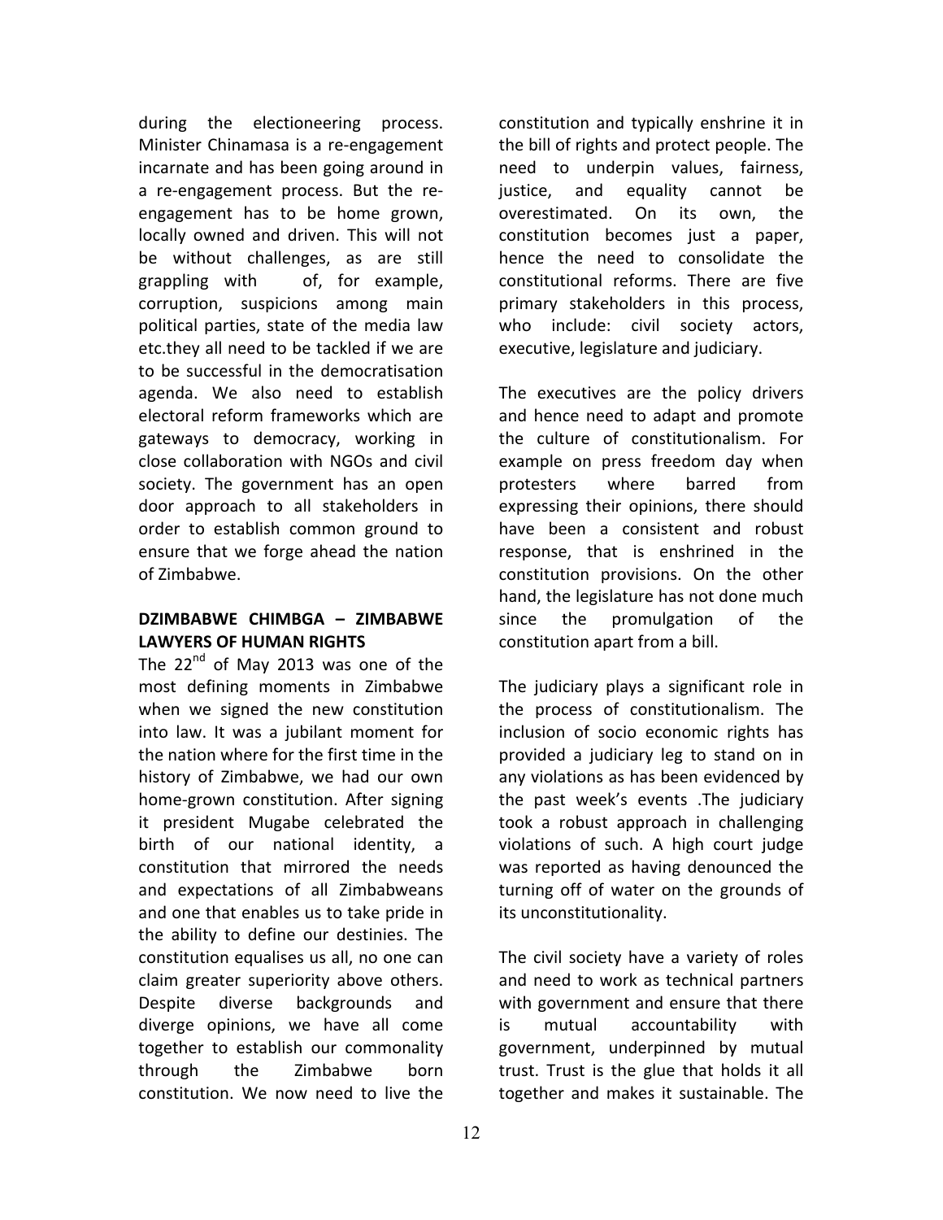during the electioneering process. Minister Chinamasa is a re-engagement incarnate and has been going around in a re-engagement process. But the re-engagement has to be home grown, locally owned and driven. This will not be without challenges, as are still grappling with of, for example, corruption, suspicions among main political parties, state of the media law etc.they all need to be tackled if we are to be successful in the democratisation agenda. We also need to establish electoral reform frameworks which are gateways to democracy, working in close collaboration with NGOs and civil society. The government has an open door approach to all stakeholders in order to establish common ground to ensure that we forge ahead the nation of Zimbabwe.

**DZIMBABWE CHIMBGA – ZIMBABWE LAWYERS OF HUMAN RIGHTS**

The 22nd of May 2013 was one of the most defining moments in Zimbabwe when we signed the new constitution into law. It was a jubilant moment for the nation where for the first time in the history of Zimbabwe, we had our own home-grown constitution. After signing it president Mugabe celebrated the birth of our national identity, a constitution that mirrored the needs and expectations of all Zimbabweans and one that enables us to take pride in the ability to define our destinies. The constitution equalises us all, no one can claim greater superiority above others. Despite diverse backgrounds and diverge opinions, we have all come together to establish our commonality through the Zimbabwe born constitution. We now need to live the constitution and typically enshrine it in the bill of rights and protect people. The need to underpin values, fairness, justice, and equality cannot be overestimated. On its own, the constitution becomes just a paper, hence the need to consolidate the constitutional reforms. There are five primary stakeholders in this process, who include: civil society actors, executive, legislature and judiciary.

The executives are the policy drivers and hence need to adapt and promote the culture of constitutionalism. For example on press freedom day when protesters where barred from expressing their opinions, there should have been a consistent and robust response, that is enshrined in the constitution provisions. On the other hand, the legislature has not done much since the promulgation of the constitution apart from a bill.

The judiciary plays a significant role in the process of constitutionalism. The inclusion of socio economic rights has provided a judiciary leg to stand on in any violations as has been evidenced by the past week's events .The judiciary took a robust approach in challenging violations of such. A high court judge was reported as having denounced the turning off of water on the grounds of its unconstitutionality.

The civil society have a variety of roles and need to work as technical partners with government and ensure that there is mutual accountability with government, underpinned by mutual trust. Trust is the glue that holds it all together and makes it sustainable. The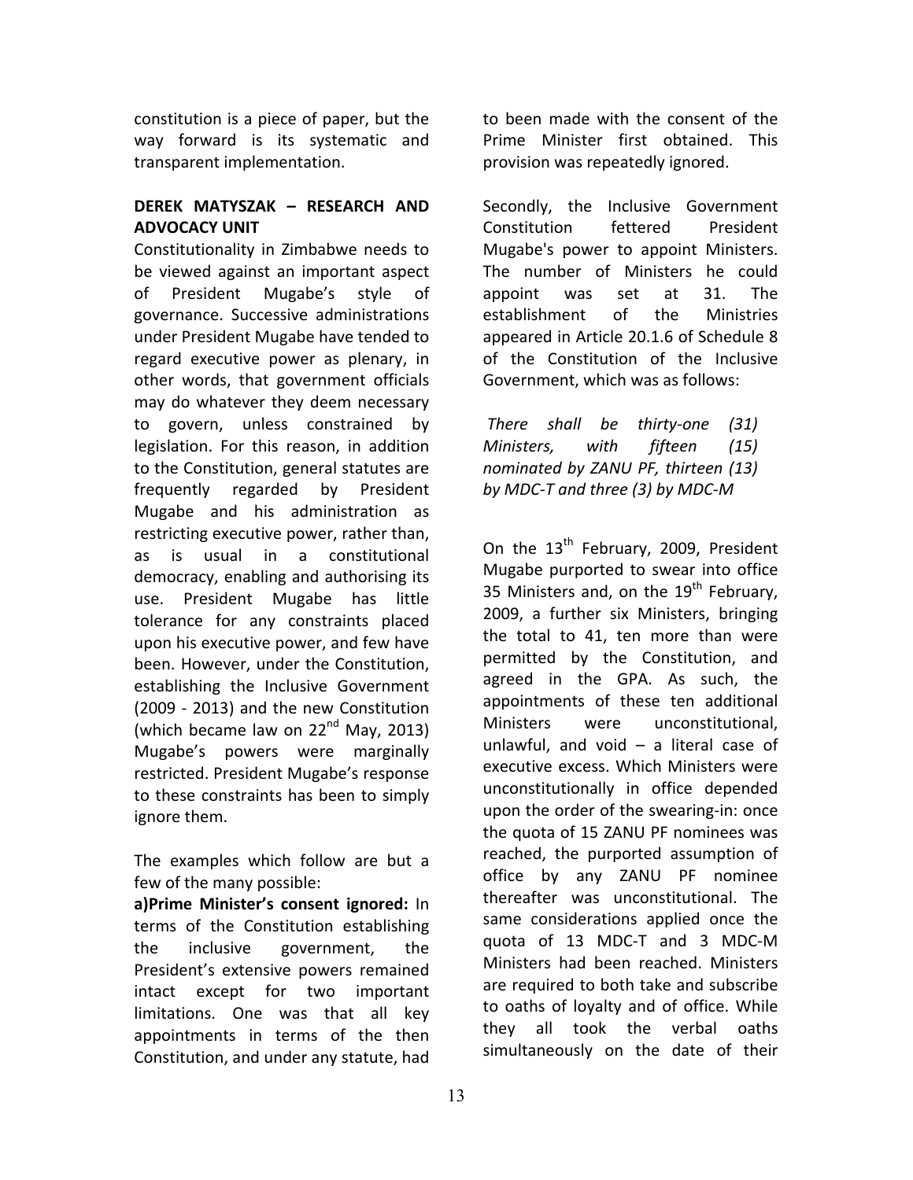constitution is a piece of paper, but the way forward is its systematic and transparent implementation.

**DEREK MATYSZAK – RESEARCH AND ADVOCACY UNIT**

Constitutionality in Zimbabwe needs to be viewed against an important aspect of President Mugabe's style of governance. Successive administrations under President Mugabe have tended to regard executive power as plenary, in other words, that government officials may do whatever they deem necessary to govern, unless constrained by legislation. For this reason, in addition to the Constitution, general statutes are frequently regarded by President Mugabe and his administration as restricting executive power, rather than, as is usual in a constitutional democracy, enabling and authorising its use. President Mugabe has little tolerance for any constraints placed upon his executive power, and few have been. However, under the Constitution, establishing the Inclusive Government (2009 - 2013) and the new Constitution (which became law on 22nd May, 2013) Mugabe's powers were marginally restricted. President Mugabe's response to these constraints has been to simply ignore them.

The examples which follow are but a few of the many possible:

**a)Prime Minister's consent ignored:** In terms of the Constitution establishing the inclusive government, the President's extensive powers remained intact except for two important limitations. One was that all key appointments in terms of the then Constitution, and under any statute, had to been made with the consent of the Prime Minister first obtained. This provision was repeatedly ignored.

Secondly, the Inclusive Government Constitution fettered President Mugabe's power to appoint Ministers. The number of Ministers he could appoint was set at 31. The establishment of the Ministries appeared in Article 20.1.6 of Schedule 8 of the Constitution of the Inclusive Government, which was as follows:

*There shall be thirty-one (31) Ministers, with fifteen (15) nominated by ZANU PF, thirteen (13) by MDC-T and three (3) by MDC-M*

On the 13th February, 2009, President Mugabe purported to swear into office 35 Ministers and, on the 19th February, 2009, a further six Ministers, bringing the total to 41, ten more than were permitted by the Constitution, and agreed in the GPA. As such, the appointments of these ten additional Ministers were unconstitutional, unlawful, and void – a literal case of executive excess. Which Ministers were unconstitutionally in office depended upon the order of the swearing-in: once the quota of 15 ZANU PF nominees was reached, the purported assumption of office by any ZANU PF nominee thereafter was unconstitutional. The same considerations applied once the quota of 13 MDC-T and 3 MDC-M Ministers had been reached. Ministers are required to both take and subscribe to oaths of loyalty and of office. While they all took the verbal oaths simultaneously on the date of their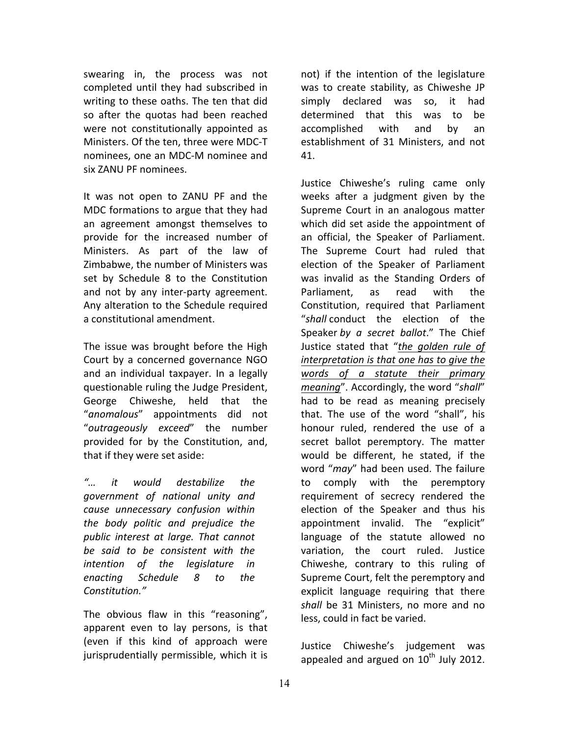swearing in, the process was not completed until they had subscribed in writing to these oaths. The ten that did so after the quotas had been reached were not constitutionally appointed as Ministers. Of the ten, three were MDC-T nominees, one an MDC-M nominee and six ZANU PF nominees.

It was not open to ZANU PF and the MDC formations to argue that they had an agreement amongst themselves to provide for the increased number of Ministers. As part of the law of Zimbabwe, the number of Ministers was set by Schedule 8 to the Constitution and not by any inter-party agreement. Any alteration to the Schedule required a constitutional amendment.

The issue was brought before the High Court by a concerned governance NGO and an individual taxpayer. In a legally questionable ruling the Judge President, George Chiweshe, held that the "*anomalous*" appointments did not "*outrageously exceed*" the number provided for by the Constitution, and, that if they were set aside:

*"… it would destabilize the government of national unity and cause unnecessary confusion within the body politic and prejudice the public interest at large. That cannot be said to be consistent with the intention of the legislature in enacting Schedule 8 to the Constitution."*

The obvious flaw in this "reasoning", apparent even to lay persons, is that (even if this kind of approach were jurisprudentially permissible, which it is not) if the intention of the legislature was to create stability, as Chiweshe JP simply declared was so, it had determined that this was to be accomplished with and by an establishment of 31 Ministers, and not 41.

Justice Chiweshe's ruling came only weeks after a judgment given by the Supreme Court in an analogous matter which did set aside the appointment of an official, the Speaker of Parliament. The Supreme Court had ruled that election of the Speaker of Parliament was invalid as the Standing Orders of Parliament, as read with the Constitution, required that Parliament "*shall* conduct the election of the Speaker *by a secret ballot*." The Chief Justice stated that "*the golden rule of interpretation is that one has to give the words of a statute their primary meaning*". Accordingly, the word "*shall*" had to be read as meaning precisely that. The use of the word "shall", his honour ruled, rendered the use of a secret ballot peremptory. The matter would be different, he stated, if the word "*may*" had been used. The failure to comply with the peremptory requirement of secrecy rendered the election of the Speaker and thus his appointment invalid. The "explicit" language of the statute allowed no variation, the court ruled. Justice Chiweshe, contrary to this ruling of Supreme Court, felt the peremptory and explicit language requiring that there *shall* be 31 Ministers, no more and no less, could in fact be varied.

Justice Chiweshe's judgement was appealed and argued on 10th July 2012.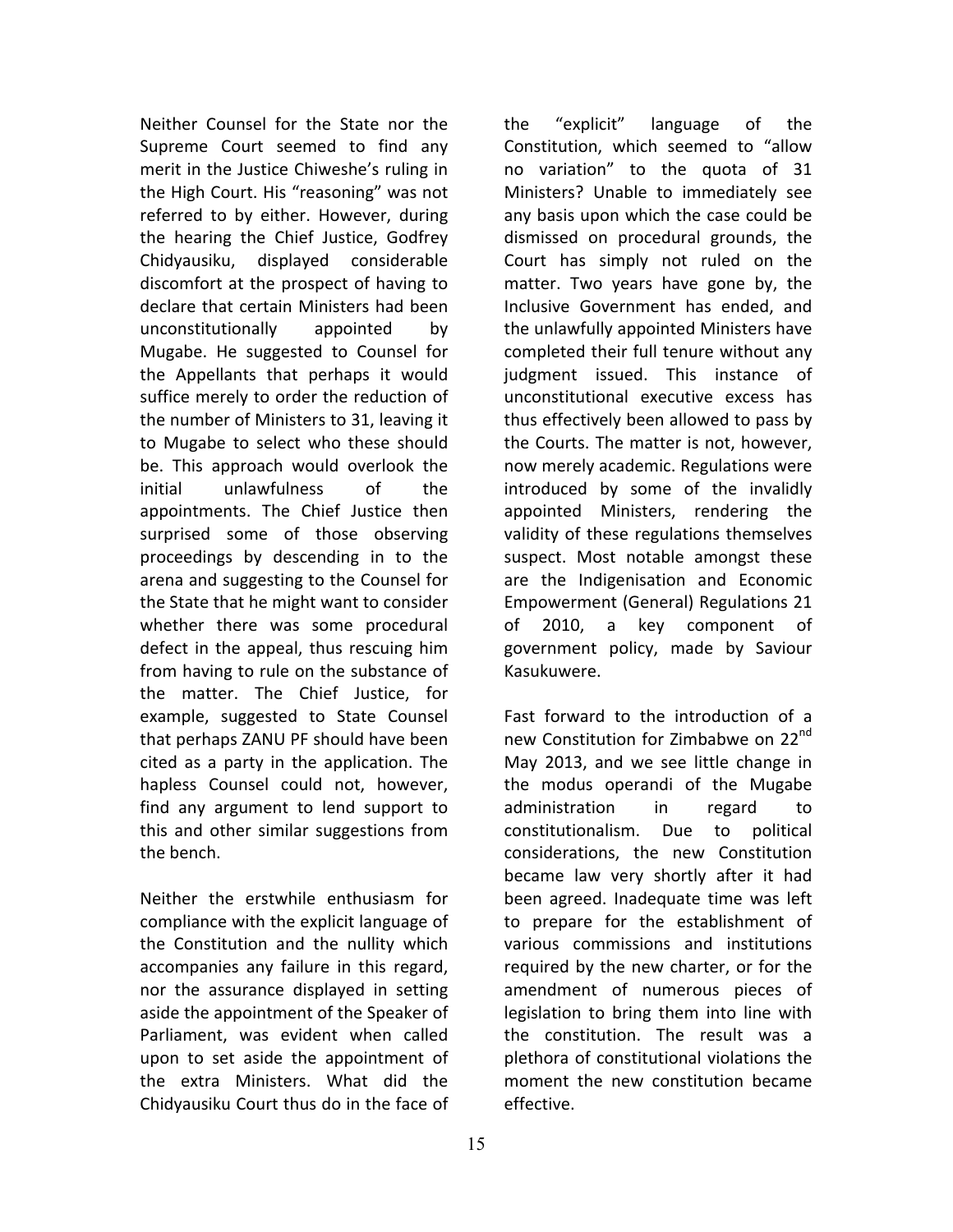Neither Counsel for the State nor the Supreme Court seemed to find any merit in the Justice Chiweshe's ruling in the High Court. His "reasoning" was not referred to by either. However, during the hearing the Chief Justice, Godfrey Chidyausiku, displayed considerable discomfort at the prospect of having to declare that certain Ministers had been unconstitutionally appointed by Mugabe. He suggested to Counsel for the Appellants that perhaps it would suffice merely to order the reduction of the number of Ministers to 31, leaving it to Mugabe to select who these should be. This approach would overlook the initial unlawfulness of the appointments. The Chief Justice then surprised some of those observing proceedings by descending in to the arena and suggesting to the Counsel for the State that he might want to consider whether there was some procedural defect in the appeal, thus rescuing him from having to rule on the substance of the matter. The Chief Justice, for example, suggested to State Counsel that perhaps ZANU PF should have been cited as a party in the application. The hapless Counsel could not, however, find any argument to lend support to this and other similar suggestions from the bench.

Neither the erstwhile enthusiasm for compliance with the explicit language of the Constitution and the nullity which accompanies any failure in this regard, nor the assurance displayed in setting aside the appointment of the Speaker of Parliament, was evident when called upon to set aside the appointment of the extra Ministers. What did the Chidyausiku Court thus do in the face of the "explicit" language of the Constitution, which seemed to "allow no variation" to the quota of 31 Ministers? Unable to immediately see any basis upon which the case could be dismissed on procedural grounds, the Court has simply not ruled on the matter. Two years have gone by, the Inclusive Government has ended, and the unlawfully appointed Ministers have completed their full tenure without any judgment issued. This instance of unconstitutional executive excess has thus effectively been allowed to pass by the Courts. The matter is not, however, now merely academic. Regulations were introduced by some of the invalidly appointed Ministers, rendering the validity of these regulations themselves suspect. Most notable amongst these are the Indigenisation and Economic Empowerment (General) Regulations 21 of 2010, a key component of government policy, made by Saviour Kasukuwere.

Fast forward to the introduction of a new Constitution for Zimbabwe on 22nd May 2013, and we see little change in the modus operandi of the Mugabe administration in regard to constitutionalism. Due to political considerations, the new Constitution became law very shortly after it had been agreed. Inadequate time was left to prepare for the establishment of various commissions and institutions required by the new charter, or for the amendment of numerous pieces of legislation to bring them into line with the constitution. The result was a plethora of constitutional violations the moment the new constitution became effective.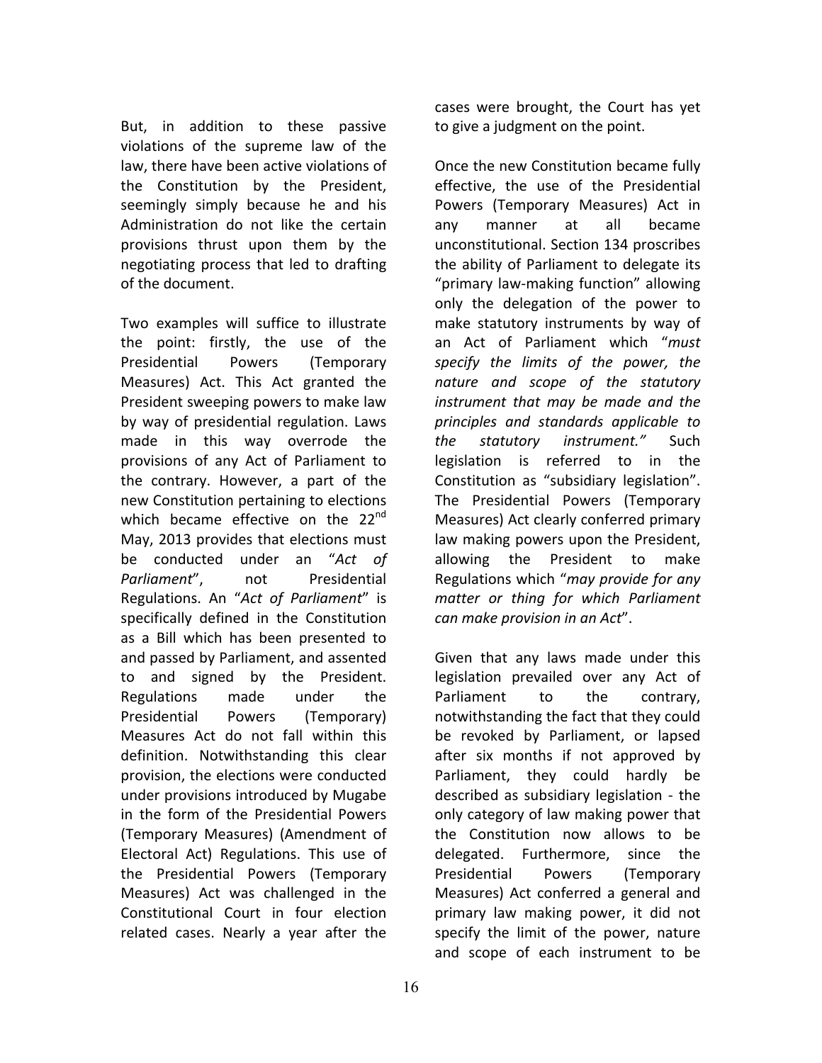But, in addition to these passive violations of the supreme law of the law, there have been active violations of the Constitution by the President, seemingly simply because he and his Administration do not like the certain provisions thrust upon them by the negotiating process that led to drafting of the document.

Two examples will suffice to illustrate the point: firstly, the use of the Presidential Powers (Temporary Measures) Act. This Act granted the President sweeping powers to make law by way of presidential regulation. Laws made in this way overrode the provisions of any Act of Parliament to the contrary. However, a part of the new Constitution pertaining to elections which became effective on the 22nd May, 2013 provides that elections must be conducted under an "*Act of Parliament*", not Presidential Regulations. An "*Act of Parliament*" is specifically defined in the Constitution as a Bill which has been presented to and passed by Parliament, and assented to and signed by the President. Regulations made under the Presidential Powers (Temporary) Measures Act do not fall within this definition. Notwithstanding this clear provision, the elections were conducted under provisions introduced by Mugabe in the form of the Presidential Powers (Temporary Measures) (Amendment of Electoral Act) Regulations. This use of the Presidential Powers (Temporary Measures) Act was challenged in the Constitutional Court in four election related cases. Nearly a year after the cases were brought, the Court has yet to give a judgment on the point.

Once the new Constitution became fully effective, the use of the Presidential Powers (Temporary Measures) Act in any manner at all became unconstitutional. Section 134 proscribes the ability of Parliament to delegate its "primary law-making function" allowing only the delegation of the power to make statutory instruments by way of an Act of Parliament which "*must specify the limits of the power, the nature and scope of the statutory instrument that may be made and the principles and standards applicable to the statutory instrument.*" Such legislation is referred to in the Constitution as "subsidiary legislation". The Presidential Powers (Temporary Measures) Act clearly conferred primary law making powers upon the President, allowing the President to make Regulations which "*may provide for any matter or thing for which Parliament can make provision in an Act*".

Given that any laws made under this legislation prevailed over any Act of Parliament to the contrary, notwithstanding the fact that they could be revoked by Parliament, or lapsed after six months if not approved by Parliament, they could hardly be described as subsidiary legislation - the only category of law making power that the Constitution now allows to be delegated. Furthermore, since the Presidential Powers (Temporary Measures) Act conferred a general and primary law making power, it did not specify the limit of the power, nature and scope of each instrument to be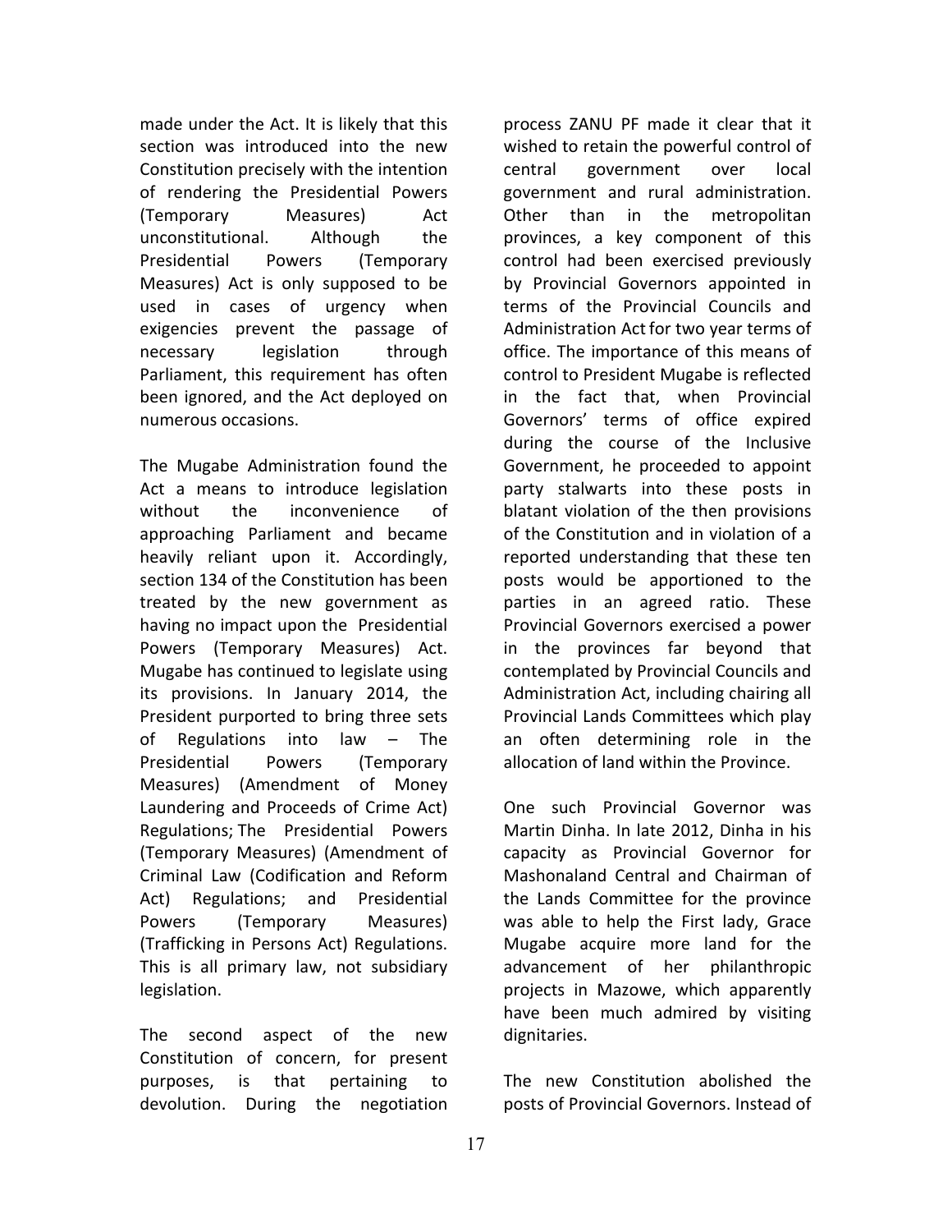made under the Act. It is likely that this section was introduced into the new Constitution precisely with the intention of rendering the Presidential Powers (Temporary Measures) Act unconstitutional. Although the Presidential Powers (Temporary Measures) Act is only supposed to be used in cases of urgency when exigencies prevent the passage of necessary legislation through Parliament, this requirement has often been ignored, and the Act deployed on numerous occasions.

The Mugabe Administration found the Act a means to introduce legislation without the inconvenience of approaching Parliament and became heavily reliant upon it. Accordingly, section 134 of the Constitution has been treated by the new government as having no impact upon the Presidential Powers (Temporary Measures) Act. Mugabe has continued to legislate using its provisions. In January 2014, the President purported to bring three sets of Regulations into law – The Presidential Powers (Temporary Measures) (Amendment of Money Laundering and Proceeds of Crime Act) Regulations; The Presidential Powers (Temporary Measures) (Amendment of Criminal Law (Codification and Reform Act) Regulations; and Presidential Powers (Temporary Measures) (Trafficking in Persons Act) Regulations. This is all primary law, not subsidiary legislation.

The second aspect of the new Constitution of concern, for present purposes, is that pertaining to devolution. During the negotiation process ZANU PF made it clear that it wished to retain the powerful control of central government over local government and rural administration. Other than in the metropolitan provinces, a key component of this control had been exercised previously by Provincial Governors appointed in terms of the Provincial Councils and Administration Act for two year terms of office. The importance of this means of control to President Mugabe is reflected in the fact that, when Provincial Governors' terms of office expired during the course of the Inclusive Government, he proceeded to appoint party stalwarts into these posts in blatant violation of the then provisions of the Constitution and in violation of a reported understanding that these ten posts would be apportioned to the parties in an agreed ratio. These Provincial Governors exercised a power in the provinces far beyond that contemplated by Provincial Councils and Administration Act, including chairing all Provincial Lands Committees which play an often determining role in the allocation of land within the Province.

One such Provincial Governor was Martin Dinha. In late 2012, Dinha in his capacity as Provincial Governor for Mashonaland Central and Chairman of the Lands Committee for the province was able to help the First lady, Grace Mugabe acquire more land for the advancement of her philanthropic projects in Mazowe, which apparently have been much admired by visiting dignitaries.

The new Constitution abolished the posts of Provincial Governors. Instead of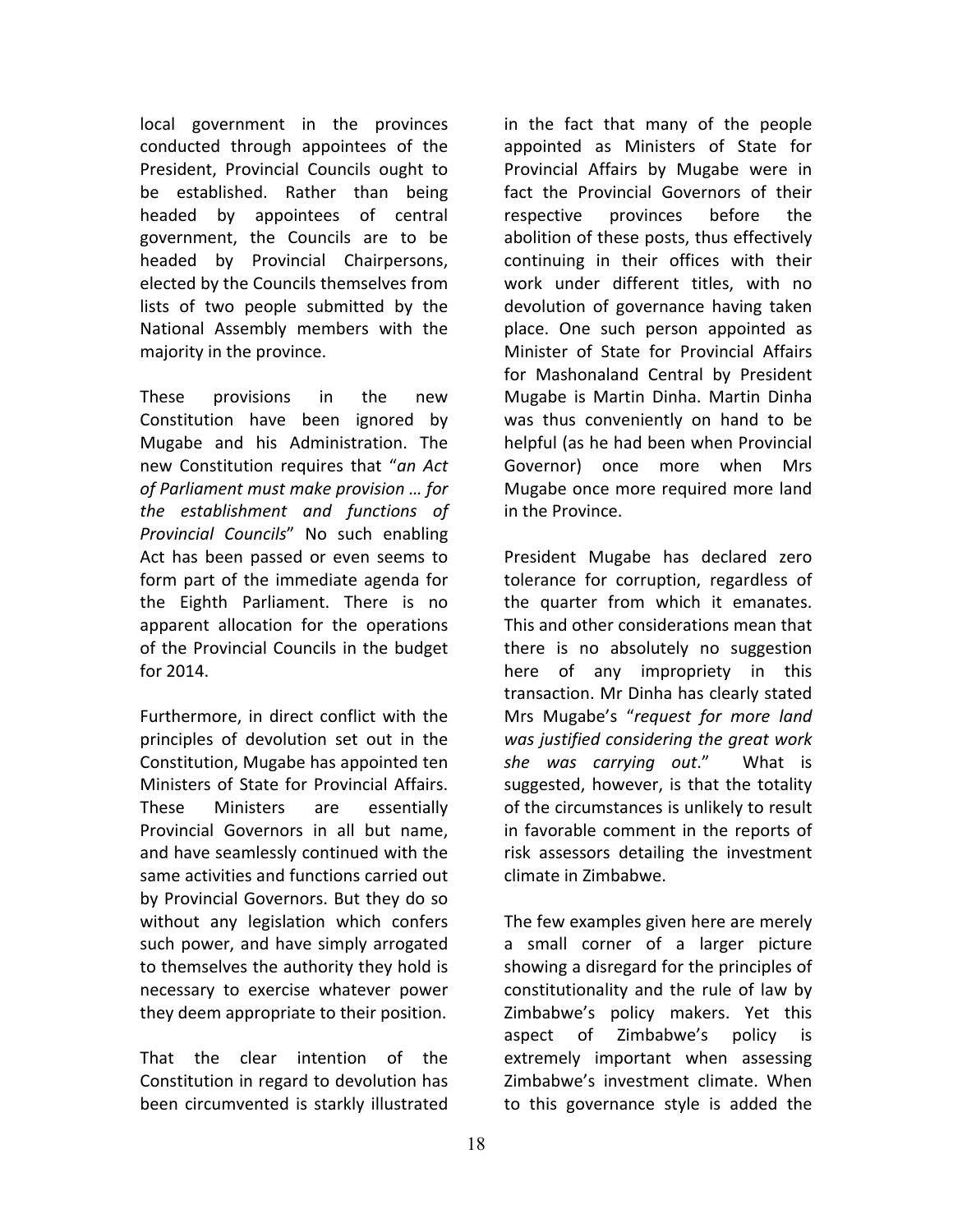local government in the provinces conducted through appointees of the President, Provincial Councils ought to be established. Rather than being headed by appointees of central government, the Councils are to be headed by Provincial Chairpersons, elected by the Councils themselves from lists of two people submitted by the National Assembly members with the majority in the province.

These provisions in the new Constitution have been ignored by Mugabe and his Administration. The new Constitution requires that "*an Act of Parliament must make provision … for the establishment and functions of Provincial Councils*" No such enabling Act has been passed or even seems to form part of the immediate agenda for the Eighth Parliament. There is no apparent allocation for the operations of the Provincial Councils in the budget for 2014.

Furthermore, in direct conflict with the principles of devolution set out in the Constitution, Mugabe has appointed ten Ministers of State for Provincial Affairs. These Ministers are essentially Provincial Governors in all but name, and have seamlessly continued with the same activities and functions carried out by Provincial Governors. But they do so without any legislation which confers such power, and have simply arrogated to themselves the authority they hold is necessary to exercise whatever power they deem appropriate to their position.

That the clear intention of the Constitution in regard to devolution has been circumvented is starkly illustrated in the fact that many of the people appointed as Ministers of State for Provincial Affairs by Mugabe were in fact the Provincial Governors of their respective provinces before the abolition of these posts, thus effectively continuing in their offices with their work under different titles, with no devolution of governance having taken place. One such person appointed as Minister of State for Provincial Affairs for Mashonaland Central by President Mugabe is Martin Dinha. Martin Dinha was thus conveniently on hand to be helpful (as he had been when Provincial Governor) once more when Mrs Mugabe once more required more land in the Province.

President Mugabe has declared zero tolerance for corruption, regardless of the quarter from which it emanates. This and other considerations mean that there is no absolutely no suggestion here of any impropriety in this transaction. Mr Dinha has clearly stated Mrs Mugabe's "*request for more land was justified considering the great work she was carrying out*." What is suggested, however, is that the totality of the circumstances is unlikely to result in favorable comment in the reports of risk assessors detailing the investment climate in Zimbabwe.

The few examples given here are merely a small corner of a larger picture showing a disregard for the principles of constitutionality and the rule of law by Zimbabwe's policy makers. Yet this aspect of Zimbabwe's policy is extremely important when assessing Zimbabwe's investment climate. When to this governance style is added the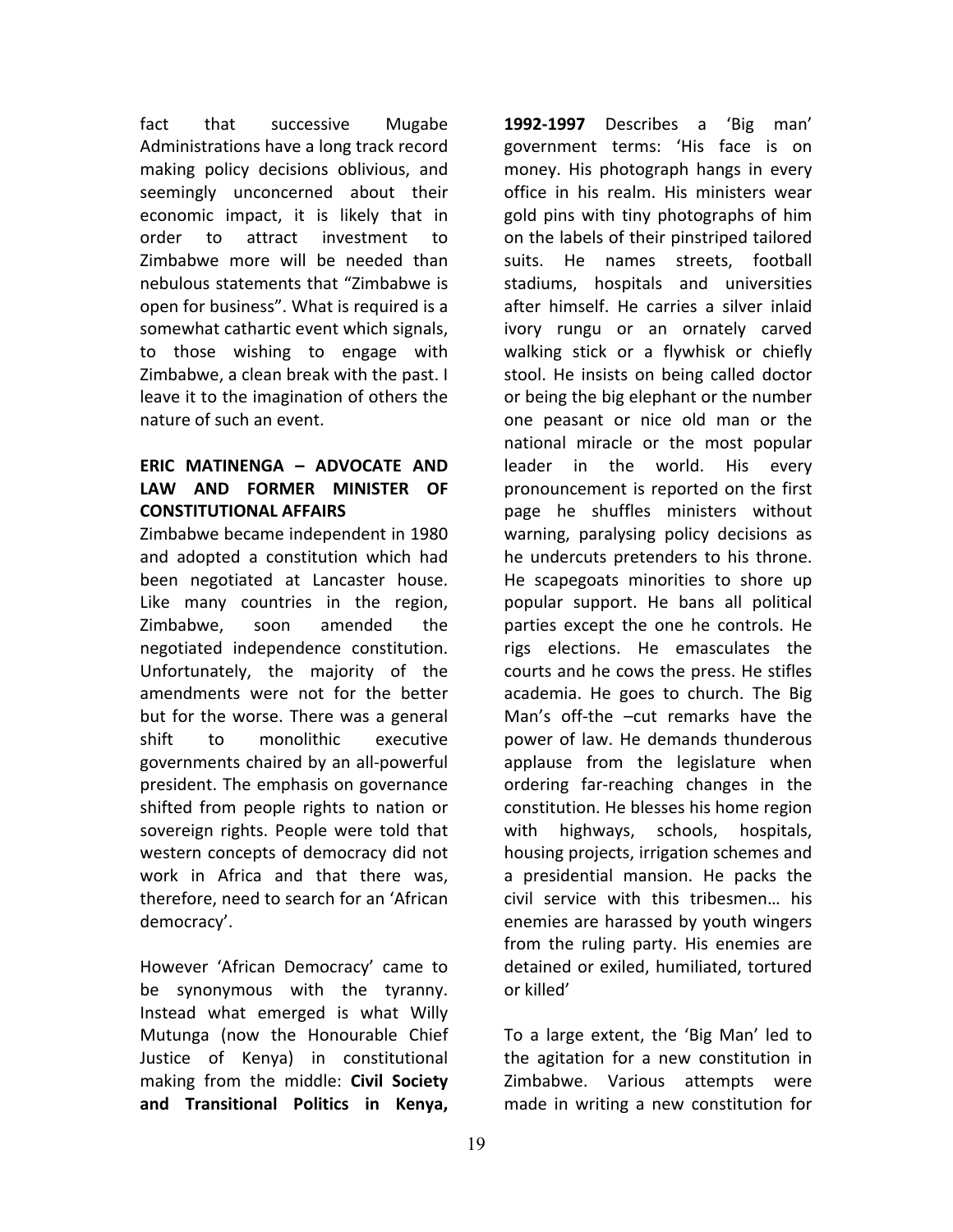fact that successive Mugabe Administrations have a long track record making policy decisions oblivious, and seemingly unconcerned about their economic impact, it is likely that in order to attract investment to Zimbabwe more will be needed than nebulous statements that "Zimbabwe is open for business". What is required is a somewhat cathartic event which signals, to those wishing to engage with Zimbabwe, a clean break with the past. I leave it to the imagination of others the nature of such an event.

## ERIC MATINENGA – ADVOCATE AND LAW AND FORMER MINISTER OF CONSTITUTIONAL AFFAIRS

Zimbabwe became independent in 1980 and adopted a constitution which had been negotiated at Lancaster house. Like many countries in the region, Zimbabwe, soon amended the negotiated independence constitution. Unfortunately, the majority of the amendments were not for the better but for the worse. There was a general shift to monolithic executive governments chaired by an all-powerful president. The emphasis on governance shifted from people rights to nation or sovereign rights. People were told that western concepts of democracy did not work in Africa and that there was, therefore, need to search for an 'African democracy'.

However 'African Democracy' came to be synonymous with the tyranny. Instead what emerged is what Willy Mutunga (now the Honourable Chief Justice of Kenya) in constitutional making from the middle: **Civil Society and Transitional Politics in Kenya, 1992-1997** Describes a 'Big man' government terms: 'His face is on money. His photograph hangs in every office in his realm. His ministers wear gold pins with tiny photographs of him on the labels of their pinstriped tailored suits. He names streets, football stadiums, hospitals and universities after himself. He carries a silver inlaid ivory rungu or an ornately carved walking stick or a flywhisk or chiefly stool. He insists on being called doctor or being the big elephant or the number one peasant or nice old man or the national miracle or the most popular leader in the world. His every pronouncement is reported on the first page he shuffles ministers without warning, paralysing policy decisions as he undercuts pretenders to his throne. He scapegoats minorities to shore up popular support. He bans all political parties except the one he controls. He rigs elections. He emasculates the courts and he cows the press. He stifles academia. He goes to church. The Big Man's off-the –cut remarks have the power of law. He demands thunderous applause from the legislature when ordering far-reaching changes in the constitution. He blesses his home region with highways, schools, hospitals, housing projects, irrigation schemes and a presidential mansion. He packs the civil service with this tribesmen… his enemies are harassed by youth wingers from the ruling party. His enemies are detained or exiled, humiliated, tortured or killed'

To a large extent, the 'Big Man' led to the agitation for a new constitution in Zimbabwe. Various attempts were made in writing a new constitution for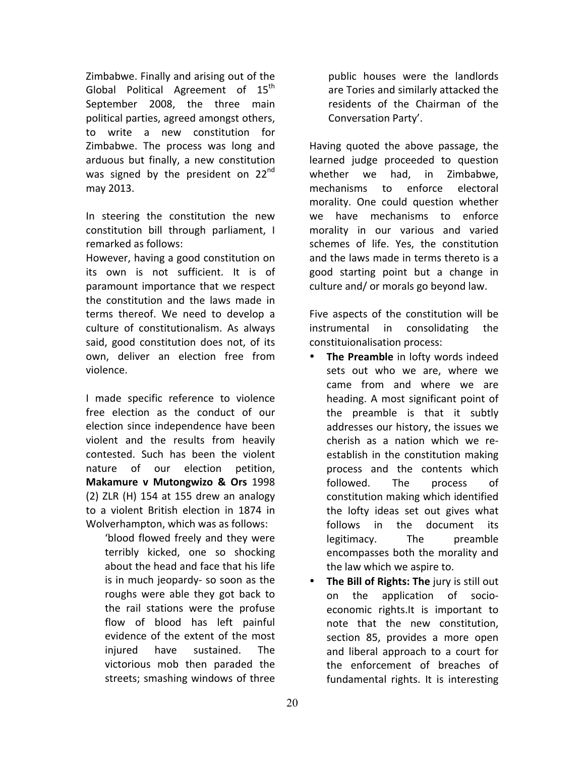Zimbabwe. Finally and arising out of the Global Political Agreement of 15th September 2008, the three main political parties, agreed amongst others, to write a new constitution for Zimbabwe. The process was long and arduous but finally, a new constitution was signed by the president on 22nd may 2013.

In steering the constitution the new constitution bill through parliament, I remarked as follows:

However, having a good constitution on its own is not sufficient. It is of paramount importance that we respect the constitution and the laws made in terms thereof. We need to develop a culture of constitutionalism. As always said, good constitution does not, of its own, deliver an election free from violence.

I made specific reference to violence free election as the conduct of our election since independence have been violent and the results from heavily contested. Such has been the violent nature of our election petition, **Makamure v Mutongwizo & Ors** 1998 (2) ZLR (H) 154 at 155 drew an analogy to a violent British election in 1874 in Wolverhampton, which was as follows:

> 'blood flowed freely and they were terribly kicked, one so shocking about the head and face that his life is in much jeopardy- so soon as the roughs were able they got back to the rail stations were the profuse flow of blood has left painful evidence of the extent of the most injured have sustained. The victorious mob then paraded the streets; smashing windows of three public houses were the landlords are Tories and similarly attacked the residents of the Chairman of the Conversation Party'.

Having quoted the above passage, the learned judge proceeded to question whether we had, in Zimbabwe, mechanisms to enforce electoral morality. One could question whether we have mechanisms to enforce morality in our various and varied schemes of life. Yes, the constitution and the laws made in terms thereto is a good starting point but a change in culture and/ or morals go beyond law.

Five aspects of the constitution will be instrumental in consolidating the constituionalisation process:

- **The Preamble** in lofty words indeed sets out who we are, where we came from and where we are heading. A most significant point of the preamble is that it subtly addresses our history, the issues we cherish as a nation which we re-establish in the constitution making process and the contents which followed. The process of constitution making which identified the lofty ideas set out gives what follows in the document its legitimacy. The preamble encompasses both the morality and the law which we aspire to.
- **The Bill of Rights: The** jury is still out on the application of socio-economic rights.It is important to note that the new constitution, section 85, provides a more open and liberal approach to a court for the enforcement of breaches of fundamental rights. It is interesting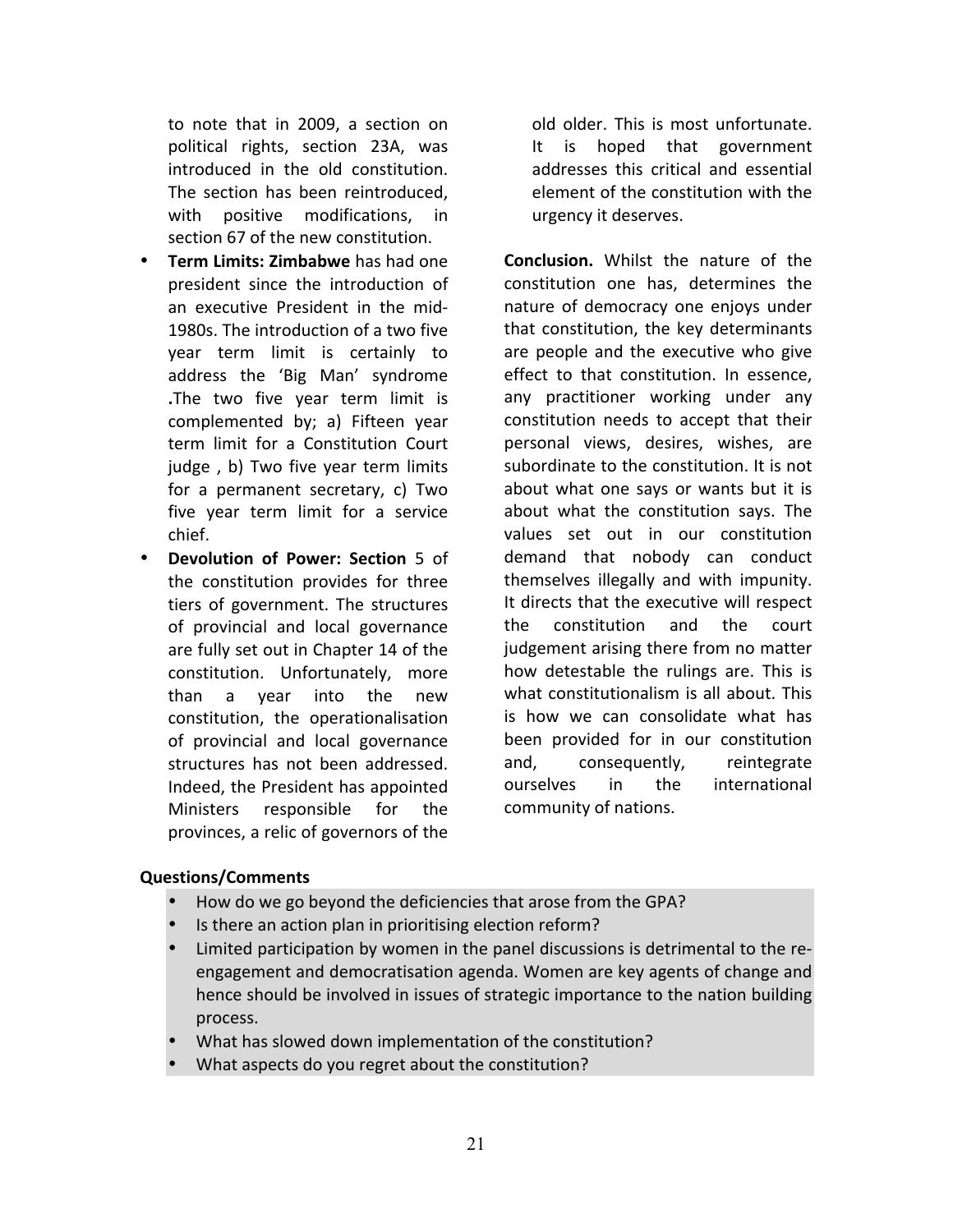to note that in 2009, a section on political rights, section 23A, was introduced in the old constitution. The section has been reintroduced, with positive modifications, in section 67 of the new constitution.

- **Term Limits: Zimbabwe** has had one president since the introduction of an executive President in the mid-1980s. The introduction of a two five year term limit is certainly to address the 'Big Man' syndrome **.**The two five year term limit is complemented by; a) Fifteen year term limit for a Constitution Court judge , b) Two five year term limits for a permanent secretary, c) Two five year term limit for a service chief.
- **Devolution of Power: Section** 5 of the constitution provides for three tiers of government. The structures of provincial and local governance are fully set out in Chapter 14 of the constitution. Unfortunately, more than a year into the new constitution, the operationalisation of provincial and local governance structures has not been addressed. Indeed, the President has appointed Ministers responsible for the provinces, a relic of governors of the old older. This is most unfortunate. It is hoped that government addresses this critical and essential element of the constitution with the urgency it deserves.

**Conclusion.** Whilst the nature of the constitution one has, determines the nature of democracy one enjoys under that constitution, the key determinants are people and the executive who give effect to that constitution. In essence, any practitioner working under any constitution needs to accept that their personal views, desires, wishes, are subordinate to the constitution. It is not about what one says or wants but it is about what the constitution says. The values set out in our constitution demand that nobody can conduct themselves illegally and with impunity. It directs that the executive will respect the constitution and the court judgement arising there from no matter how detestable the rulings are. This is what constitutionalism is all about. This is how we can consolidate what has been provided for in our constitution and, consequently, reintegrate ourselves in the international community of nations.

**Questions/Comments**

- How do we go beyond the deficiencies that arose from the GPA?
- Is there an action plan in prioritising election reform?
- Limited participation by women in the panel discussions is detrimental to the re-engagement and democratisation agenda. Women are key agents of change and hence should be involved in issues of strategic importance to the nation building process.
- What has slowed down implementation of the constitution?
- What aspects do you regret about the constitution?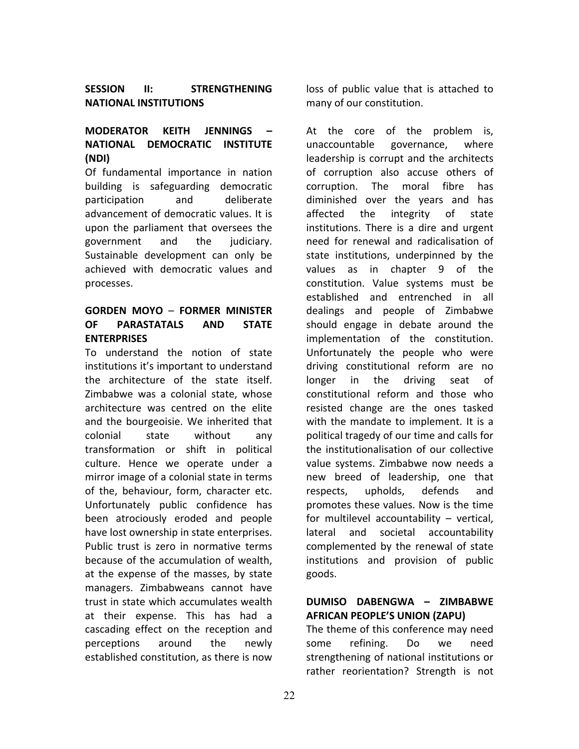## SESSION II: STRENGTHENING NATIONAL INSTITUTIONS

### MODERATOR KEITH JENNINGS – NATIONAL DEMOCRATIC INSTITUTE (NDI)

Of fundamental importance in nation building is safeguarding democratic participation and deliberate advancement of democratic values. It is upon the parliament that oversees the government and the judiciary. Sustainable development can only be achieved with democratic values and processes.

### GORDEN MOYO – FORMER MINISTER OF PARASTATALS AND STATE ENTERPRISES

To understand the notion of state institutions it's important to understand the architecture of the state itself. Zimbabwe was a colonial state, whose architecture was centred on the elite and the bourgeoisie. We inherited that colonial state without any transformation or shift in political culture. Hence we operate under a mirror image of a colonial state in terms of the, behaviour, form, character etc. Unfortunately public confidence has been atrociously eroded and people have lost ownership in state enterprises. Public trust is zero in normative terms because of the accumulation of wealth, at the expense of the masses, by state managers. Zimbabweans cannot have trust in state which accumulates wealth at their expense. This has had a cascading effect on the reception and perceptions around the newly established constitution, as there is now loss of public value that is attached to many of our constitution.

At the core of the problem is, unaccountable governance, where leadership is corrupt and the architects of corruption also accuse others of corruption. The moral fibre has diminished over the years and has affected the integrity of state institutions. There is a dire and urgent need for renewal and radicalisation of state institutions, underpinned by the values as in chapter 9 of the constitution. Value systems must be established and entrenched in all dealings and people of Zimbabwe should engage in debate around the implementation of the constitution. Unfortunately the people who were driving constitutional reform are no longer in the driving seat of constitutional reform and those who resisted change are the ones tasked with the mandate to implement. It is a political tragedy of our time and calls for the institutionalisation of our collective value systems. Zimbabwe now needs a new breed of leadership, one that respects, upholds, defends and promotes these values. Now is the time for multilevel accountability – vertical, lateral and societal accountability complemented by the renewal of state institutions and provision of public goods.

### DUMISO DABENGWA – ZIMBABWE AFRICAN PEOPLE'S UNION (ZAPU)

The theme of this conference may need some refining. Do we need strengthening of national institutions or rather reorientation? Strength is not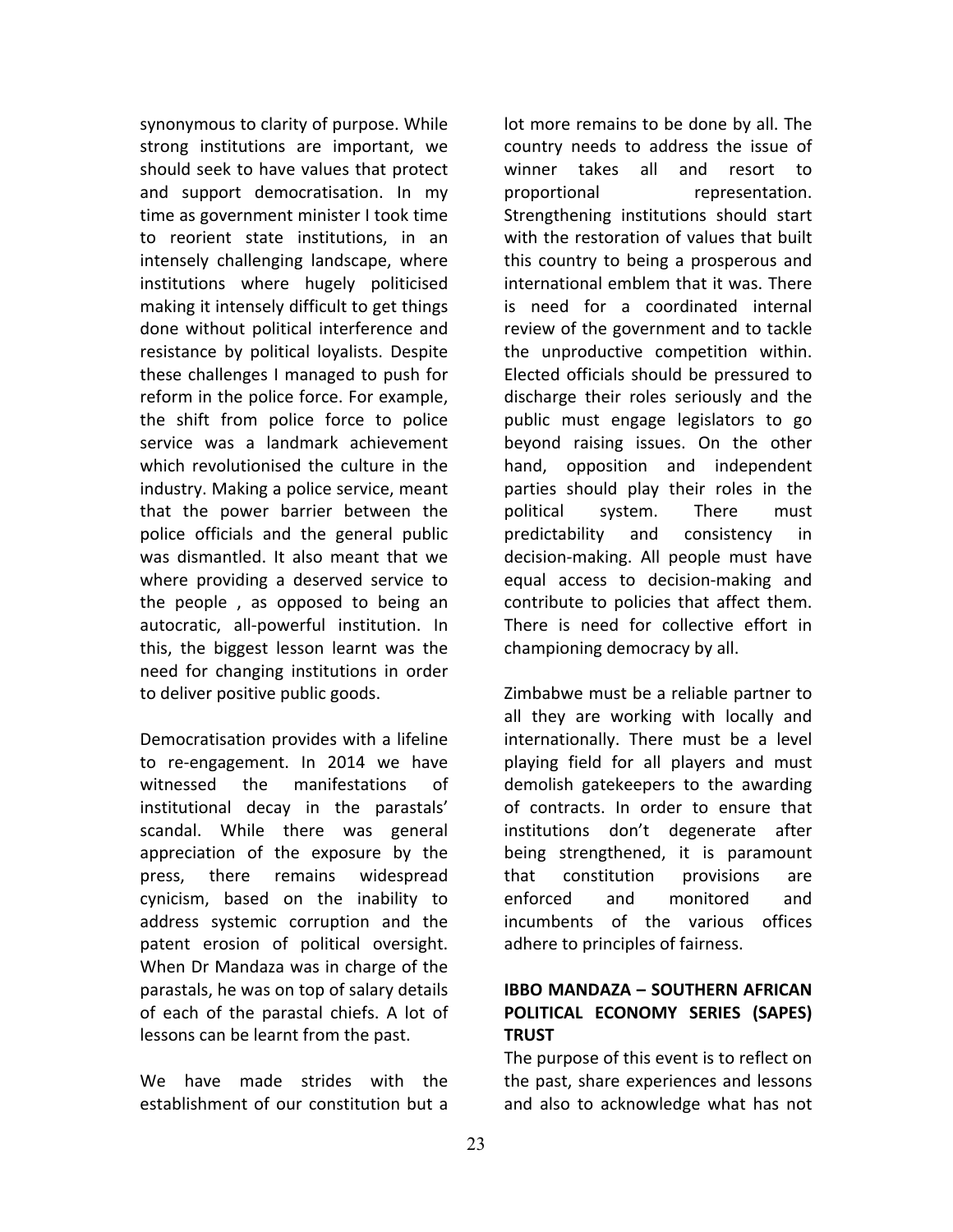synonymous to clarity of purpose. While strong institutions are important, we should seek to have values that protect and support democratisation. In my time as government minister I took time to reorient state institutions, in an intensely challenging landscape, where institutions where hugely politicised making it intensely difficult to get things done without political interference and resistance by political loyalists. Despite these challenges I managed to push for reform in the police force. For example, the shift from police force to police service was a landmark achievement which revolutionised the culture in the industry. Making a police service, meant that the power barrier between the police officials and the general public was dismantled. It also meant that we where providing a deserved service to the people , as opposed to being an autocratic, all-powerful institution. In this, the biggest lesson learnt was the need for changing institutions in order to deliver positive public goods.

Democratisation provides with a lifeline to re-engagement. In 2014 we have witnessed the manifestations of institutional decay in the parastals' scandal. While there was general appreciation of the exposure by the press, there remains widespread cynicism, based on the inability to address systemic corruption and the patent erosion of political oversight. When Dr Mandaza was in charge of the parastals, he was on top of salary details of each of the parastal chiefs. A lot of lessons can be learnt from the past.

We have made strides with the establishment of our constitution but a lot more remains to be done by all. The country needs to address the issue of winner takes all and resort to proportional representation. Strengthening institutions should start with the restoration of values that built this country to being a prosperous and international emblem that it was. There is need for a coordinated internal review of the government and to tackle the unproductive competition within. Elected officials should be pressured to discharge their roles seriously and the public must engage legislators to go beyond raising issues. On the other hand, opposition and independent parties should play their roles in the political system. There must predictability and consistency in decision-making. All people must have equal access to decision-making and contribute to policies that affect them. There is need for collective effort in championing democracy by all.

Zimbabwe must be a reliable partner to all they are working with locally and internationally. There must be a level playing field for all players and must demolish gatekeepers to the awarding of contracts. In order to ensure that institutions don't degenerate after being strengthened, it is paramount that constitution provisions are enforced and monitored and incumbents of the various offices adhere to principles of fairness.

**IBBO MANDAZA – SOUTHERN AFRICAN POLITICAL ECONOMY SERIES (SAPES) TRUST**

The purpose of this event is to reflect on the past, share experiences and lessons and also to acknowledge what has not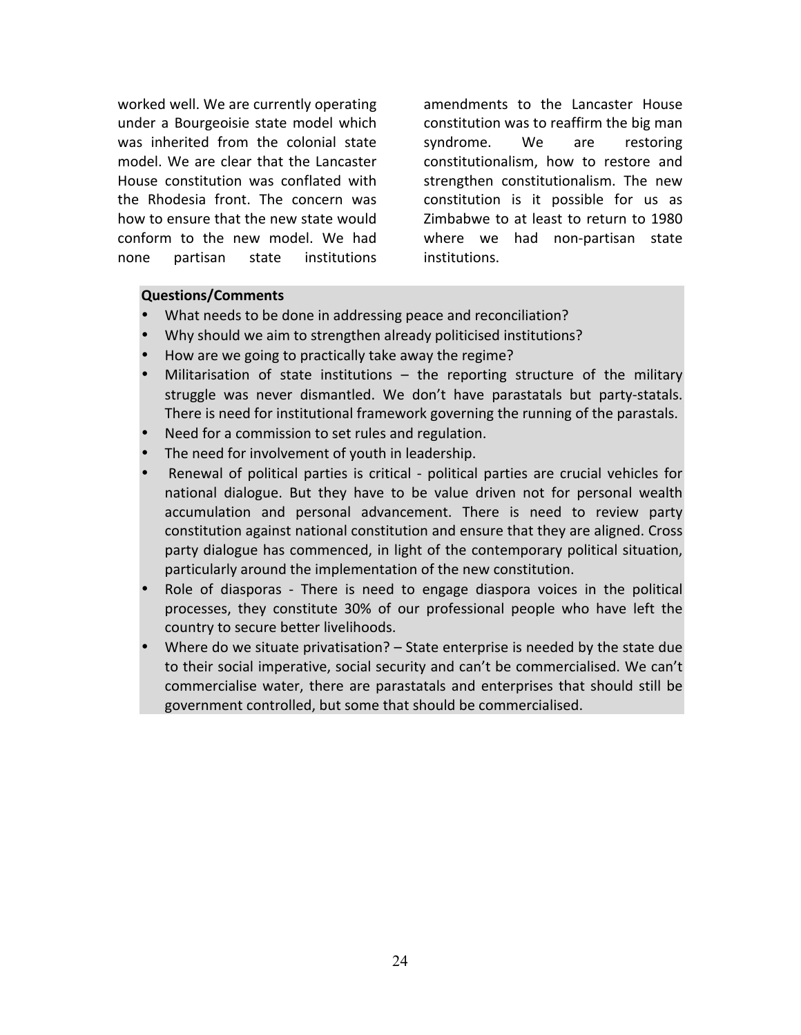worked well. We are currently operating under a Bourgeoisie state model which was inherited from the colonial state model. We are clear that the Lancaster House constitution was conflated with the Rhodesia front. The concern was how to ensure that the new state would conform to the new model. We had none partisan state institutions amendments to the Lancaster House constitution was to reaffirm the big man syndrome. We are restoring constitutionalism, how to restore and strengthen constitutionalism. The new constitution is it possible for us as Zimbabwe to at least to return to 1980 where we had non-partisan state institutions.

**Questions/Comments**

- What needs to be done in addressing peace and reconciliation?
- Why should we aim to strengthen already politicised institutions?
- How are we going to practically take away the regime?
- Militarisation of state institutions – the reporting structure of the military struggle was never dismantled. We don't have parastatals but party-statals. There is need for institutional framework governing the running of the parastals.
- Need for a commission to set rules and regulation.
- The need for involvement of youth in leadership.
- Renewal of political parties is critical - political parties are crucial vehicles for national dialogue. But they have to be value driven not for personal wealth accumulation and personal advancement. There is need to review party constitution against national constitution and ensure that they are aligned. Cross party dialogue has commenced, in light of the contemporary political situation, particularly around the implementation of the new constitution.
- Role of diasporas - There is need to engage diaspora voices in the political processes, they constitute 30% of our professional people who have left the country to secure better livelihoods.
- Where do we situate privatisation? – State enterprise is needed by the state due to their social imperative, social security and can't be commercialised. We can't commercialise water, there are parastatals and enterprises that should still be government controlled, but some that should be commercialised.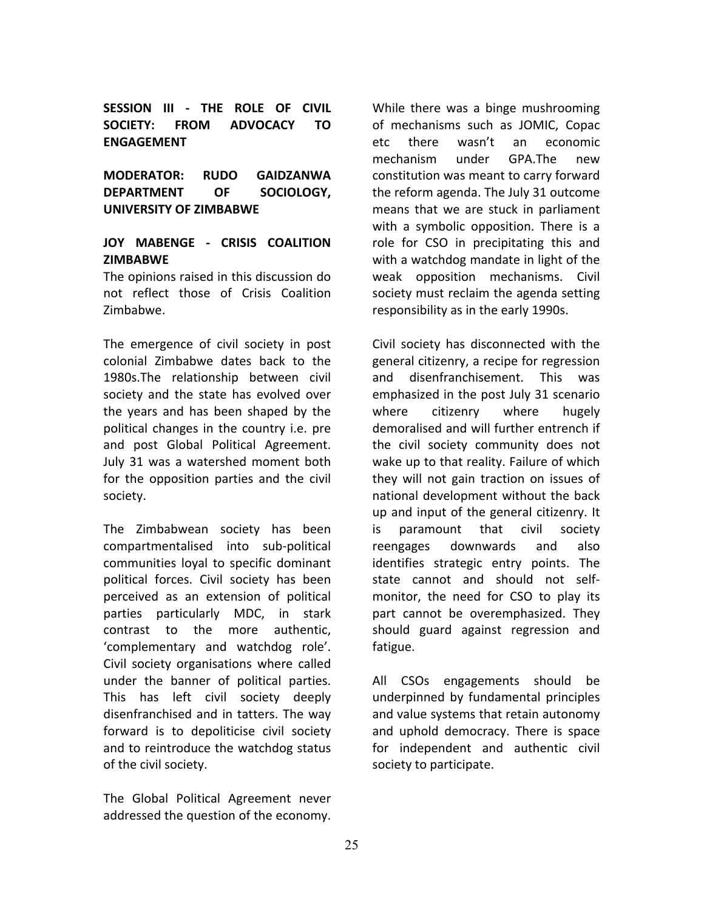## SESSION III - THE ROLE OF CIVIL SOCIETY: FROM ADVOCACY TO ENGAGEMENT

### MODERATOR: RUDO GAIDZANWA DEPARTMENT OF SOCIOLOGY, UNIVERSITY OF ZIMBABWE

### JOY MABENGE - CRISIS COALITION ZIMBABWE

The opinions raised in this discussion do not reflect those of Crisis Coalition Zimbabwe.

The emergence of civil society in post colonial Zimbabwe dates back to the 1980s.The relationship between civil society and the state has evolved over the years and has been shaped by the political changes in the country i.e. pre and post Global Political Agreement. July 31 was a watershed moment both for the opposition parties and the civil society.

The Zimbabwean society has been compartmentalised into sub-political communities loyal to specific dominant political forces. Civil society has been perceived as an extension of political parties particularly MDC, in stark contrast to the more authentic, 'complementary and watchdog role'. Civil society organisations where called under the banner of political parties. This has left civil society deeply disenfranchised and in tatters. The way forward is to depoliticise civil society and to reintroduce the watchdog status of the civil society.

The Global Political Agreement never addressed the question of the economy. While there was a binge mushrooming of mechanisms such as JOMIC, Copac etc there wasn't an economic mechanism under GPA.The new constitution was meant to carry forward the reform agenda. The July 31 outcome means that we are stuck in parliament with a symbolic opposition. There is a role for CSO in precipitating this and with a watchdog mandate in light of the weak opposition mechanisms. Civil society must reclaim the agenda setting responsibility as in the early 1990s.

Civil society has disconnected with the general citizenry, a recipe for regression and disenfranchisement. This was emphasized in the post July 31 scenario where citizenry where hugely demoralised and will further entrench if the civil society community does not wake up to that reality. Failure of which they will not gain traction on issues of national development without the back up and input of the general citizenry. It is paramount that civil society reengages downwards and also identifies strategic entry points. The state cannot and should not self-monitor, the need for CSO to play its part cannot be overemphasized. They should guard against regression and fatigue.

All CSOs engagements should be underpinned by fundamental principles and value systems that retain autonomy and uphold democracy. There is space for independent and authentic civil society to participate.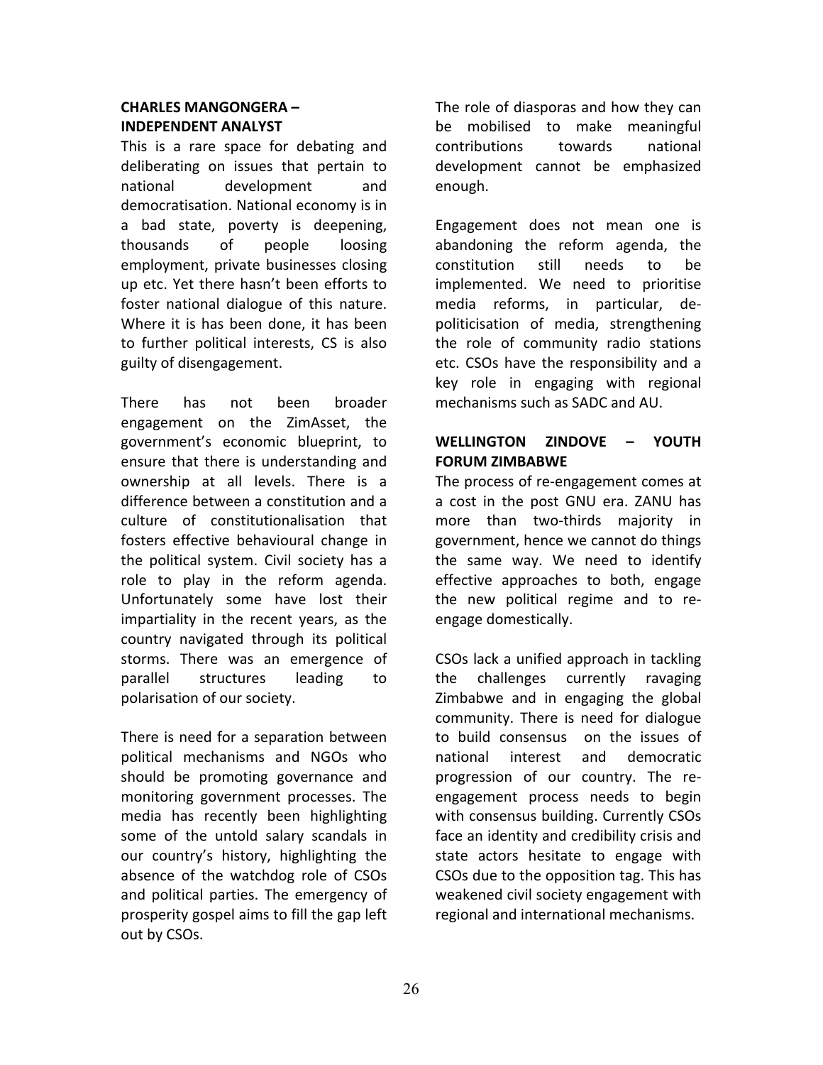**CHARLES MANGONGERA – INDEPENDENT ANALYST**

This is a rare space for debating and deliberating on issues that pertain to national development and democratisation. National economy is in a bad state, poverty is deepening, thousands of people loosing employment, private businesses closing up etc. Yet there hasn't been efforts to foster national dialogue of this nature. Where it is has been done, it has been to further political interests, CS is also guilty of disengagement.

There has not been broader engagement on the ZimAsset, the government's economic blueprint, to ensure that there is understanding and ownership at all levels. There is a difference between a constitution and a culture of constitutionalisation that fosters effective behavioural change in the political system. Civil society has a role to play in the reform agenda. Unfortunately some have lost their impartiality in the recent years, as the country navigated through its political storms. There was an emergence of parallel structures leading to polarisation of our society.

There is need for a separation between political mechanisms and NGOs who should be promoting governance and monitoring government processes. The media has recently been highlighting some of the untold salary scandals in our country's history, highlighting the absence of the watchdog role of CSOs and political parties. The emergency of prosperity gospel aims to fill the gap left out by CSOs.

The role of diasporas and how they can be mobilised to make meaningful contributions towards national development cannot be emphasized enough.

Engagement does not mean one is abandoning the reform agenda, the constitution still needs to be implemented. We need to prioritise media reforms, in particular, de-politicisation of media, strengthening the role of community radio stations etc. CSOs have the responsibility and a key role in engaging with regional mechanisms such as SADC and AU.

**WELLINGTON ZINDOVE – YOUTH FORUM ZIMBABWE**

The process of re-engagement comes at a cost in the post GNU era. ZANU has more than two-thirds majority in government, hence we cannot do things the same way. We need to identify effective approaches to both, engage the new political regime and to re-engage domestically.

CSOs lack a unified approach in tackling the challenges currently ravaging Zimbabwe and in engaging the global community. There is need for dialogue to build consensus on the issues of national interest and democratic progression of our country. The re-engagement process needs to begin with consensus building. Currently CSOs face an identity and credibility crisis and state actors hesitate to engage with CSOs due to the opposition tag. This has weakened civil society engagement with regional and international mechanisms.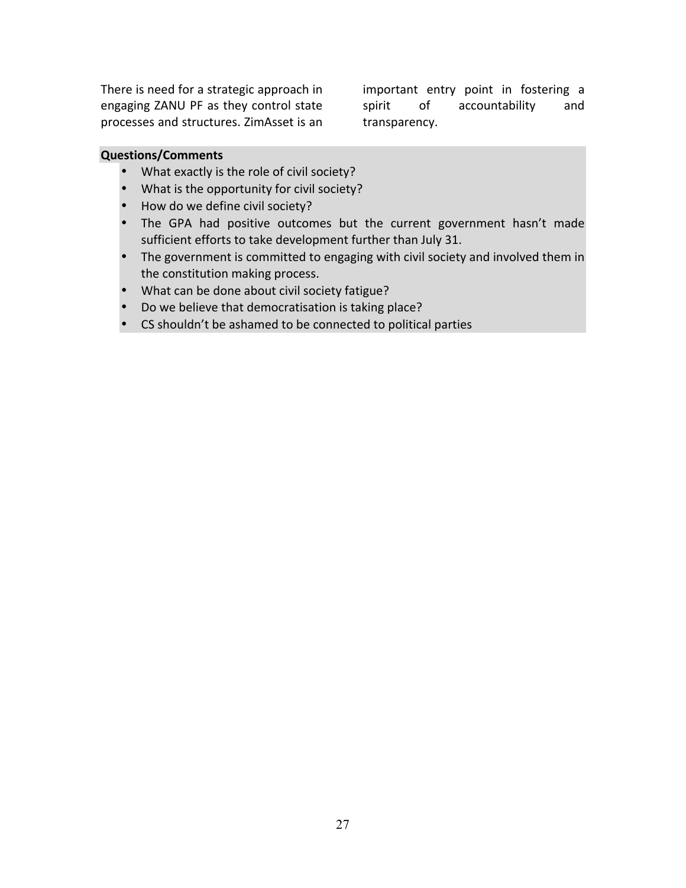There is need for a strategic approach in engaging ZANU PF as they control state processes and structures. ZimAsset is an important entry point in fostering a spirit of accountability and transparency.

**Questions/Comments**

- What exactly is the role of civil society?
- What is the opportunity for civil society?
- How do we define civil society?
- The GPA had positive outcomes but the current government hasn't made sufficient efforts to take development further than July 31.
- The government is committed to engaging with civil society and involved them in the constitution making process.
- What can be done about civil society fatigue?
- Do we believe that democratisation is taking place?
- CS shouldn't be ashamed to be connected to political parties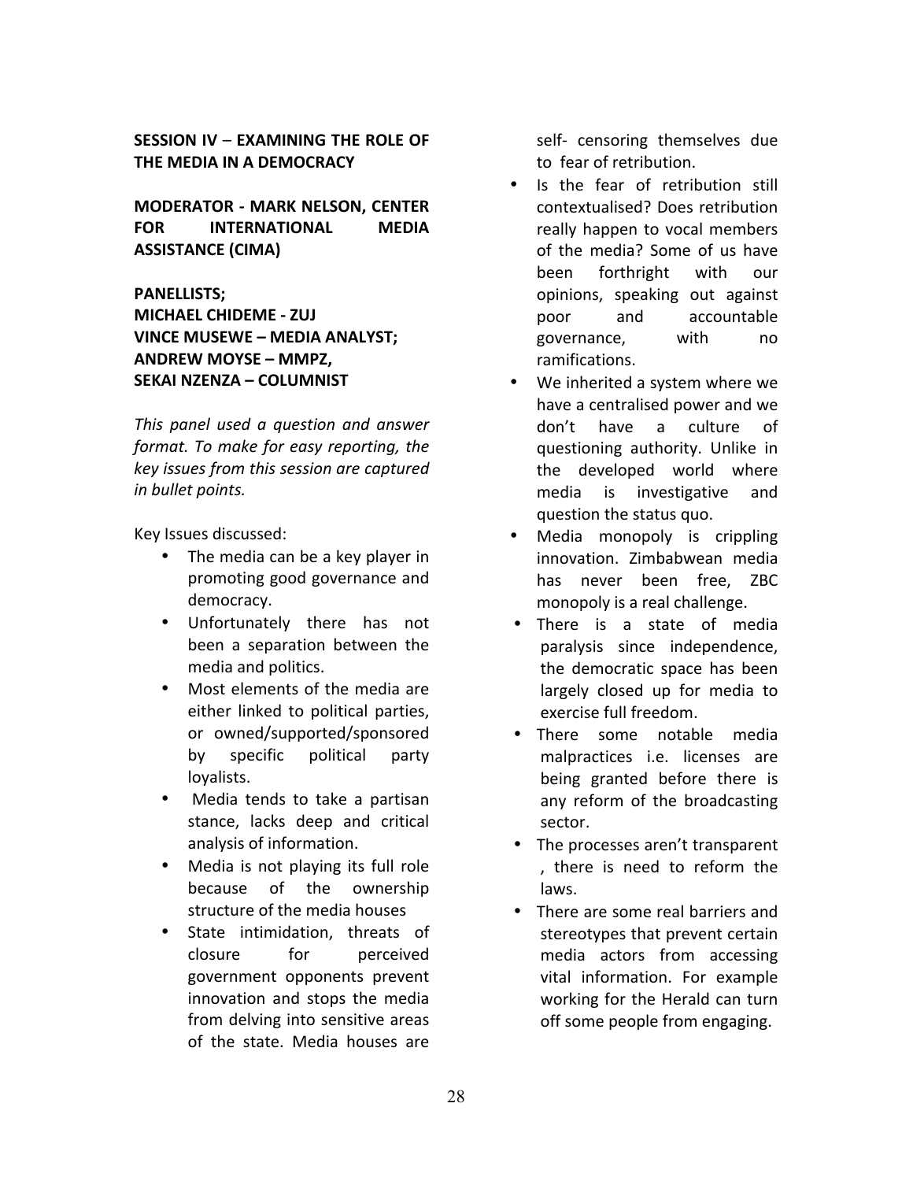**SESSION IV – EXAMINING THE ROLE OF THE MEDIA IN A DEMOCRACY**

**MODERATOR - MARK NELSON, CENTER FOR INTERNATIONAL MEDIA ASSISTANCE (CIMA)**

**PANELLISTS;**
**MICHAEL CHIDEME - ZUJ**
**VINCE MUSEWE – MEDIA ANALYST;**
**ANDREW MOYSE – MMPZ,**
**SEKAI NZENZA – COLUMNIST**

*This panel used a question and answer format. To make for easy reporting, the key issues from this session are captured in bullet points.*

Key Issues discussed:

- The media can be a key player in promoting good governance and democracy.
- Unfortunately there has not been a separation between the media and politics.
- Most elements of the media are either linked to political parties, or owned/supported/sponsored by specific political party loyalists.
- Media tends to take a partisan stance, lacks deep and critical analysis of information.
- Media is not playing its full role because of the ownership structure of the media houses
- State intimidation, threats of closure for perceived government opponents prevent innovation and stops the media from delving into sensitive areas of the state. Media houses are self- censoring themselves due to fear of retribution.
- Is the fear of retribution still contextualised? Does retribution really happen to vocal members of the media? Some of us have been forthright with our opinions, speaking out against poor and accountable governance, with no ramifications.
- We inherited a system where we have a centralised power and we don't have a culture of questioning authority. Unlike in the developed world where media is investigative and question the status quo.
- Media monopoly is crippling innovation. Zimbabwean media has never been free, ZBC monopoly is a real challenge.
- There is a state of media paralysis since independence, the democratic space has been largely closed up for media to exercise full freedom.
- There some notable media malpractices i.e. licenses are being granted before there is any reform of the broadcasting sector.
- The processes aren't transparent , there is need to reform the laws.
- There are some real barriers and stereotypes that prevent certain media actors from accessing vital information. For example working for the Herald can turn off some people from engaging.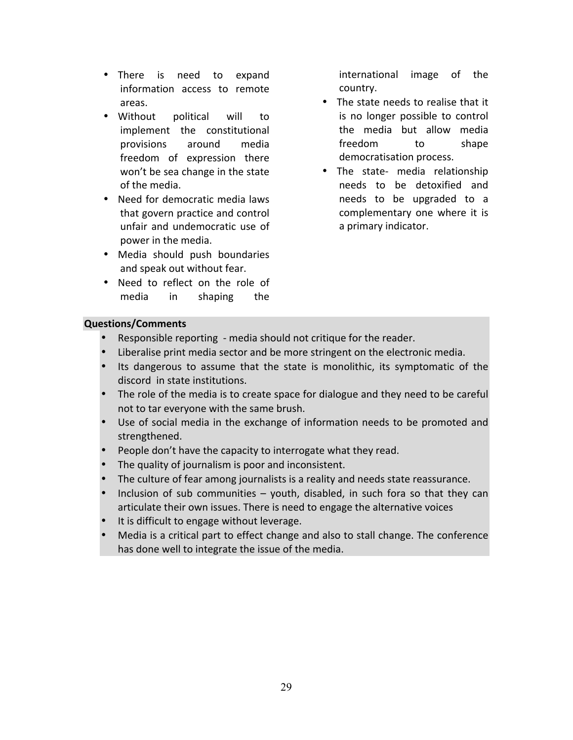- There is need to expand information access to remote areas.
- Without political will to implement the constitutional provisions around media freedom of expression there won't be sea change in the state of the media.
- Need for democratic media laws that govern practice and control unfair and undemocratic use of power in the media.
- Media should push boundaries and speak out without fear.
- Need to reflect on the role of media in shaping the international image of the country.
- The state needs to realise that it is no longer possible to control the media but allow media freedom to shape democratisation process.
- The state- media relationship needs to be detoxified and needs to be upgraded to a complementary one where it is a primary indicator.

**Questions/Comments**

- Responsible reporting - media should not critique for the reader.
- Liberalise print media sector and be more stringent on the electronic media.
- Its dangerous to assume that the state is monolithic, its symptomatic of the discord in state institutions.
- The role of the media is to create space for dialogue and they need to be careful not to tar everyone with the same brush.
- Use of social media in the exchange of information needs to be promoted and strengthened.
- People don't have the capacity to interrogate what they read.
- The quality of journalism is poor and inconsistent.
- The culture of fear among journalists is a reality and needs state reassurance.
- Inclusion of sub communities – youth, disabled, in such fora so that they can articulate their own issues. There is need to engage the alternative voices
- It is difficult to engage without leverage.
- Media is a critical part to effect change and also to stall change. The conference has done well to integrate the issue of the media.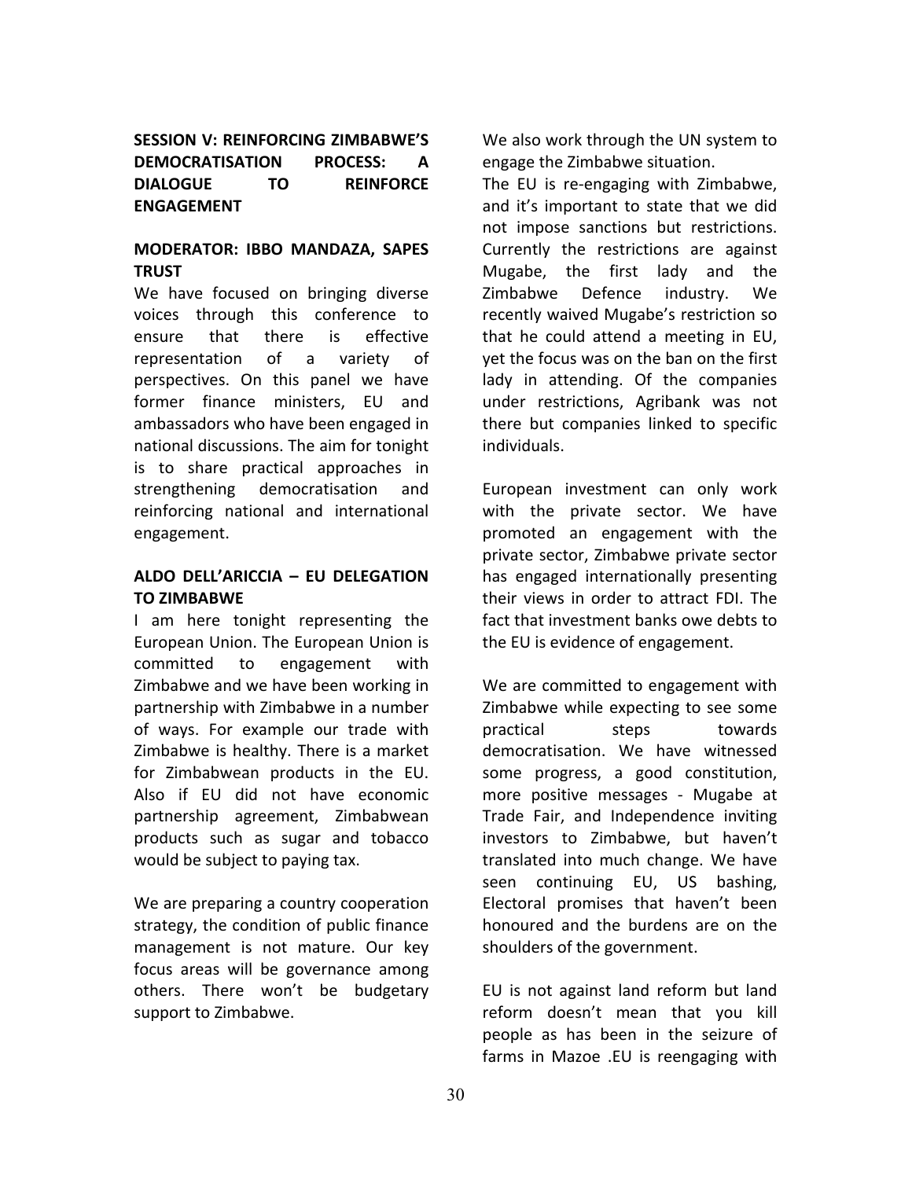## SESSION V: REINFORCING ZIMBABWE'S DEMOCRATISATION PROCESS: A DIALOGUE TO REINFORCE ENGAGEMENT

### MODERATOR: IBBO MANDAZA, SAPES TRUST

We have focused on bringing diverse voices through this conference to ensure that there is effective representation of a variety of perspectives. On this panel we have former finance ministers, EU and ambassadors who have been engaged in national discussions. The aim for tonight is to share practical approaches in strengthening democratisation and reinforcing national and international engagement.

### ALDO DELL'ARICCIA – EU DELEGATION TO ZIMBABWE

I am here tonight representing the European Union. The European Union is committed to engagement with Zimbabwe and we have been working in partnership with Zimbabwe in a number of ways. For example our trade with Zimbabwe is healthy. There is a market for Zimbabwean products in the EU. Also if EU did not have economic partnership agreement, Zimbabwean products such as sugar and tobacco would be subject to paying tax.

We are preparing a country cooperation strategy, the condition of public finance management is not mature. Our key focus areas will be governance among others. There won't be budgetary support to Zimbabwe.

We also work through the UN system to engage the Zimbabwe situation.

The EU is re-engaging with Zimbabwe, and it's important to state that we did not impose sanctions but restrictions. Currently the restrictions are against Mugabe, the first lady and the Zimbabwe Defence industry. We recently waived Mugabe's restriction so that he could attend a meeting in EU, yet the focus was on the ban on the first lady in attending. Of the companies under restrictions, Agribank was not there but companies linked to specific individuals.

European investment can only work with the private sector. We have promoted an engagement with the private sector, Zimbabwe private sector has engaged internationally presenting their views in order to attract FDI. The fact that investment banks owe debts to the EU is evidence of engagement.

We are committed to engagement with Zimbabwe while expecting to see some practical steps towards democratisation. We have witnessed some progress, a good constitution, more positive messages - Mugabe at Trade Fair, and Independence inviting investors to Zimbabwe, but haven't translated into much change. We have seen continuing EU, US bashing, Electoral promises that haven't been honoured and the burdens are on the shoulders of the government.

EU is not against land reform but land reform doesn't mean that you kill people as has been in the seizure of farms in Mazoe .EU is reengaging with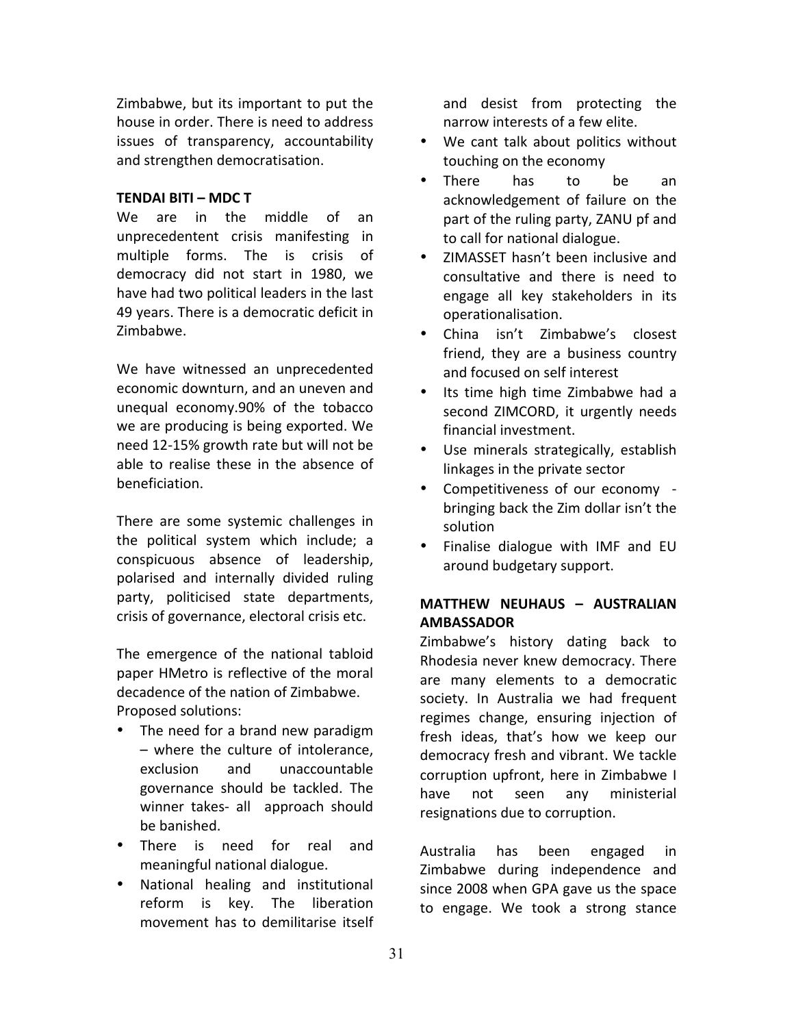Zimbabwe, but its important to put the house in order. There is need to address issues of transparency, accountability and strengthen democratisation.

**TENDAI BITI – MDC T**

We are in the middle of an unprecedentent crisis manifesting in multiple forms. The is crisis of democracy did not start in 1980, we have had two political leaders in the last 49 years. There is a democratic deficit in Zimbabwe.

We have witnessed an unprecedented economic downturn, and an uneven and unequal economy.90% of the tobacco we are producing is being exported. We need 12-15% growth rate but will not be able to realise these in the absence of beneficiation.

There are some systemic challenges in the political system which include; a conspicuous absence of leadership, polarised and internally divided ruling party, politicised state departments, crisis of governance, electoral crisis etc.

The emergence of the national tabloid paper HMetro is reflective of the moral decadence of the nation of Zimbabwe.
Proposed solutions:

- The need for a brand new paradigm – where the culture of intolerance, exclusion and unaccountable governance should be tackled. The winner takes- all approach should be banished.
- There is need for real and meaningful national dialogue.
- National healing and institutional reform is key. The liberation movement has to demilitarise itself and desist from protecting the narrow interests of a few elite.
- We cant talk about politics without touching on the economy
- There has to be an acknowledgement of failure on the part of the ruling party, ZANU pf and to call for national dialogue.
- ZIMASSET hasn't been inclusive and consultative and there is need to engage all key stakeholders in its operationalisation.
- China isn't Zimbabwe's closest friend, they are a business country and focused on self interest
- Its time high time Zimbabwe had a second ZIMCORD, it urgently needs financial investment.
- Use minerals strategically, establish linkages in the private sector
- Competitiveness of our economy - bringing back the Zim dollar isn't the solution
- Finalise dialogue with IMF and EU around budgetary support.

**MATTHEW NEUHAUS – AUSTRALIAN AMBASSADOR**

Zimbabwe's history dating back to Rhodesia never knew democracy. There are many elements to a democratic society. In Australia we had frequent regimes change, ensuring injection of fresh ideas, that's how we keep our democracy fresh and vibrant. We tackle corruption upfront, here in Zimbabwe I have not seen any ministerial resignations due to corruption.

Australia has been engaged in Zimbabwe during independence and since 2008 when GPA gave us the space to engage. We took a strong stance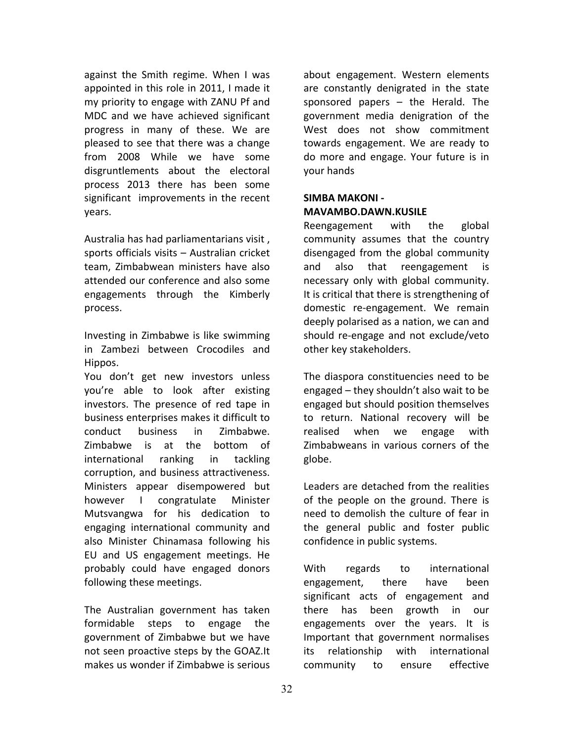against the Smith regime. When I was appointed in this role in 2011, I made it my priority to engage with ZANU Pf and MDC and we have achieved significant progress in many of these. We are pleased to see that there was a change from 2008 While we have some disgruntlements about the electoral process 2013 there has been some significant improvements in the recent years.

Australia has had parliamentarians visit , sports officials visits – Australian cricket team, Zimbabwean ministers have also attended our conference and also some engagements through the Kimberly process.

Investing in Zimbabwe is like swimming in Zambezi between Crocodiles and Hippos.
You don't get new investors unless you're able to look after existing investors. The presence of red tape in business enterprises makes it difficult to conduct business in Zimbabwe. Zimbabwe is at the bottom of international ranking in tackling corruption, and business attractiveness. Ministers appear disempowered but however I congratulate Minister Mutsvangwa for his dedication to engaging international community and also Minister Chinamasa following his EU and US engagement meetings. He probably could have engaged donors following these meetings.

The Australian government has taken formidable steps to engage the government of Zimbabwe but we have not seen proactive steps by the GOAZ.It makes us wonder if Zimbabwe is serious about engagement. Western elements are constantly denigrated in the state sponsored papers – the Herald. The government media denigration of the West does not show commitment towards engagement. We are ready to do more and engage. Your future is in your hands

**SIMBA MAKONI - MAVAMBO.DAWN.KUSILE**

Reengagement with the global community assumes that the country disengaged from the global community and also that reengagement is necessary only with global community. It is critical that there is strengthening of domestic re-engagement. We remain deeply polarised as a nation, we can and should re-engage and not exclude/veto other key stakeholders.

The diaspora constituencies need to be engaged – they shouldn't also wait to be engaged but should position themselves to return. National recovery will be realised when we engage with Zimbabweans in various corners of the globe.

Leaders are detached from the realities of the people on the ground. There is need to demolish the culture of fear in the general public and foster public confidence in public systems.

With regards to international engagement, there have been significant acts of engagement and there has been growth in our engagements over the years. It is Important that government normalises its relationship with international community to ensure effective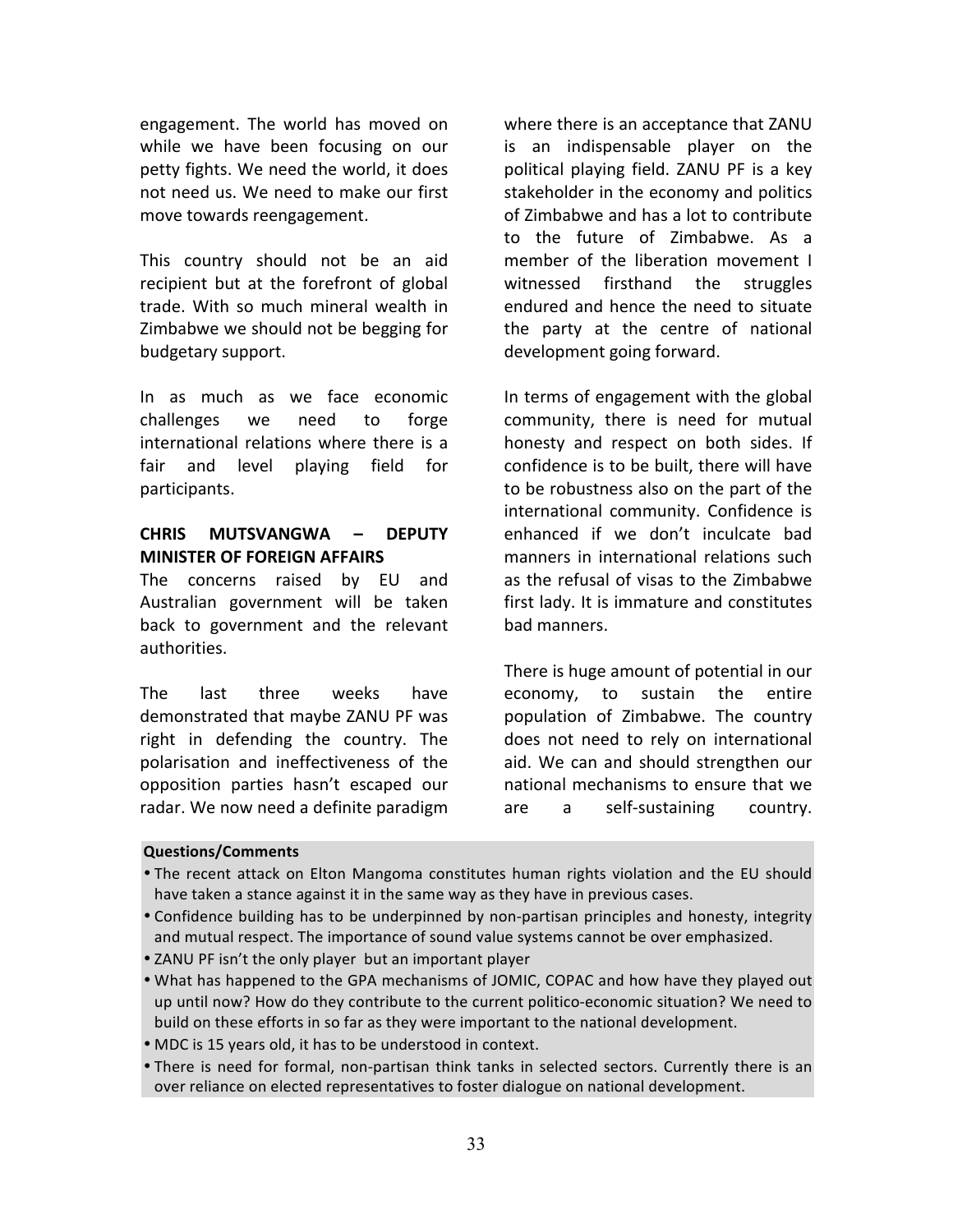engagement. The world has moved on while we have been focusing on our petty fights. We need the world, it does not need us. We need to make our first move towards reengagement.

This country should not be an aid recipient but at the forefront of global trade. With so much mineral wealth in Zimbabwe we should not be begging for budgetary support.

In as much as we face economic challenges we need to forge international relations where there is a fair and level playing field for participants.

**CHRIS MUTSVANGWA – DEPUTY MINISTER OF FOREIGN AFFAIRS**

The concerns raised by EU and Australian government will be taken back to government and the relevant authorities.

The last three weeks have demonstrated that maybe ZANU PF was right in defending the country. The polarisation and ineffectiveness of the opposition parties hasn't escaped our radar. We now need a definite paradigm where there is an acceptance that ZANU is an indispensable player on the political playing field. ZANU PF is a key stakeholder in the economy and politics of Zimbabwe and has a lot to contribute to the future of Zimbabwe. As a member of the liberation movement I witnessed firsthand the struggles endured and hence the need to situate the party at the centre of national development going forward.

In terms of engagement with the global community, there is need for mutual honesty and respect on both sides. If confidence is to be built, there will have to be robustness also on the part of the international community. Confidence is enhanced if we don't inculcate bad manners in international relations such as the refusal of visas to the Zimbabwe first lady. It is immature and constitutes bad manners.

There is huge amount of potential in our economy, to sustain the entire population of Zimbabwe. The country does not need to rely on international aid. We can and should strengthen our national mechanisms to ensure that we are a self-sustaining country.

**Questions/Comments**

- The recent attack on Elton Mangoma constitutes human rights violation and the EU should have taken a stance against it in the same way as they have in previous cases.
- Confidence building has to be underpinned by non-partisan principles and honesty, integrity and mutual respect. The importance of sound value systems cannot be over emphasized.
- ZANU PF isn't the only player but an important player
- What has happened to the GPA mechanisms of JOMIC, COPAC and how have they played out up until now? How do they contribute to the current politico-economic situation? We need to build on these efforts in so far as they were important to the national development.
- MDC is 15 years old, it has to be understood in context.
- There is need for formal, non-partisan think tanks in selected sectors. Currently there is an over reliance on elected representatives to foster dialogue on national development.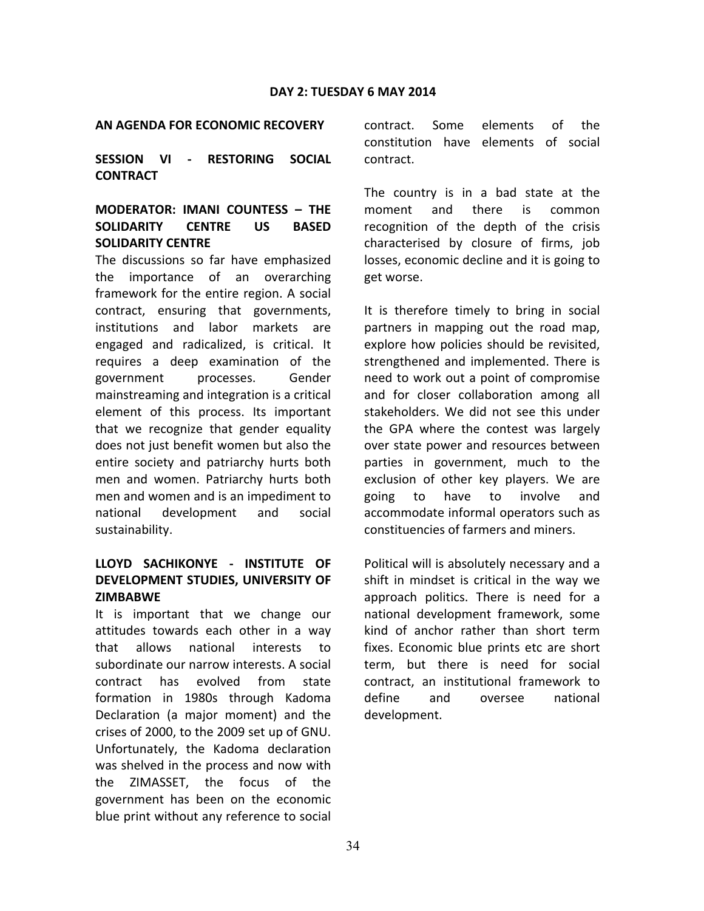**DAY 2: TUESDAY 6 MAY 2014**

**AN AGENDA FOR ECONOMIC RECOVERY**

**SESSION VI - RESTORING SOCIAL CONTRACT**

**MODERATOR: IMANI COUNTESS – THE SOLIDARITY CENTRE US BASED SOLIDARITY CENTRE**

The discussions so far have emphasized the importance of an overarching framework for the entire region. A social contract, ensuring that governments, institutions and labor markets are engaged and radicalized, is critical. It requires a deep examination of the government processes. Gender mainstreaming and integration is a critical element of this process. Its important that we recognize that gender equality does not just benefit women but also the entire society and patriarchy hurts both men and women. Patriarchy hurts both men and women and is an impediment to national development and social sustainability.

**LLOYD SACHIKONYE - INSTITUTE OF DEVELOPMENT STUDIES, UNIVERSITY OF ZIMBABWE**

It is important that we change our attitudes towards each other in a way that allows national interests to subordinate our narrow interests. A social contract has evolved from state formation in 1980s through Kadoma Declaration (a major moment) and the crises of 2000, to the 2009 set up of GNU. Unfortunately, the Kadoma declaration was shelved in the process and now with the ZIMASSET, the focus of the government has been on the economic blue print without any reference to social contract. Some elements of the constitution have elements of social contract.

The country is in a bad state at the moment and there is common recognition of the depth of the crisis characterised by closure of firms, job losses, economic decline and it is going to get worse.

It is therefore timely to bring in social partners in mapping out the road map, explore how policies should be revisited, strengthened and implemented. There is need to work out a point of compromise and for closer collaboration among all stakeholders. We did not see this under the GPA where the contest was largely over state power and resources between parties in government, much to the exclusion of other key players. We are going to have to involve and accommodate informal operators such as constituencies of farmers and miners.

Political will is absolutely necessary and a shift in mindset is critical in the way we approach politics. There is need for a national development framework, some kind of anchor rather than short term fixes. Economic blue prints etc are short term, but there is need for social contract, an institutional framework to define and oversee national development.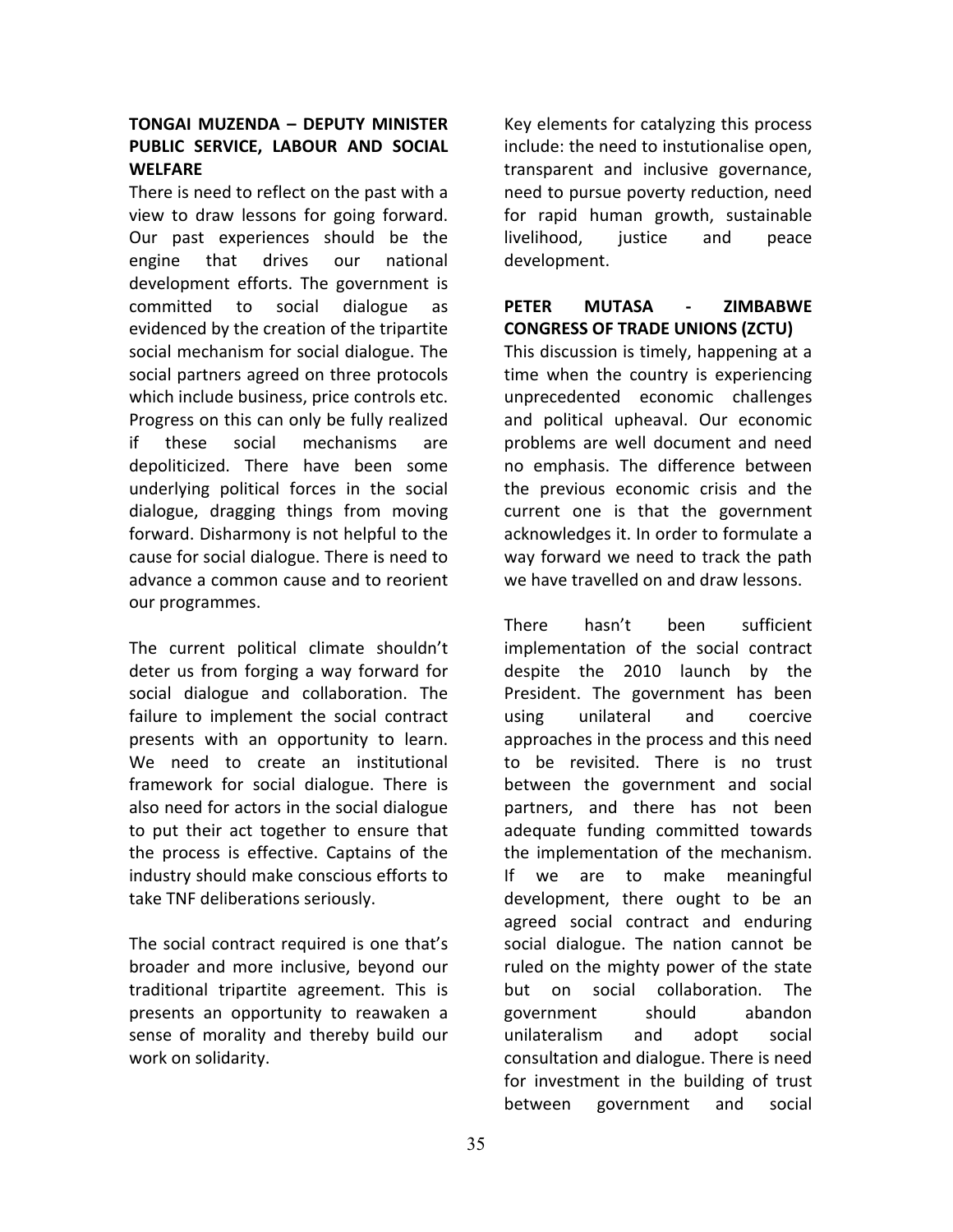**TONGAI MUZENDA – DEPUTY MINISTER PUBLIC SERVICE, LABOUR AND SOCIAL WELFARE**

There is need to reflect on the past with a view to draw lessons for going forward. Our past experiences should be the engine that drives our national development efforts. The government is committed to social dialogue as evidenced by the creation of the tripartite social mechanism for social dialogue. The social partners agreed on three protocols which include business, price controls etc. Progress on this can only be fully realized if these social mechanisms are depoliticized. There have been some underlying political forces in the social dialogue, dragging things from moving forward. Disharmony is not helpful to the cause for social dialogue. There is need to advance a common cause and to reorient our programmes.

The current political climate shouldn't deter us from forging a way forward for social dialogue and collaboration. The failure to implement the social contract presents with an opportunity to learn. We need to create an institutional framework for social dialogue. There is also need for actors in the social dialogue to put their act together to ensure that the process is effective. Captains of the industry should make conscious efforts to take TNF deliberations seriously.

The social contract required is one that's broader and more inclusive, beyond our traditional tripartite agreement. This is presents an opportunity to reawaken a sense of morality and thereby build our work on solidarity.

Key elements for catalyzing this process include: the need to instutionalise open, transparent and inclusive governance, need to pursue poverty reduction, need for rapid human growth, sustainable livelihood, justice and peace development.

**PETER MUTASA - ZIMBABWE CONGRESS OF TRADE UNIONS (ZCTU)**

This discussion is timely, happening at a time when the country is experiencing unprecedented economic challenges and political upheaval. Our economic problems are well document and need no emphasis. The difference between the previous economic crisis and the current one is that the government acknowledges it. In order to formulate a way forward we need to track the path we have travelled on and draw lessons.

There hasn't been sufficient implementation of the social contract despite the 2010 launch by the President. The government has been using unilateral and coercive approaches in the process and this need to be revisited. There is no trust between the government and social partners, and there has not been adequate funding committed towards the implementation of the mechanism. If we are to make meaningful development, there ought to be an agreed social contract and enduring social dialogue. The nation cannot be ruled on the mighty power of the state but on social collaboration. The government should abandon unilateralism and adopt social consultation and dialogue. There is need for investment in the building of trust between government and social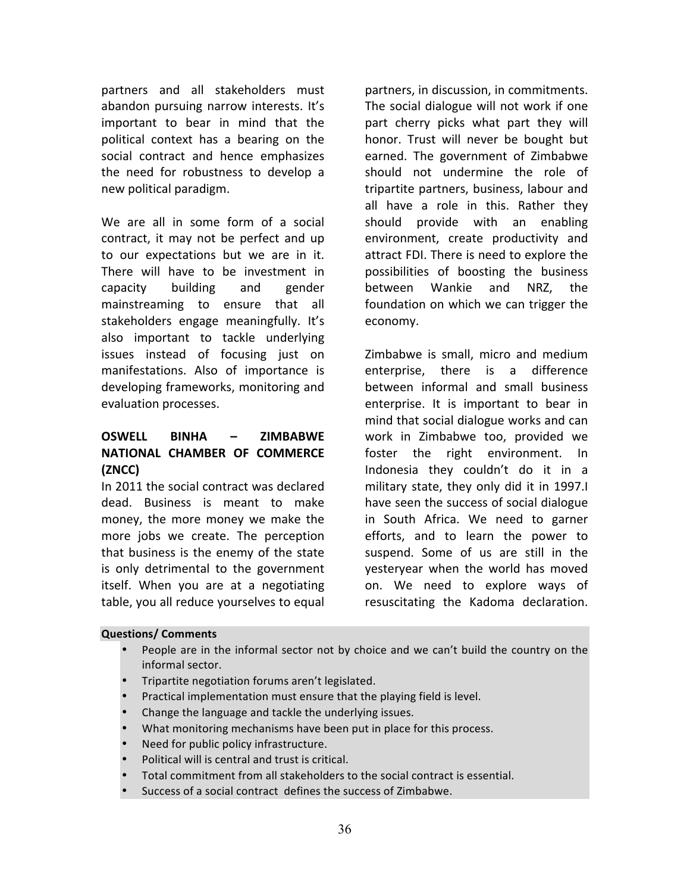partners and all stakeholders must abandon pursuing narrow interests. It's important to bear in mind that the political context has a bearing on the social contract and hence emphasizes the need for robustness to develop a new political paradigm.

We are all in some form of a social contract, it may not be perfect and up to our expectations but we are in it. There will have to be investment in capacity building and gender mainstreaming to ensure that all stakeholders engage meaningfully. It's also important to tackle underlying issues instead of focusing just on manifestations. Also of importance is developing frameworks, monitoring and evaluation processes.

**OSWELL BINHA – ZIMBABWE NATIONAL CHAMBER OF COMMERCE (ZNCC)**

In 2011 the social contract was declared dead. Business is meant to make money, the more money we make the more jobs we create. The perception that business is the enemy of the state is only detrimental to the government itself. When you are at a negotiating table, you all reduce yourselves to equal partners, in discussion, in commitments. The social dialogue will not work if one part cherry picks what part they will honor. Trust will never be bought but earned. The government of Zimbabwe should not undermine the role of tripartite partners, business, labour and all have a role in this. Rather they should provide with an enabling environment, create productivity and attract FDI. There is need to explore the possibilities of boosting the business between Wankie and NRZ, the foundation on which we can trigger the economy.

Zimbabwe is small, micro and medium enterprise, there is a difference between informal and small business enterprise. It is important to bear in mind that social dialogue works and can work in Zimbabwe too, provided we foster the right environment. In Indonesia they couldn't do it in a military state, they only did it in 1997.I have seen the success of social dialogue in South Africa. We need to garner efforts, and to learn the power to suspend. Some of us are still in the yesteryear when the world has moved on. We need to explore ways of resuscitating the Kadoma declaration.

**Questions/ Comments**

- People are in the informal sector not by choice and we can't build the country on the informal sector.
- Tripartite negotiation forums aren't legislated.
- Practical implementation must ensure that the playing field is level.
- Change the language and tackle the underlying issues.
- What monitoring mechanisms have been put in place for this process.
- Need for public policy infrastructure.
- Political will is central and trust is critical.
- Total commitment from all stakeholders to the social contract is essential.
- Success of a social contract defines the success of Zimbabwe.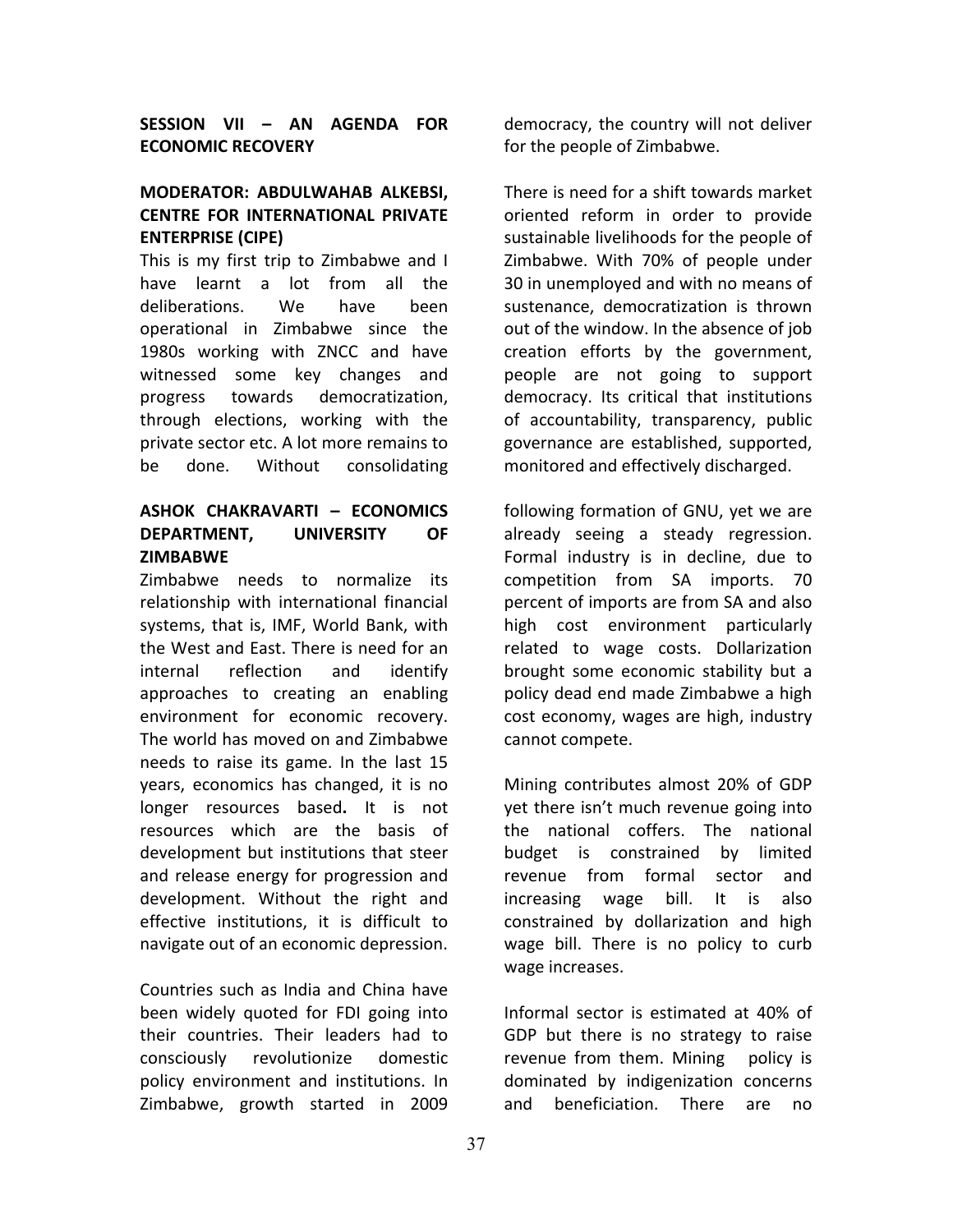**SESSION VII – AN AGENDA FOR ECONOMIC RECOVERY**

**MODERATOR: ABDULWAHAB ALKEBSI, CENTRE FOR INTERNATIONAL PRIVATE ENTERPRISE (CIPE)**

This is my first trip to Zimbabwe and I have learnt a lot from all the deliberations. We have been operational in Zimbabwe since the 1980s working with ZNCC and have witnessed some key changes and progress towards democratization, through elections, working with the private sector etc. A lot more remains to be done. Without consolidating democracy, the country will not deliver for the people of Zimbabwe.

There is need for a shift towards market oriented reform in order to provide sustainable livelihoods for the people of Zimbabwe. With 70% of people under 30 in unemployed and with no means of sustenance, democratization is thrown out of the window. In the absence of job creation efforts by the government, people are not going to support democracy. Its critical that institutions of accountability, transparency, public governance are established, supported, monitored and effectively discharged.

**ASHOK CHAKRAVARTI – ECONOMICS DEPARTMENT, UNIVERSITY OF ZIMBABWE**

Zimbabwe needs to normalize its relationship with international financial systems, that is, IMF, World Bank, with the West and East. There is need for an internal reflection and identify approaches to creating an enabling environment for economic recovery. The world has moved on and Zimbabwe needs to raise its game. In the last 15 years, economics has changed, it is no longer resources based**.** It is not resources which are the basis of development but institutions that steer and release energy for progression and development. Without the right and effective institutions, it is difficult to navigate out of an economic depression.

Countries such as India and China have been widely quoted for FDI going into their countries. Their leaders had to consciously revolutionize domestic policy environment and institutions. In Zimbabwe, growth started in 2009 following formation of GNU, yet we are already seeing a steady regression. Formal industry is in decline, due to competition from SA imports. 70 percent of imports are from SA and also high cost environment particularly related to wage costs. Dollarization brought some economic stability but a policy dead end made Zimbabwe a high cost economy, wages are high, industry cannot compete.

Mining contributes almost 20% of GDP yet there isn't much revenue going into the national coffers. The national budget is constrained by limited revenue from formal sector and increasing wage bill. It is also constrained by dollarization and high wage bill. There is no policy to curb wage increases.

Informal sector is estimated at 40% of GDP but there is no strategy to raise revenue from them. Mining policy is dominated by indigenization concerns and beneficiation. There are no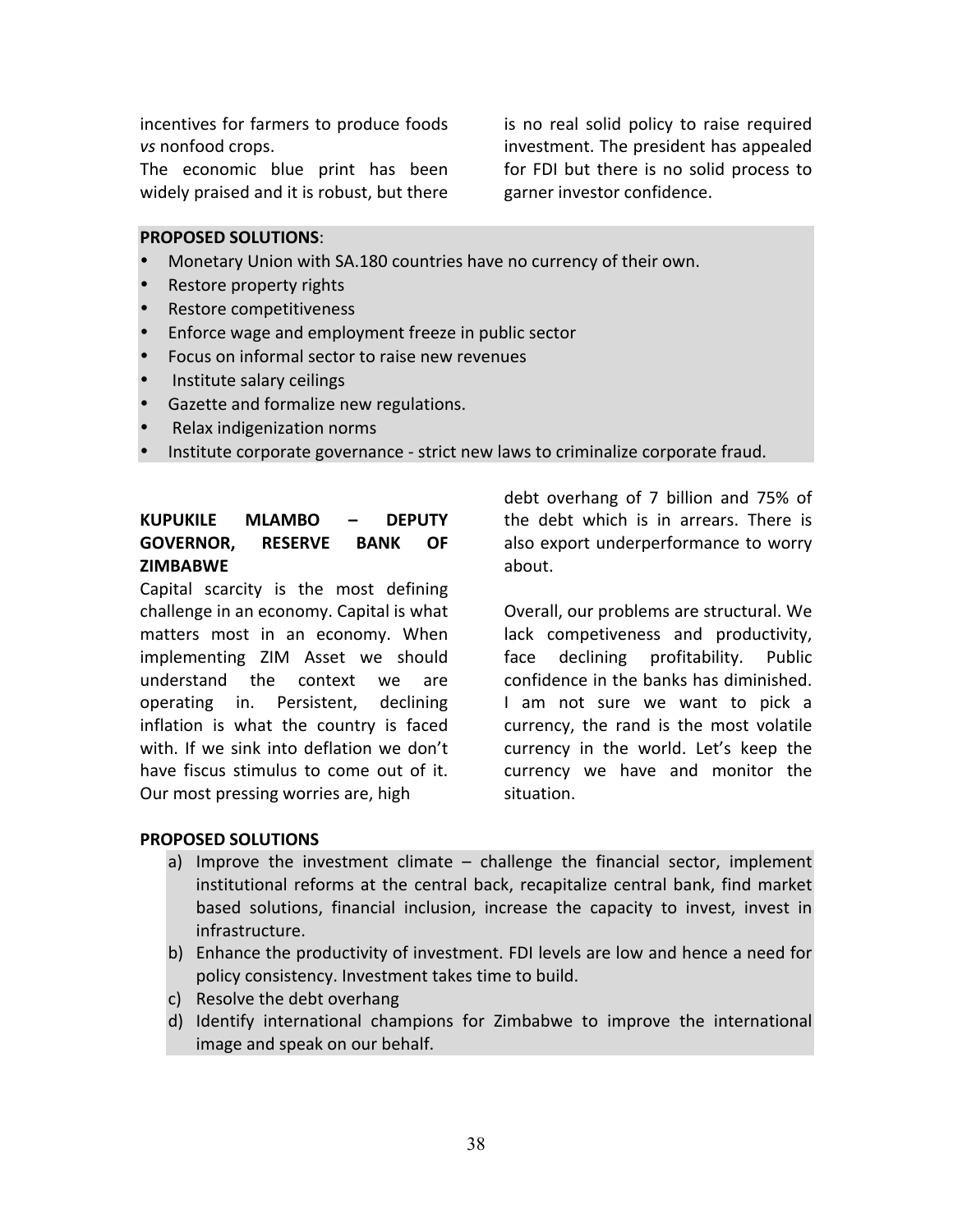incentives for farmers to produce foods *vs* nonfood crops.

The economic blue print has been widely praised and it is robust, but there is no real solid policy to raise required investment. The president has appealed for FDI but there is no solid process to garner investor confidence.

**PROPOSED SOLUTIONS**:

- Monetary Union with SA.180 countries have no currency of their own.
- Restore property rights
- Restore competitiveness
- Enforce wage and employment freeze in public sector
- Focus on informal sector to raise new revenues
- Institute salary ceilings
- Gazette and formalize new regulations.
- Relax indigenization norms
- Institute corporate governance - strict new laws to criminalize corporate fraud.

**KUPUKILE MLAMBO – DEPUTY GOVERNOR, RESERVE BANK OF ZIMBABWE**

Capital scarcity is the most defining challenge in an economy. Capital is what matters most in an economy. When implementing ZIM Asset we should understand the context we are operating in. Persistent, declining inflation is what the country is faced with. If we sink into deflation we don't have fiscus stimulus to come out of it. Our most pressing worries are, high debt overhang of 7 billion and 75% of the debt which is in arrears. There is also export underperformance to worry about.

Overall, our problems are structural. We lack competiveness and productivity, face declining profitability. Public confidence in the banks has diminished. I am not sure we want to pick a currency, the rand is the most volatile currency in the world. Let's keep the currency we have and monitor the situation.

**PROPOSED SOLUTIONS**

a) Improve the investment climate – challenge the financial sector, implement institutional reforms at the central back, recapitalize central bank, find market based solutions, financial inclusion, increase the capacity to invest, invest in infrastructure.
b) Enhance the productivity of investment. FDI levels are low and hence a need for policy consistency. Investment takes time to build.
c) Resolve the debt overhang
d) Identify international champions for Zimbabwe to improve the international image and speak on our behalf.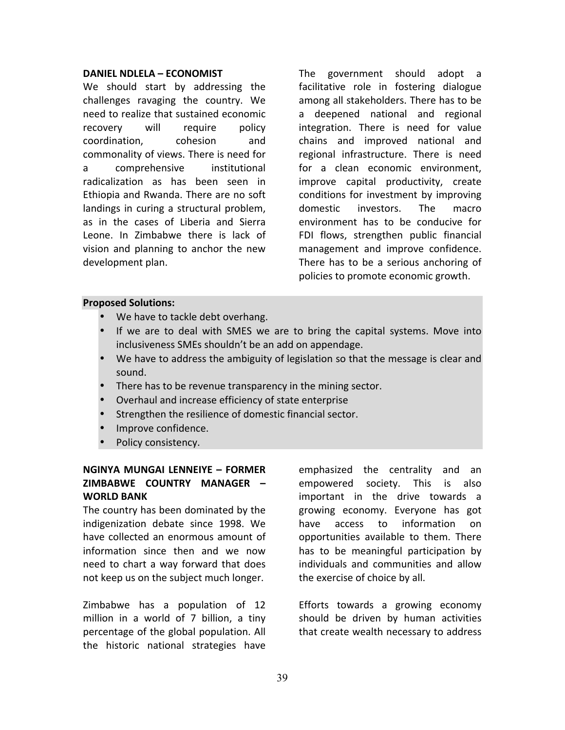**DANIEL NDLELA – ECONOMIST**

We should start by addressing the challenges ravaging the country. We need to realize that sustained economic recovery will require policy coordination, cohesion and commonality of views. There is need for a comprehensive institutional radicalization as has been seen in Ethiopia and Rwanda. There are no soft landings in curing a structural problem, as in the cases of Liberia and Sierra Leone. In Zimbabwe there is lack of vision and planning to anchor the new development plan.

The government should adopt a facilitative role in fostering dialogue among all stakeholders. There has to be a deepened national and regional integration. There is need for value chains and improved national and regional infrastructure. There is need for a clean economic environment, improve capital productivity, create conditions for investment by improving domestic investors. The macro environment has to be conducive for FDI flows, strengthen public financial management and improve confidence. There has to be a serious anchoring of policies to promote economic growth.

**Proposed Solutions:**

- We have to tackle debt overhang.
- If we are to deal with SMES we are to bring the capital systems. Move into inclusiveness SMEs shouldn't be an add on appendage.
- We have to address the ambiguity of legislation so that the message is clear and sound.
- There has to be revenue transparency in the mining sector.
- Overhaul and increase efficiency of state enterprise
- Strengthen the resilience of domestic financial sector.
- Improve confidence.
- Policy consistency.

**NGINYA MUNGAI LENNEIYE – FORMER ZIMBABWE COUNTRY MANAGER – WORLD BANK**

The country has been dominated by the indigenization debate since 1998. We have collected an enormous amount of information since then and we now need to chart a way forward that does not keep us on the subject much longer.

Zimbabwe has a population of 12 million in a world of 7 billion, a tiny percentage of the global population. All the historic national strategies have emphasized the centrality and an empowered society. This is also important in the drive towards a growing economy. Everyone has got have access to information on opportunities available to them. There has to be meaningful participation by individuals and communities and allow the exercise of choice by all.

Efforts towards a growing economy should be driven by human activities that create wealth necessary to address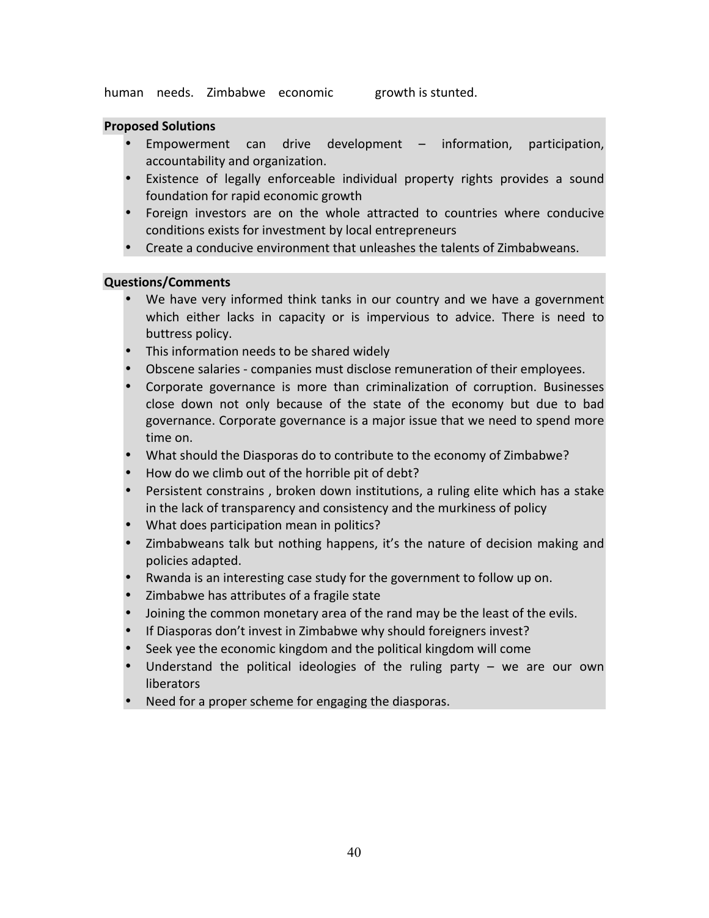human needs. Zimbabwe economic growth is stunted.

**Proposed Solutions**

- Empowerment can drive development – information, participation, accountability and organization.
- Existence of legally enforceable individual property rights provides a sound foundation for rapid economic growth
- Foreign investors are on the whole attracted to countries where conducive conditions exists for investment by local entrepreneurs
- Create a conducive environment that unleashes the talents of Zimbabweans.

**Questions/Comments**

- We have very informed think tanks in our country and we have a government which either lacks in capacity or is impervious to advice. There is need to buttress policy.
- This information needs to be shared widely
- Obscene salaries - companies must disclose remuneration of their employees.
- Corporate governance is more than criminalization of corruption. Businesses close down not only because of the state of the economy but due to bad governance. Corporate governance is a major issue that we need to spend more time on.
- What should the Diasporas do to contribute to the economy of Zimbabwe?
- How do we climb out of the horrible pit of debt?
- Persistent constrains , broken down institutions, a ruling elite which has a stake in the lack of transparency and consistency and the murkiness of policy
- What does participation mean in politics?
- Zimbabweans talk but nothing happens, it's the nature of decision making and policies adapted.
- Rwanda is an interesting case study for the government to follow up on.
- Zimbabwe has attributes of a fragile state
- Joining the common monetary area of the rand may be the least of the evils.
- If Diasporas don't invest in Zimbabwe why should foreigners invest?
- Seek yee the economic kingdom and the political kingdom will come
- Understand the political ideologies of the ruling party – we are our own liberators
- Need for a proper scheme for engaging the diasporas.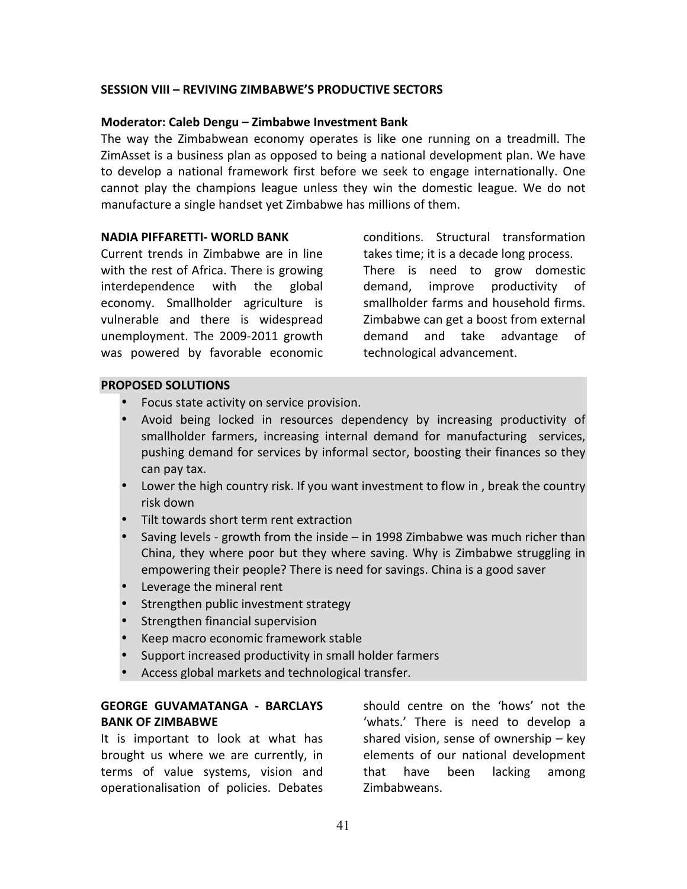## SESSION VIII – REVIVING ZIMBABWE'S PRODUCTIVE SECTORS

**Moderator: Caleb Dengu – Zimbabwe Investment Bank**

The way the Zimbabwean economy operates is like one running on a treadmill. The ZimAsset is a business plan as opposed to being a national development plan. We have to develop a national framework first before we seek to engage internationally. One cannot play the champions league unless they win the domestic league. We do not manufacture a single handset yet Zimbabwe has millions of them.

**NADIA PIFFARETTI- WORLD BANK**

Current trends in Zimbabwe are in line with the rest of Africa. There is growing interdependence with the global economy. Smallholder agriculture is vulnerable and there is widespread unemployment. The 2009-2011 growth was powered by favorable economic conditions. Structural transformation takes time; it is a decade long process. There is need to grow domestic demand, improve productivity of smallholder farms and household firms. Zimbabwe can get a boost from external demand and take advantage of technological advancement.

**PROPOSED SOLUTIONS**

- Focus state activity on service provision.
- Avoid being locked in resources dependency by increasing productivity of smallholder farmers, increasing internal demand for manufacturing services, pushing demand for services by informal sector, boosting their finances so they can pay tax.
- Lower the high country risk. If you want investment to flow in , break the country risk down
- Tilt towards short term rent extraction
- Saving levels - growth from the inside – in 1998 Zimbabwe was much richer than China, they where poor but they where saving. Why is Zimbabwe struggling in empowering their people? There is need for savings. China is a good saver
- Leverage the mineral rent
- Strengthen public investment strategy
- Strengthen financial supervision
- Keep macro economic framework stable
- Support increased productivity in small holder farmers
- Access global markets and technological transfer.

**GEORGE GUVAMATANGA - BARCLAYS BANK OF ZIMBABWE**

It is important to look at what has brought us where we are currently, in terms of value systems, vision and operationalisation of policies. Debates should centre on the 'hows' not the 'whats.' There is need to develop a shared vision, sense of ownership – key elements of our national development that have been lacking among Zimbabweans.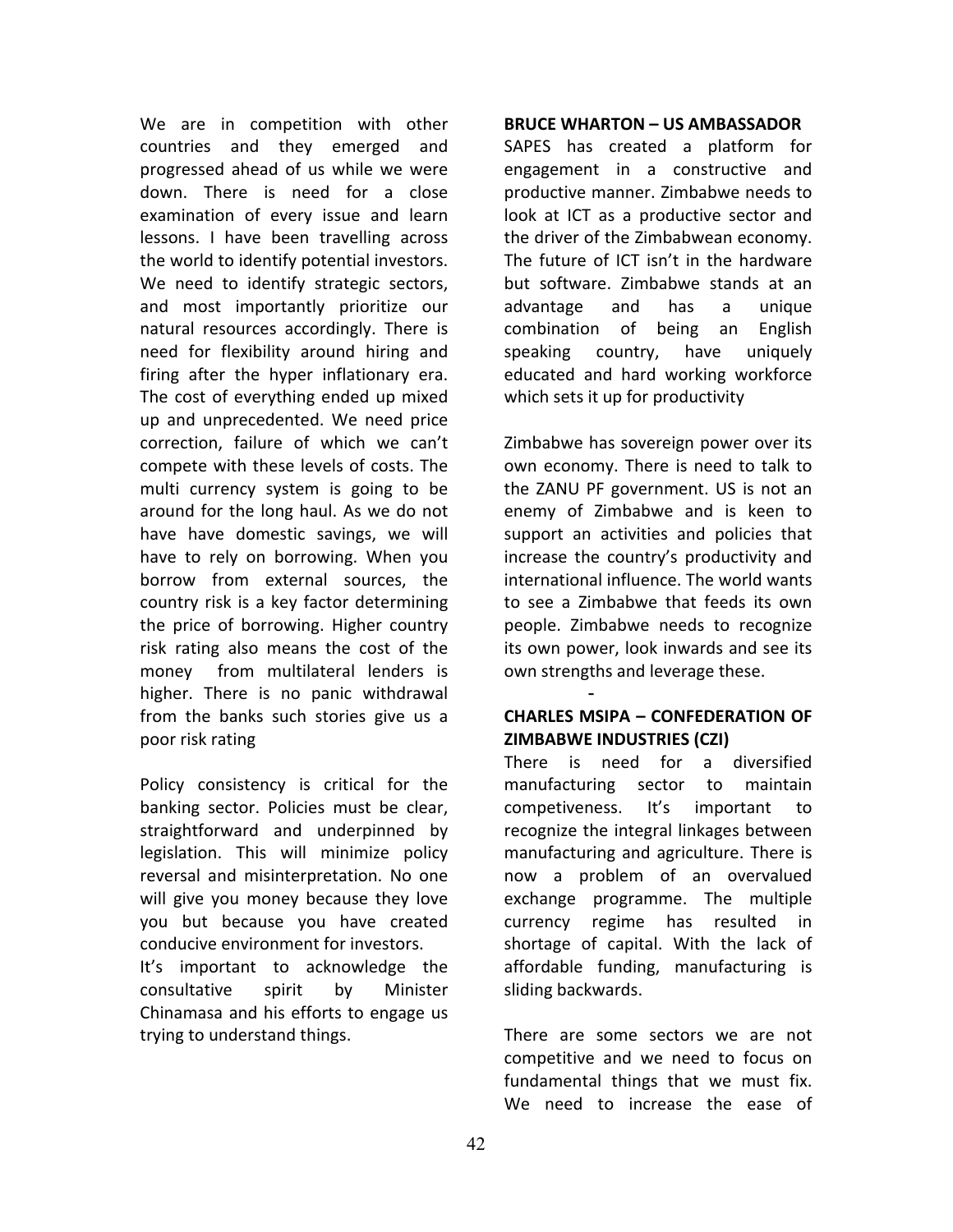We are in competition with other countries and they emerged and progressed ahead of us while we were down. There is need for a close examination of every issue and learn lessons. I have been travelling across the world to identify potential investors. We need to identify strategic sectors, and most importantly prioritize our natural resources accordingly. There is need for flexibility around hiring and firing after the hyper inflationary era. The cost of everything ended up mixed up and unprecedented. We need price correction, failure of which we can't compete with these levels of costs. The multi currency system is going to be around for the long haul. As we do not have have domestic savings, we will have to rely on borrowing. When you borrow from external sources, the country risk is a key factor determining the price of borrowing. Higher country risk rating also means the cost of the money from multilateral lenders is higher. There is no panic withdrawal from the banks such stories give us a poor risk rating

Policy consistency is critical for the banking sector. Policies must be clear, straightforward and underpinned by legislation. This will minimize policy reversal and misinterpretation. No one will give you money because they love you but because you have created conducive environment for investors.
It's important to acknowledge the consultative spirit by Minister Chinamasa and his efforts to engage us trying to understand things.

**BRUCE WHARTON – US AMBASSADOR**

SAPES has created a platform for engagement in a constructive and productive manner. Zimbabwe needs to look at ICT as a productive sector and the driver of the Zimbabwean economy. The future of ICT isn't in the hardware but software. Zimbabwe stands at an advantage and has a unique combination of being an English speaking country, have uniquely educated and hard working workforce which sets it up for productivity

Zimbabwe has sovereign power over its own economy. There is need to talk to the ZANU PF government. US is not an enemy of Zimbabwe and is keen to support an activities and policies that increase the country's productivity and international influence. The world wants to see a Zimbabwe that feeds its own people. Zimbabwe needs to recognize its own power, look inwards and see its own strengths and leverage these.

-

**CHARLES MSIPA – CONFEDERATION OF ZIMBABWE INDUSTRIES (CZI)**

There is need for a diversified manufacturing sector to maintain competiveness. It's important to recognize the integral linkages between manufacturing and agriculture. There is now a problem of an overvalued exchange programme. The multiple currency regime has resulted in shortage of capital. With the lack of affordable funding, manufacturing is sliding backwards.

There are some sectors we are not competitive and we need to focus on fundamental things that we must fix. We need to increase the ease of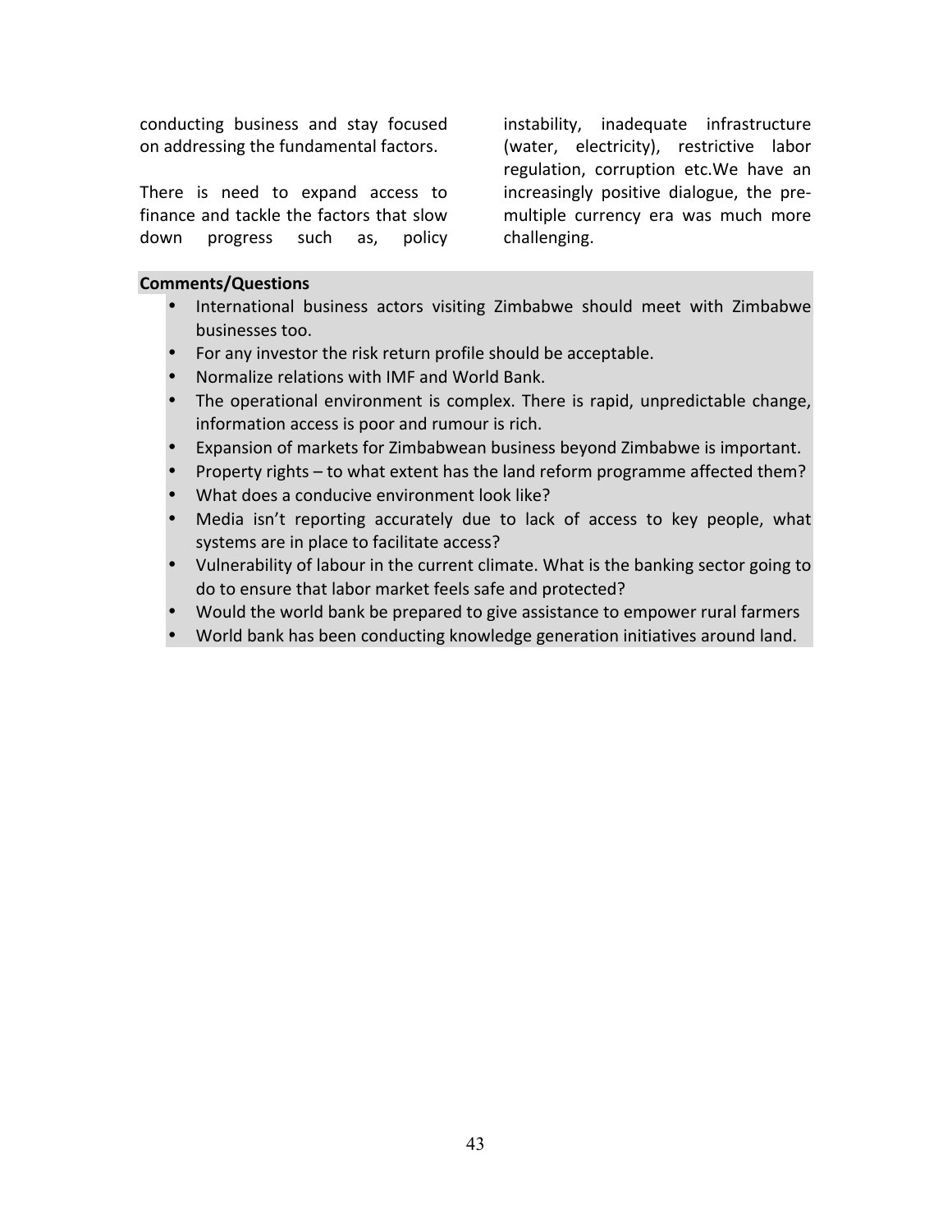conducting business and stay focused on addressing the fundamental factors.

There is need to expand access to finance and tackle the factors that slow down progress such as, policy instability, inadequate infrastructure (water, electricity), restrictive labor regulation, corruption etc.We have an increasingly positive dialogue, the pre-multiple currency era was much more challenging.

**Comments/Questions**

- International business actors visiting Zimbabwe should meet with Zimbabwe businesses too.
- For any investor the risk return profile should be acceptable.
- Normalize relations with IMF and World Bank.
- The operational environment is complex. There is rapid, unpredictable change, information access is poor and rumour is rich.
- Expansion of markets for Zimbabwean business beyond Zimbabwe is important.
- Property rights – to what extent has the land reform programme affected them?
- What does a conducive environment look like?
- Media isn't reporting accurately due to lack of access to key people, what systems are in place to facilitate access?
- Vulnerability of labour in the current climate. What is the banking sector going to do to ensure that labor market feels safe and protected?
- Would the world bank be prepared to give assistance to empower rural farmers
- World bank has been conducting knowledge generation initiatives around land.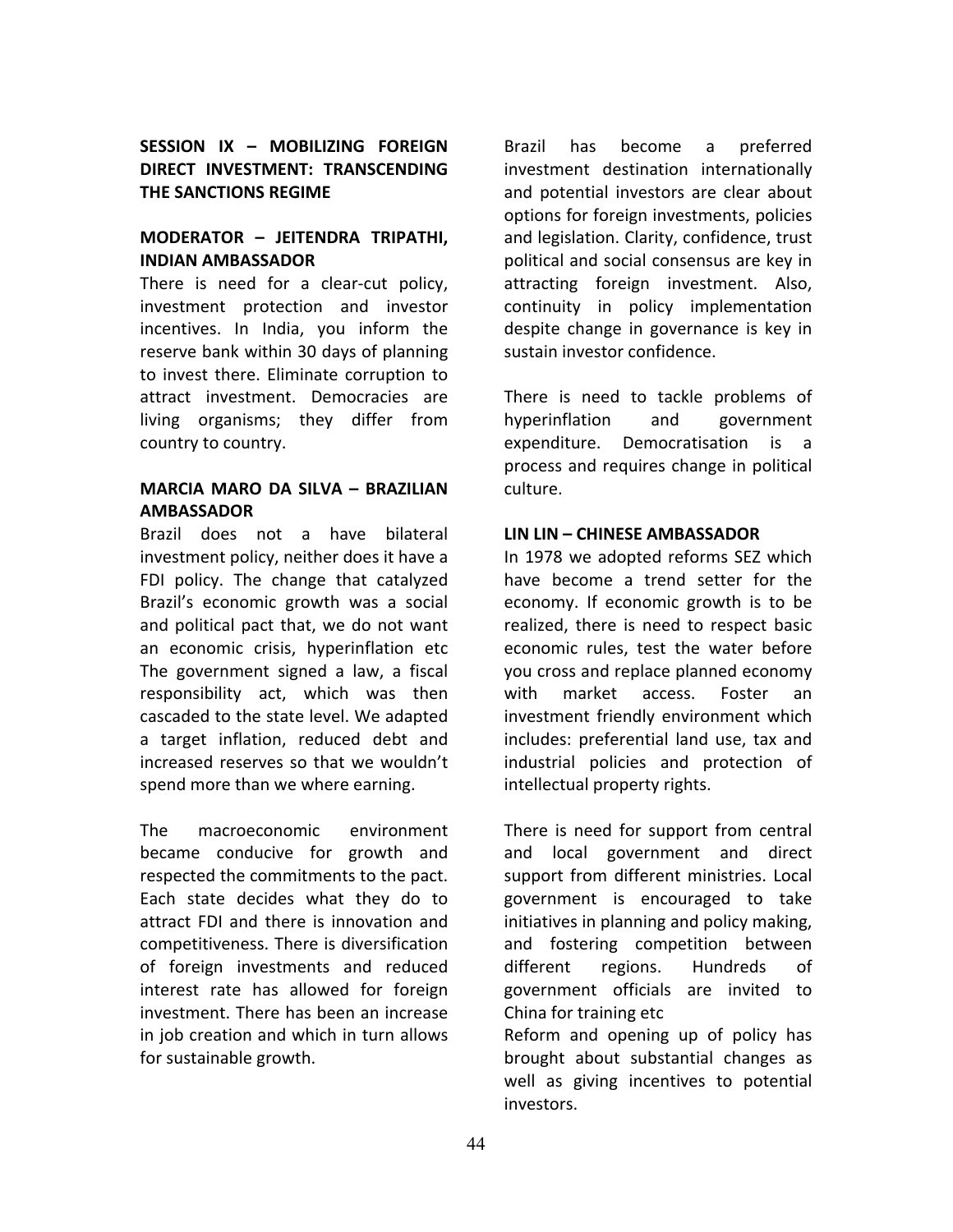## SESSION IX – MOBILIZING FOREIGN DIRECT INVESTMENT: TRANSCENDING THE SANCTIONS REGIME

### MODERATOR – JEITENDRA TRIPATHI, INDIAN AMBASSADOR

There is need for a clear-cut policy, investment protection and investor incentives. In India, you inform the reserve bank within 30 days of planning to invest there. Eliminate corruption to attract investment. Democracies are living organisms; they differ from country to country.

### MARCIA MARO DA SILVA – BRAZILIAN AMBASSADOR

Brazil does not a have bilateral investment policy, neither does it have a FDI policy. The change that catalyzed Brazil's economic growth was a social and political pact that, we do not want an economic crisis, hyperinflation etc The government signed a law, a fiscal responsibility act, which was then cascaded to the state level. We adapted a target inflation, reduced debt and increased reserves so that we wouldn't spend more than we where earning.

The macroeconomic environment became conducive for growth and respected the commitments to the pact. Each state decides what they do to attract FDI and there is innovation and competitiveness. There is diversification of foreign investments and reduced interest rate has allowed for foreign investment. There has been an increase in job creation and which in turn allows for sustainable growth.

Brazil has become a preferred investment destination internationally and potential investors are clear about options for foreign investments, policies and legislation. Clarity, confidence, trust political and social consensus are key in attracting foreign investment. Also, continuity in policy implementation despite change in governance is key in sustain investor confidence.

There is need to tackle problems of hyperinflation and government expenditure. Democratisation is a process and requires change in political culture.

### LIN LIN – CHINESE AMBASSADOR

In 1978 we adopted reforms SEZ which have become a trend setter for the economy. If economic growth is to be realized, there is need to respect basic economic rules, test the water before you cross and replace planned economy with market access. Foster an investment friendly environment which includes: preferential land use, tax and industrial policies and protection of intellectual property rights.

There is need for support from central and local government and direct support from different ministries. Local government is encouraged to take initiatives in planning and policy making, and fostering competition between different regions. Hundreds of government officials are invited to China for training etc

Reform and opening up of policy has brought about substantial changes as well as giving incentives to potential investors.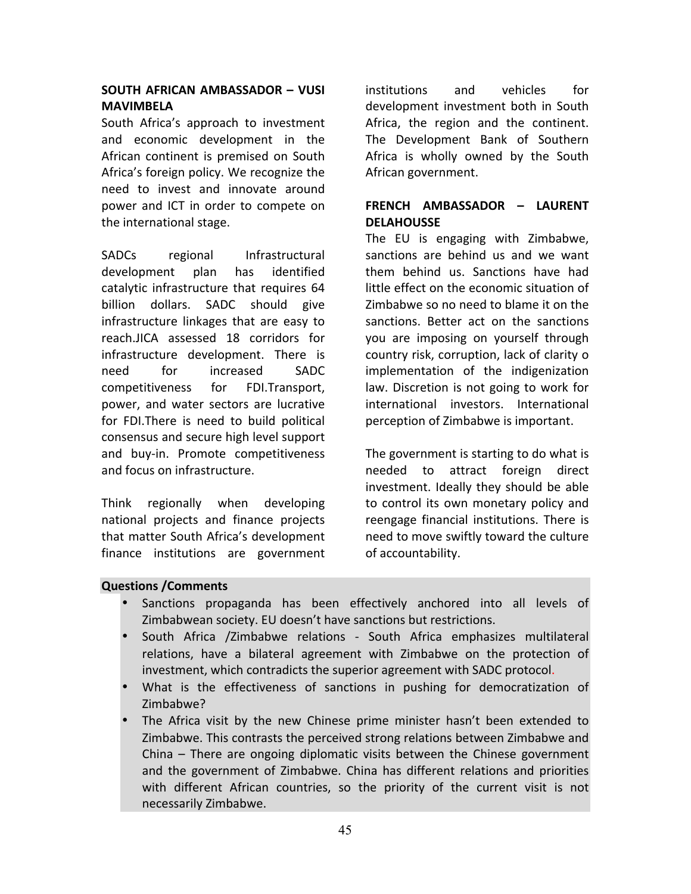**SOUTH AFRICAN AMBASSADOR – VUSI MAVIMBELA**

South Africa's approach to investment and economic development in the African continent is premised on South Africa's foreign policy. We recognize the need to invest and innovate around power and ICT in order to compete on the international stage.

SADCs regional Infrastructural development plan has identified catalytic infrastructure that requires 64 billion dollars. SADC should give infrastructure linkages that are easy to reach.JICA assessed 18 corridors for infrastructure development. There is need for increased SADC competitiveness for FDI.Transport, power, and water sectors are lucrative for FDI.There is need to build political consensus and secure high level support and buy-in. Promote competitiveness and focus on infrastructure.

Think regionally when developing national projects and finance projects that matter South Africa's development finance institutions are government institutions and vehicles for development investment both in South Africa, the region and the continent. The Development Bank of Southern Africa is wholly owned by the South African government.

**FRENCH AMBASSADOR – LAURENT DELAHOUSSE**

The EU is engaging with Zimbabwe, sanctions are behind us and we want them behind us. Sanctions have had little effect on the economic situation of Zimbabwe so no need to blame it on the sanctions. Better act on the sanctions you are imposing on yourself through country risk, corruption, lack of clarity o implementation of the indigenization law. Discretion is not going to work for international investors. International perception of Zimbabwe is important.

The government is starting to do what is needed to attract foreign direct investment. Ideally they should be able to control its own monetary policy and reengage financial institutions. There is need to move swiftly toward the culture of accountability.

**Questions /Comments**

- Sanctions propaganda has been effectively anchored into all levels of Zimbabwean society. EU doesn't have sanctions but restrictions.
- South Africa /Zimbabwe relations - South Africa emphasizes multilateral relations, have a bilateral agreement with Zimbabwe on the protection of investment, which contradicts the superior agreement with SADC protocol.
- What is the effectiveness of sanctions in pushing for democratization of Zimbabwe?
- The Africa visit by the new Chinese prime minister hasn't been extended to Zimbabwe. This contrasts the perceived strong relations between Zimbabwe and China – There are ongoing diplomatic visits between the Chinese government and the government of Zimbabwe. China has different relations and priorities with different African countries, so the priority of the current visit is not necessarily Zimbabwe.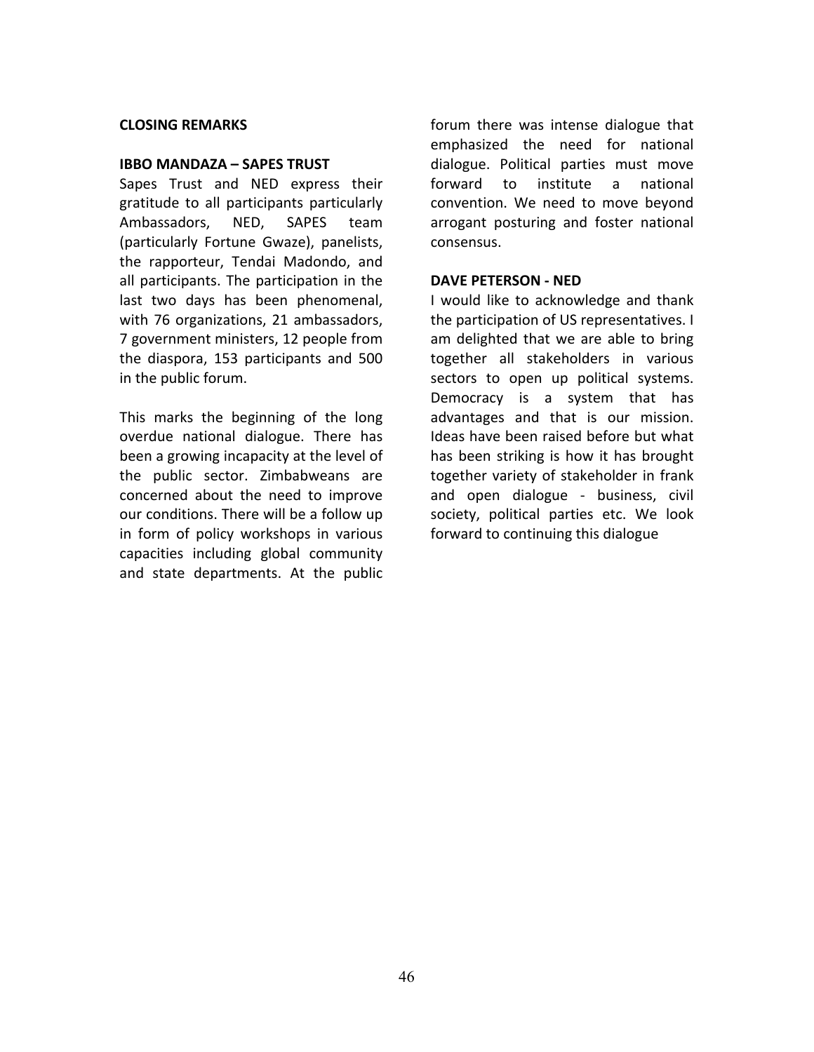## CLOSING REMARKS

### IBBO MANDAZA – SAPES TRUST

Sapes Trust and NED express their gratitude to all participants particularly Ambassadors, NED, SAPES team (particularly Fortune Gwaze), panelists, the rapporteur, Tendai Madondo, and all participants. The participation in the last two days has been phenomenal, with 76 organizations, 21 ambassadors, 7 government ministers, 12 people from the diaspora, 153 participants and 500 in the public forum.

This marks the beginning of the long overdue national dialogue. There has been a growing incapacity at the level of the public sector. Zimbabweans are concerned about the need to improve our conditions. There will be a follow up in form of policy workshops in various capacities including global community and state departments. At the public forum there was intense dialogue that emphasized the need for national dialogue. Political parties must move forward to institute a national convention. We need to move beyond arrogant posturing and foster national consensus.

### DAVE PETERSON - NED

I would like to acknowledge and thank the participation of US representatives. I am delighted that we are able to bring together all stakeholders in various sectors to open up political systems. Democracy is a system that has advantages and that is our mission. Ideas have been raised before but what has been striking is how it has brought together variety of stakeholder in frank and open dialogue - business, civil society, political parties etc. We look forward to continuing this dialogue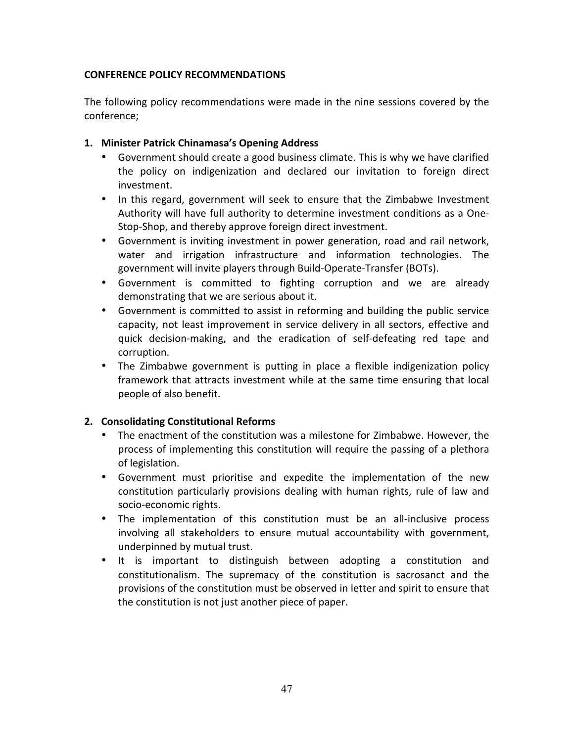**CONFERENCE POLICY RECOMMENDATIONS**

The following policy recommendations were made in the nine sessions covered by the conference;

1. **Minister Patrick Chinamasa's Opening Address**
   - Government should create a good business climate. This is why we have clarified the policy on indigenization and declared our invitation to foreign direct investment.
   - In this regard, government will seek to ensure that the Zimbabwe Investment Authority will have full authority to determine investment conditions as a One-Stop-Shop, and thereby approve foreign direct investment.
   - Government is inviting investment in power generation, road and rail network, water and irrigation infrastructure and information technologies. The government will invite players through Build-Operate-Transfer (BOTs).
   - Government is committed to fighting corruption and we are already demonstrating that we are serious about it.
   - Government is committed to assist in reforming and building the public service capacity, not least improvement in service delivery in all sectors, effective and quick decision-making, and the eradication of self-defeating red tape and corruption.
   - The Zimbabwe government is putting in place a flexible indigenization policy framework that attracts investment while at the same time ensuring that local people of also benefit.

2. **Consolidating Constitutional Reforms**
   - The enactment of the constitution was a milestone for Zimbabwe. However, the process of implementing this constitution will require the passing of a plethora of legislation.
   - Government must prioritise and expedite the implementation of the new constitution particularly provisions dealing with human rights, rule of law and socio-economic rights.
   - The implementation of this constitution must be an all-inclusive process involving all stakeholders to ensure mutual accountability with government, underpinned by mutual trust.
   - It is important to distinguish between adopting a constitution and constitutionalism. The supremacy of the constitution is sacrosanct and the provisions of the constitution must be observed in letter and spirit to ensure that the constitution is not just another piece of paper.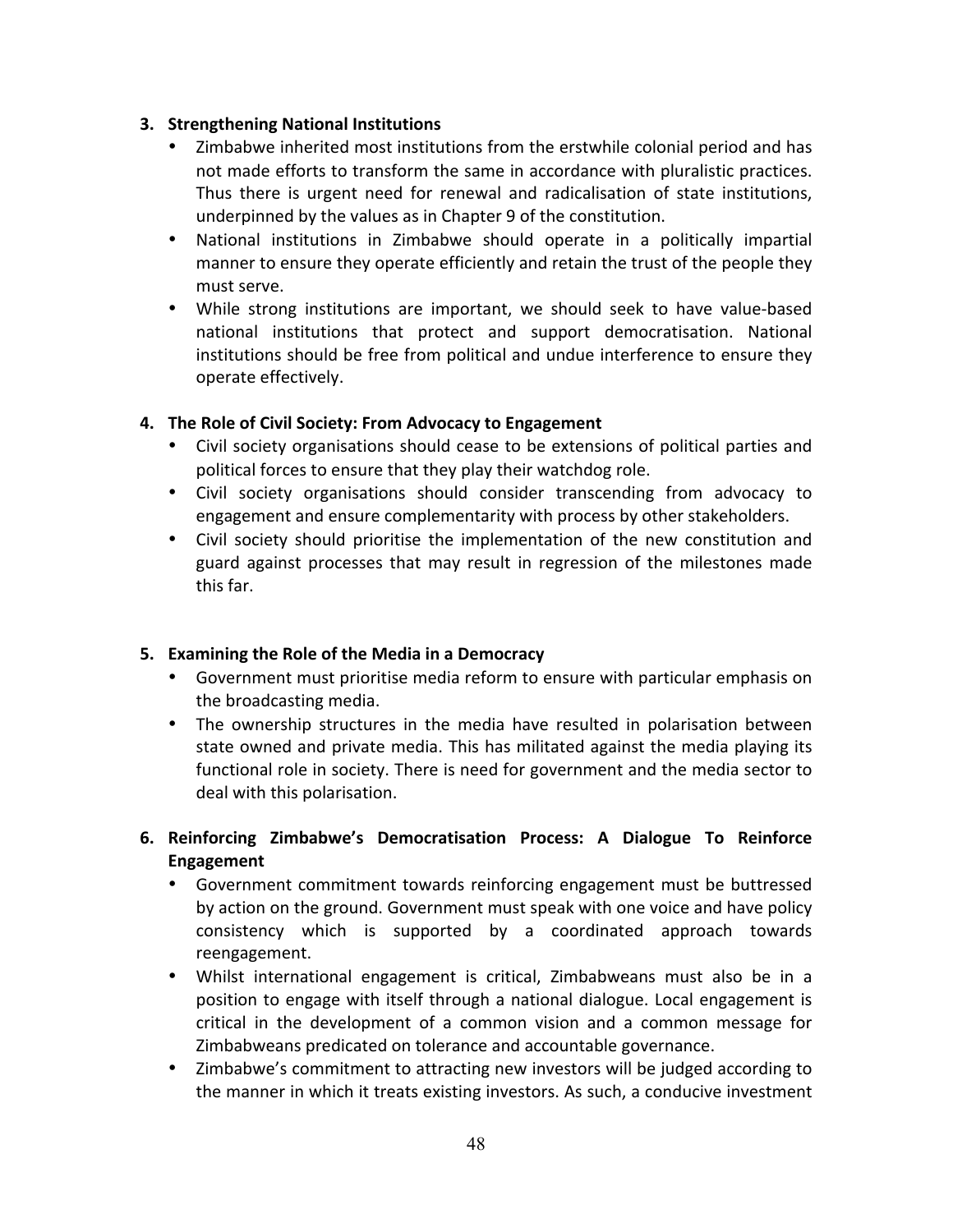3. **Strengthening National Institutions**
   - Zimbabwe inherited most institutions from the erstwhile colonial period and has not made efforts to transform the same in accordance with pluralistic practices. Thus there is urgent need for renewal and radicalisation of state institutions, underpinned by the values as in Chapter 9 of the constitution.
   - National institutions in Zimbabwe should operate in a politically impartial manner to ensure they operate efficiently and retain the trust of the people they must serve.
   - While strong institutions are important, we should seek to have value-based national institutions that protect and support democratisation. National institutions should be free from political and undue interference to ensure they operate effectively.

4. **The Role of Civil Society: From Advocacy to Engagement**
   - Civil society organisations should cease to be extensions of political parties and political forces to ensure that they play their watchdog role.
   - Civil society organisations should consider transcending from advocacy to engagement and ensure complementarity with process by other stakeholders.
   - Civil society should prioritise the implementation of the new constitution and guard against processes that may result in regression of the milestones made this far.

5. **Examining the Role of the Media in a Democracy**
   - Government must prioritise media reform to ensure with particular emphasis on the broadcasting media.
   - The ownership structures in the media have resulted in polarisation between state owned and private media. This has militated against the media playing its functional role in society. There is need for government and the media sector to deal with this polarisation.

6. **Reinforcing Zimbabwe's Democratisation Process: A Dialogue To Reinforce Engagement**
   - Government commitment towards reinforcing engagement must be buttressed by action on the ground. Government must speak with one voice and have policy consistency which is supported by a coordinated approach towards reengagement.
   - Whilst international engagement is critical, Zimbabweans must also be in a position to engage with itself through a national dialogue. Local engagement is critical in the development of a common vision and a common message for Zimbabweans predicated on tolerance and accountable governance.
   - Zimbabwe's commitment to attracting new investors will be judged according to the manner in which it treats existing investors. As such, a conducive investment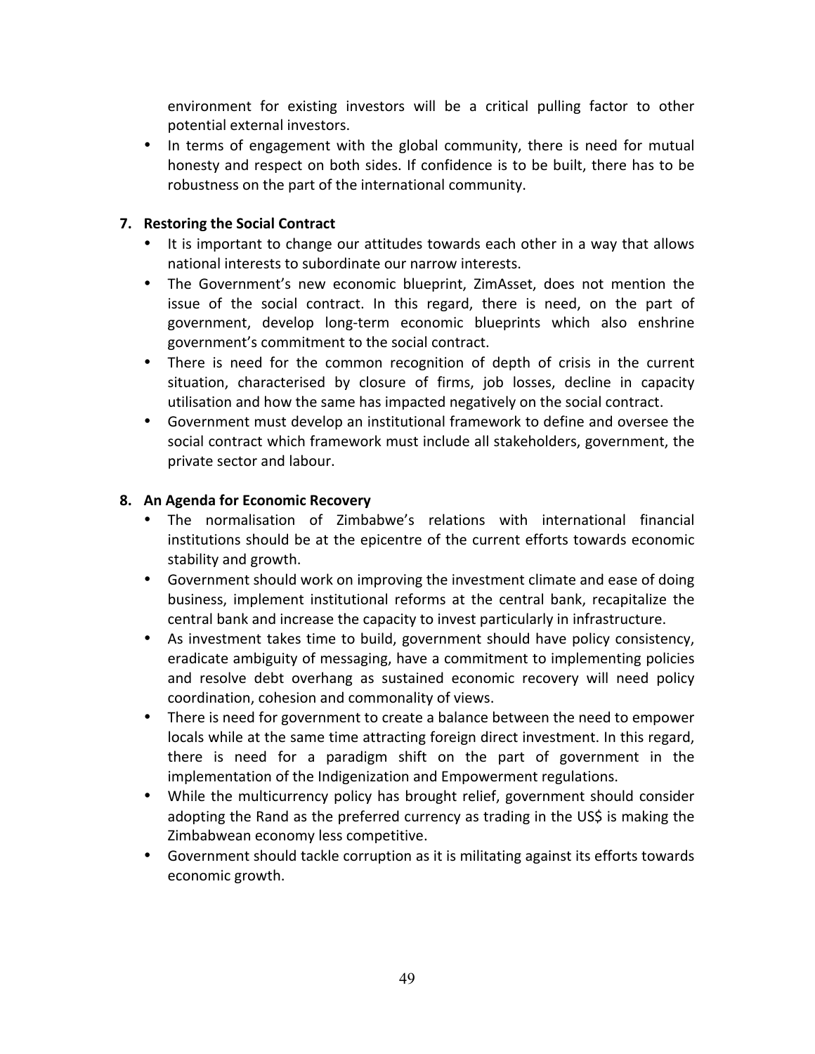environment for existing investors will be a critical pulling factor to other potential external investors.

- In terms of engagement with the global community, there is need for mutual honesty and respect on both sides. If confidence is to be built, there has to be robustness on the part of the international community.

**7. Restoring the Social Contract**

- It is important to change our attitudes towards each other in a way that allows national interests to subordinate our narrow interests.
- The Government's new economic blueprint, ZimAsset, does not mention the issue of the social contract. In this regard, there is need, on the part of government, develop long-term economic blueprints which also enshrine government's commitment to the social contract.
- There is need for the common recognition of depth of crisis in the current situation, characterised by closure of firms, job losses, decline in capacity utilisation and how the same has impacted negatively on the social contract.
- Government must develop an institutional framework to define and oversee the social contract which framework must include all stakeholders, government, the private sector and labour.

**8. An Agenda for Economic Recovery**

- The normalisation of Zimbabwe's relations with international financial institutions should be at the epicentre of the current efforts towards economic stability and growth.
- Government should work on improving the investment climate and ease of doing business, implement institutional reforms at the central bank, recapitalize the central bank and increase the capacity to invest particularly in infrastructure.
- As investment takes time to build, government should have policy consistency, eradicate ambiguity of messaging, have a commitment to implementing policies and resolve debt overhang as sustained economic recovery will need policy coordination, cohesion and commonality of views.
- There is need for government to create a balance between the need to empower locals while at the same time attracting foreign direct investment. In this regard, there is need for a paradigm shift on the part of government in the implementation of the Indigenization and Empowerment regulations.
- While the multicurrency policy has brought relief, government should consider adopting the Rand as the preferred currency as trading in the US$ is making the Zimbabwean economy less competitive.
- Government should tackle corruption as it is militating against its efforts towards economic growth.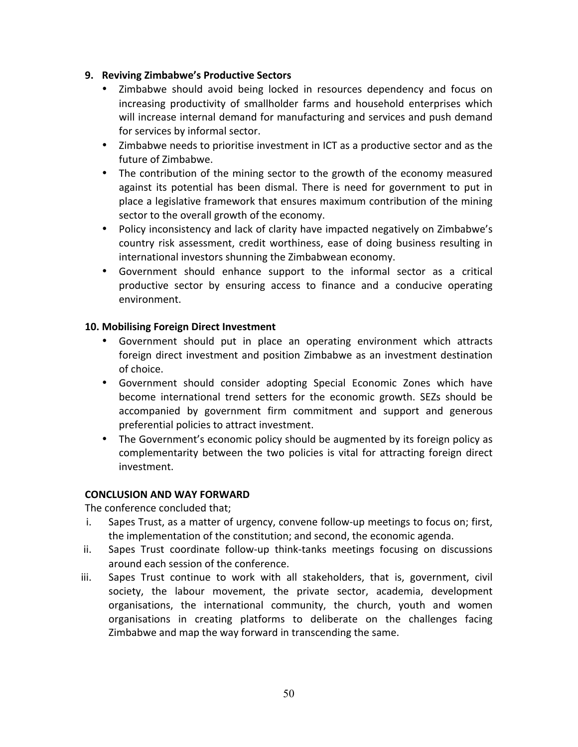**9. Reviving Zimbabwe's Productive Sectors**

- Zimbabwe should avoid being locked in resources dependency and focus on increasing productivity of smallholder farms and household enterprises which will increase internal demand for manufacturing and services and push demand for services by informal sector.
- Zimbabwe needs to prioritise investment in ICT as a productive sector and as the future of Zimbabwe.
- The contribution of the mining sector to the growth of the economy measured against its potential has been dismal. There is need for government to put in place a legislative framework that ensures maximum contribution of the mining sector to the overall growth of the economy.
- Policy inconsistency and lack of clarity have impacted negatively on Zimbabwe's country risk assessment, credit worthiness, ease of doing business resulting in international investors shunning the Zimbabwean economy.
- Government should enhance support to the informal sector as a critical productive sector by ensuring access to finance and a conducive operating environment.

**10. Mobilising Foreign Direct Investment**

- Government should put in place an operating environment which attracts foreign direct investment and position Zimbabwe as an investment destination of choice.
- Government should consider adopting Special Economic Zones which have become international trend setters for the economic growth. SEZs should be accompanied by government firm commitment and support and generous preferential policies to attract investment.
- The Government's economic policy should be augmented by its foreign policy as complementarity between the two policies is vital for attracting foreign direct investment.

**CONCLUSION AND WAY FORWARD**

The conference concluded that;

i. Sapes Trust, as a matter of urgency, convene follow-up meetings to focus on; first, the implementation of the constitution; and second, the economic agenda.

ii. Sapes Trust coordinate follow-up think-tanks meetings focusing on discussions around each session of the conference.

iii. Sapes Trust continue to work with all stakeholders, that is, government, civil society, the labour movement, the private sector, academia, development organisations, the international community, the church, youth and women organisations in creating platforms to deliberate on the challenges facing Zimbabwe and map the way forward in transcending the same.